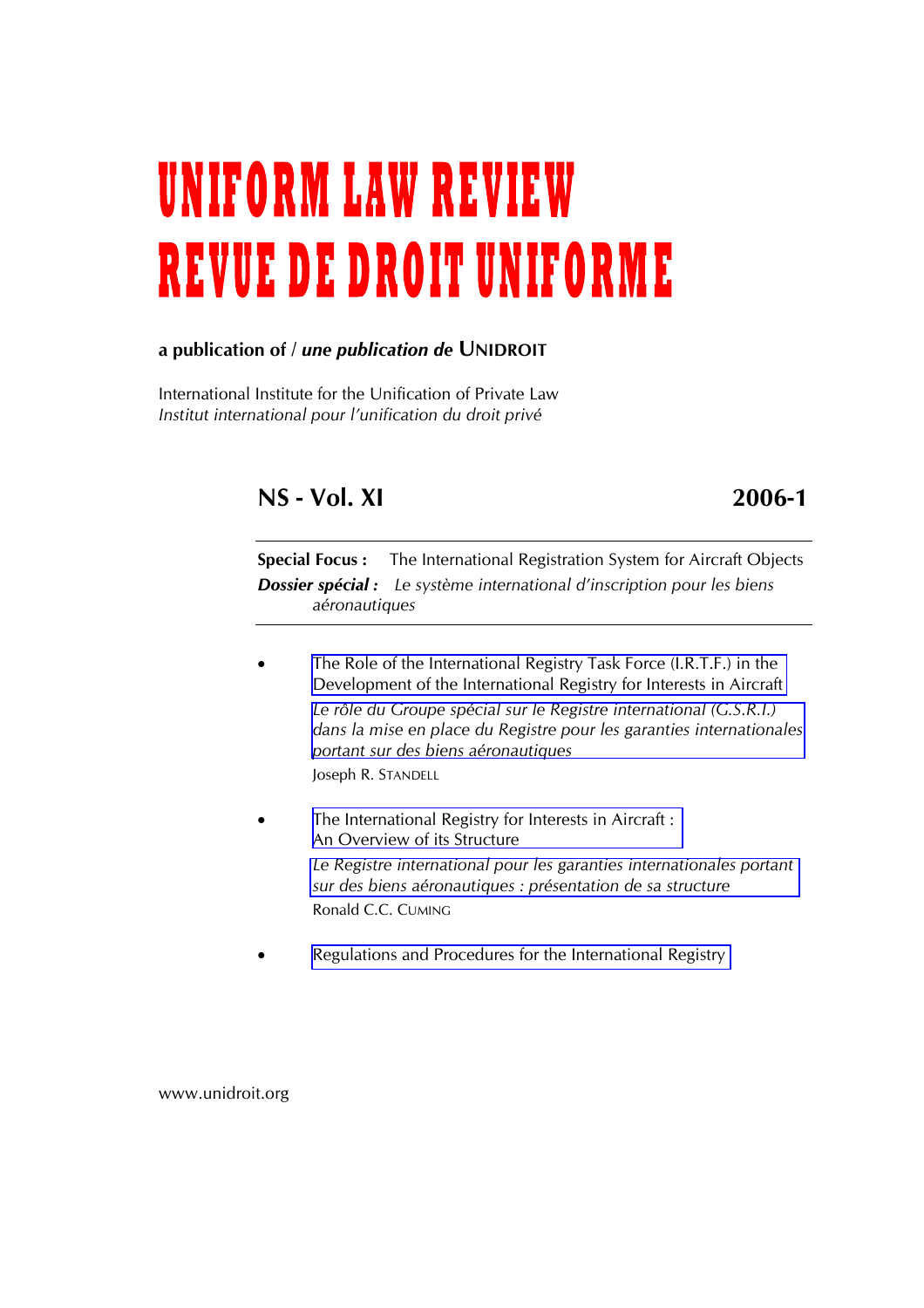# UNIFORM LAW REVIEW
# REVUE DE DROIT UNIFORME

**a publication of** / ***une publication de*** **UNIDROIT**

International Institute for the Unification of Private Law
*Institut international pour l'unification du droit privé*

## NS - Vol. XI 2006-1

**Special Focus :** The International Registration System for Aircraft Objects
***Dossier spécial :*** *Le système international d'inscription pour les biens aéronautiques*

- The Role of the International Registry Task Force (I.R.T.F.) in the Development of the International Registry for Interests in Aircraft
  *Le rôle du Groupe spécial sur le Registre international (G.S.R.I.) dans la mise en place du Registre pour les garanties internationales portant sur des biens aéronautiques*
  Joseph R. STANDELL

- The International Registry for Interests in Aircraft : An Overview of its Structure
  *Le Registre international pour les garanties internationales portant sur des biens aéronautiques : présentation de sa structure*
  Ronald C.C. CUMING

- Regulations and Procedures for the International Registry

www.unidroit.org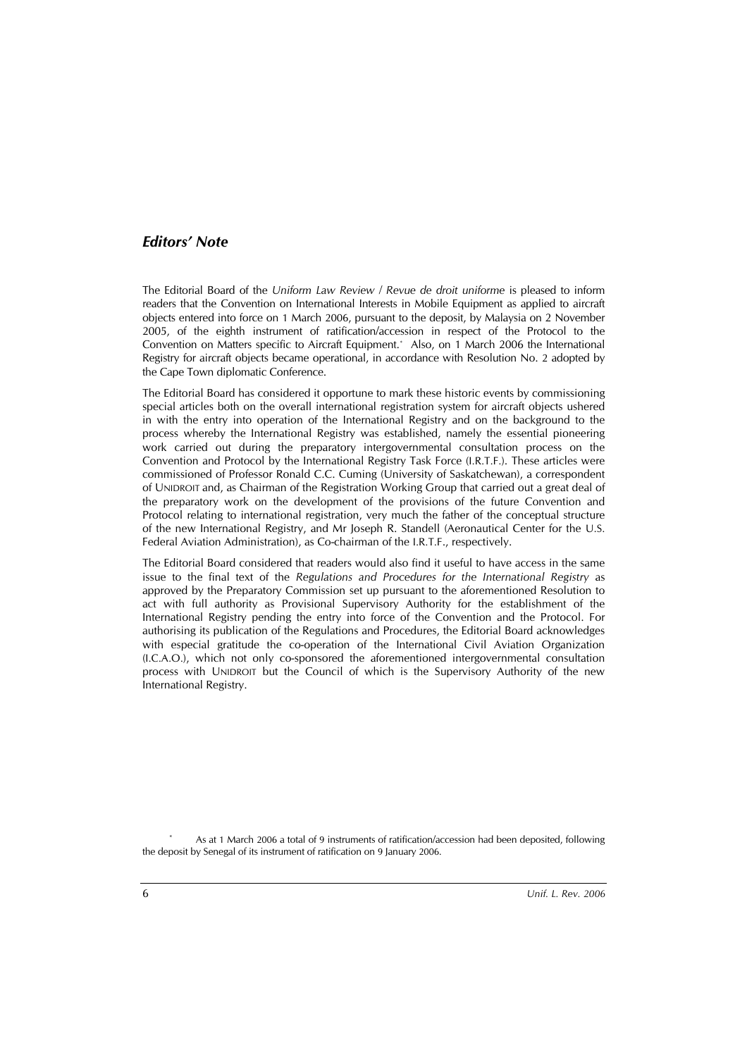## *Editors' Note*

The Editorial Board of the *Uniform Law Review* / *Revue de droit uniforme* is pleased to inform readers that the Convention on International Interests in Mobile Equipment as applied to aircraft objects entered into force on 1 March 2006, pursuant to the deposit, by Malaysia on 2 November 2005, of the eighth instrument of ratification/accession in respect of the Protocol to the Convention on Matters specific to Aircraft Equipment.* Also, on 1 March 2006 the International Registry for aircraft objects became operational, in accordance with Resolution No. 2 adopted by the Cape Town diplomatic Conference.

The Editorial Board has considered it opportune to mark these historic events by commissioning special articles both on the overall international registration system for aircraft objects ushered in with the entry into operation of the International Registry and on the background to the process whereby the International Registry was established, namely the essential pioneering work carried out during the preparatory intergovernmental consultation process on the Convention and Protocol by the International Registry Task Force (I.R.T.F.). These articles were commissioned of Professor Ronald C.C. Cuming (University of Saskatchewan), a correspondent of UNIDROIT and, as Chairman of the Registration Working Group that carried out a great deal of the preparatory work on the development of the provisions of the future Convention and Protocol relating to international registration, very much the father of the conceptual structure of the new International Registry, and Mr Joseph R. Standell (Aeronautical Center for the U.S. Federal Aviation Administration), as Co-chairman of the I.R.T.F., respectively.

The Editorial Board considered that readers would also find it useful to have access in the same issue to the final text of the *Regulations and Procedures for the International Registry* as approved by the Preparatory Commission set up pursuant to the aforementioned Resolution to act with full authority as Provisional Supervisory Authority for the establishment of the International Registry pending the entry into force of the Convention and the Protocol. For authorising its publication of the Regulations and Procedures, the Editorial Board acknowledges with especial gratitude the co-operation of the International Civil Aviation Organization (I.C.A.O.), which not only co-sponsored the aforementioned intergovernmental consultation process with UNIDROIT but the Council of which is the Supervisory Authority of the new International Registry.

\* As at 1 March 2006 a total of 9 instruments of ratification/accession had been deposited, following the deposit by Senegal of its instrument of ratification on 9 January 2006.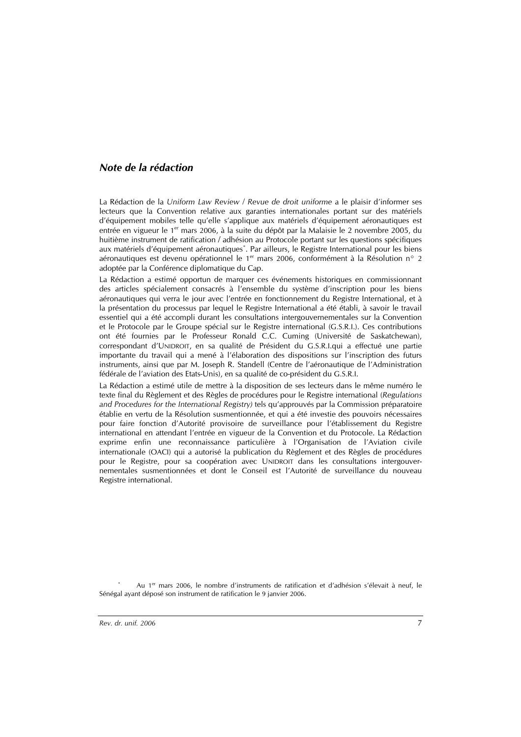## *Note de la rédaction*

La Rédaction de la *Uniform Law Review* / *Revue de droit uniforme* a le plaisir d'informer ses lecteurs que la Convention relative aux garanties internationales portant sur des matériels d'équipement mobiles telle qu'elle s'applique aux matériels d'équipement aéronautiques est entrée en vigueur le 1er mars 2006, à la suite du dépôt par la Malaisie le 2 novembre 2005, du huitième instrument de ratification / adhésion au Protocole portant sur les questions spécifiques aux matériels d'équipement aéronautiques*. Par ailleurs, le Registre International pour les biens aéronautiques est devenu opérationnel le 1er mars 2006, conformément à la Résolution n° 2 adoptée par la Conférence diplomatique du Cap.

La Rédaction a estimé opportun de marquer ces événements historiques en commissionnant des articles spécialement consacrés à l'ensemble du système d'inscription pour les biens aéronautiques qui verra le jour avec l'entrée en fonctionnement du Registre International, et à la présentation du processus par lequel le Registre International a été établi, à savoir le travail essentiel qui a été accompli durant les consultations intergouvernementales sur la Convention et le Protocole par le Groupe spécial sur le Registre international (G.S.R.I.). Ces contributions ont été fournies par le Professeur Ronald C.C. Cuming (Université de Saskatchewan), correspondant d'UNIDROIT, en sa qualité de Président du G.S.R.I.qui a effectué une partie importante du travail qui a mené à l'élaboration des dispositions sur l'inscription des futurs instruments, ainsi que par M. Joseph R. Standell (Centre de l'aéronautique de l'Administration fédérale de l'aviation des Etats-Unis), en sa qualité de co-président du G.S.R.I.

La Rédaction a estimé utile de mettre à la disposition de ses lecteurs dans le même numéro le texte final du Règlement et des Règles de procédures pour le Registre international (*Regulations and Procedures for the International Registry)* tels qu'approuvés par la Commission préparatoire établie en vertu de la Résolution susmentionnée, et qui a été investie des pouvoirs nécessaires pour faire fonction d'Autorité provisoire de surveillance pour l'établissement du Registre international en attendant l'entrée en vigueur de la Convention et du Protocole. La Rédaction exprime enfin une reconnaissance particulière à l'Organisation de l'Aviation civile internationale (OACI) qui a autorisé la publication du Règlement et des Règles de procédures pour le Registre, pour sa coopération avec UNIDROIT dans les consultations intergouvernementales susmentionnées et dont le Conseil est l'Autorité de surveillance du nouveau Registre international.

---

\* Au 1er mars 2006, le nombre d'instruments de ratification et d'adhésion s'élevait à neuf, le Sénégal ayant déposé son instrument de ratification le 9 janvier 2006.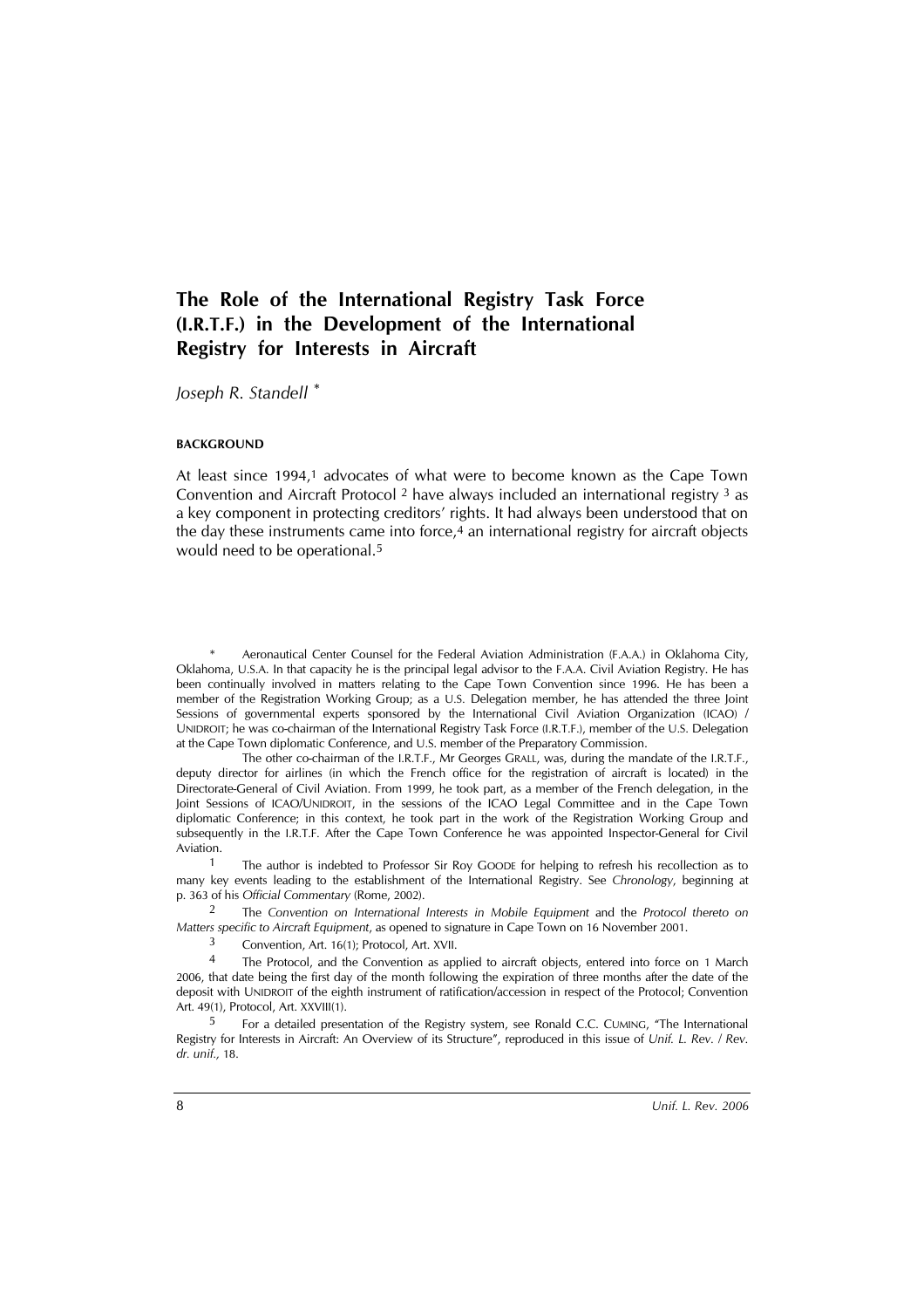# The Role of the International Registry Task Force (I.R.T.F.) in the Development of the International Registry for Interests in Aircraft

*Joseph R. Standell* *

**BACKGROUND**

At least since 1994,[1] advocates of what were to become known as the Cape Town Convention and Aircraft Protocol [2] have always included an international registry [3] as a key component in protecting creditors' rights. It had always been understood that on the day these instruments came into force,[4] an international registry for aircraft objects would need to be operational.[5]

---

\* Aeronautical Center Counsel for the Federal Aviation Administration (F.A.A.) in Oklahoma City, Oklahoma, U.S.A. In that capacity he is the principal legal advisor to the F.A.A. Civil Aviation Registry. He has been continually involved in matters relating to the Cape Town Convention since 1996. He has been a member of the Registration Working Group; as a U.S. Delegation member, he has attended the three Joint Sessions of governmental experts sponsored by the International Civil Aviation Organization (ICAO) / UNIDROIT; he was co-chairman of the International Registry Task Force (I.R.T.F.), member of the U.S. Delegation at the Cape Town diplomatic Conference, and U.S. member of the Preparatory Commission.

The other co-chairman of the I.R.T.F., Mr Georges GRALL, was, during the mandate of the I.R.T.F., deputy director for airlines (in which the French office for the registration of aircraft is located) in the Directorate-General of Civil Aviation. From 1999, he took part, as a member of the French delegation, in the Joint Sessions of ICAO/UNIDROIT, in the sessions of the ICAO Legal Committee and in the Cape Town diplomatic Conference; in this context, he took part in the work of the Registration Working Group and subsequently in the I.R.T.F. After the Cape Town Conference he was appointed Inspector-General for Civil Aviation.

1 The author is indebted to Professor Sir Roy GOODE for helping to refresh his recollection as to many key events leading to the establishment of the International Registry. See *Chronology*, beginning at p. 363 of his *Official Commentary* (Rome, 2002).

2 The *Convention on International Interests in Mobile Equipment* and the *Protocol thereto on Matters specific to Aircraft Equipment*, as opened to signature in Cape Town on 16 November 2001.

3 Convention, Art. 16(1); Protocol, Art. XVII.

4 The Protocol, and the Convention as applied to aircraft objects, entered into force on 1 March 2006, that date being the first day of the month following the expiration of three months after the date of the deposit with UNIDROIT of the eighth instrument of ratification/accession in respect of the Protocol; Convention Art. 49(1), Protocol, Art. XXVIII(1).

5 For a detailed presentation of the Registry system, see Ronald C.C. CUMING, "The International Registry for Interests in Aircraft: An Overview of its Structure", reproduced in this issue of *Unif. L. Rev. / Rev. dr. unif.*, 18.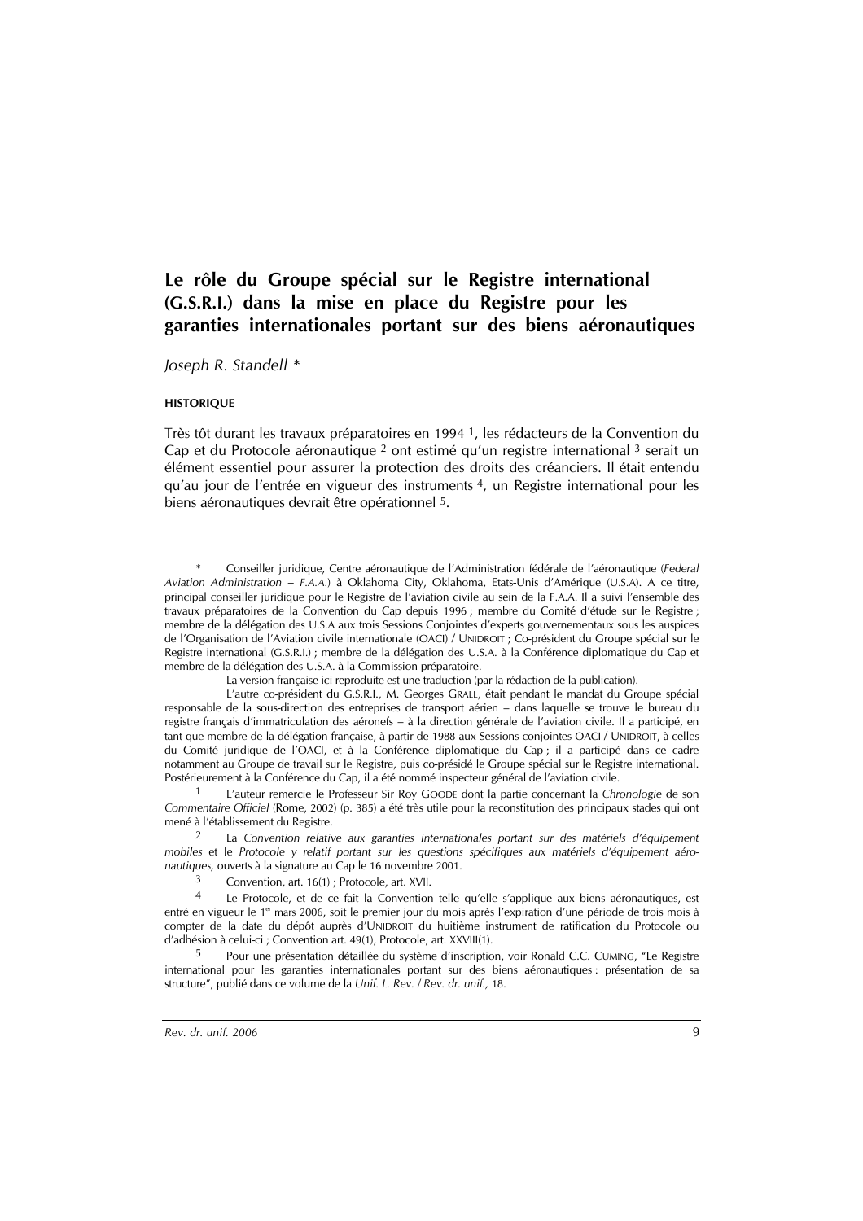# Le rôle du Groupe spécial sur le Registre international (G.S.R.I.) dans la mise en place du Registre pour les garanties internationales portant sur des biens aéronautiques

*Joseph R. Standell \**

## HISTORIQUE

Très tôt durant les travaux préparatoires en 1994 [1], les rédacteurs de la Convention du Cap et du Protocole aéronautique [2] ont estimé qu'un registre international [3] serait un élément essentiel pour assurer la protection des droits des créanciers. Il était entendu qu'au jour de l'entrée en vigueur des instruments [4], un Registre international pour les biens aéronautiques devrait être opérationnel [5].

---

\* Conseiller juridique, Centre aéronautique de l'Administration fédérale de l'aéronautique (*Federal Aviation Administration – F.A.A.*) à Oklahoma City, Oklahoma, Etats-Unis d'Amérique (U.S.A). A ce titre, principal conseiller juridique pour le Registre de l'aviation civile au sein de la F.A.A. Il a suivi l'ensemble des travaux préparatoires de la Convention du Cap depuis 1996 ; membre du Comité d'étude sur le Registre ; membre de la délégation des U.S.A aux trois Sessions Conjointes d'experts gouvernementaux sous les auspices de l'Organisation de l'Aviation civile internationale (OACI) / UNIDROIT ; Co-président du Groupe spécial sur le Registre international (G.S.R.I.) ; membre de la délégation des U.S.A. à la Conférence diplomatique du Cap et membre de la délégation des U.S.A. à la Commission préparatoire.

La version française ici reproduite est une traduction (par la rédaction de la publication).

L'autre co-président du G.S.R.I., M. Georges GRALL, était pendant le mandat du Groupe spécial responsable de la sous-direction des entreprises de transport aérien – dans laquelle se trouve le bureau du registre français d'immatriculation des aéronefs – à la direction générale de l'aviation civile. Il a participé, en tant que membre de la délégation française, à partir de 1988 aux Sessions conjointes OACI / UNIDROIT, à celles du Comité juridique de l'OACI, et à la Conférence diplomatique du Cap ; il a participé dans ce cadre notamment au Groupe de travail sur le Registre, puis co-présidé le Groupe spécial sur le Registre international. Postérieurement à la Conférence du Cap, il a été nommé inspecteur général de l'aviation civile.

1 L'auteur remercie le Professeur Sir Roy GOODE dont la partie concernant la *Chronologie* de son *Commentaire Officiel* (Rome, 2002) (p. 385) a été très utile pour la reconstitution des principaux stades qui ont mené à l'établissement du Registre.

2 La *Convention relative aux garanties internationales portant sur des matériels d'équipement mobiles* et le *Protocole y relatif portant sur les questions spécifiques aux matériels d'équipement aéronautiques,* ouverts à la signature au Cap le 16 novembre 2001.

3 Convention, art. 16(1) ; Protocole, art. XVII.

4 Le Protocole, et de ce fait la Convention telle qu'elle s'applique aux biens aéronautiques, est entré en vigueur le 1er mars 2006, soit le premier jour du mois après l'expiration d'une période de trois mois à compter de la date du dépôt auprès d'UNIDROIT du huitième instrument de ratification du Protocole ou d'adhésion à celui-ci ; Convention art. 49(1), Protocole, art. XXVIII(1).

5 Pour une présentation détaillée du système d'inscription, voir Ronald C.C. CUMING, "Le Registre international pour les garanties internationales portant sur des biens aéronautiques : présentation de sa structure", publié dans ce volume de la *Unif. L. Rev. / Rev. dr. unif.,* 18.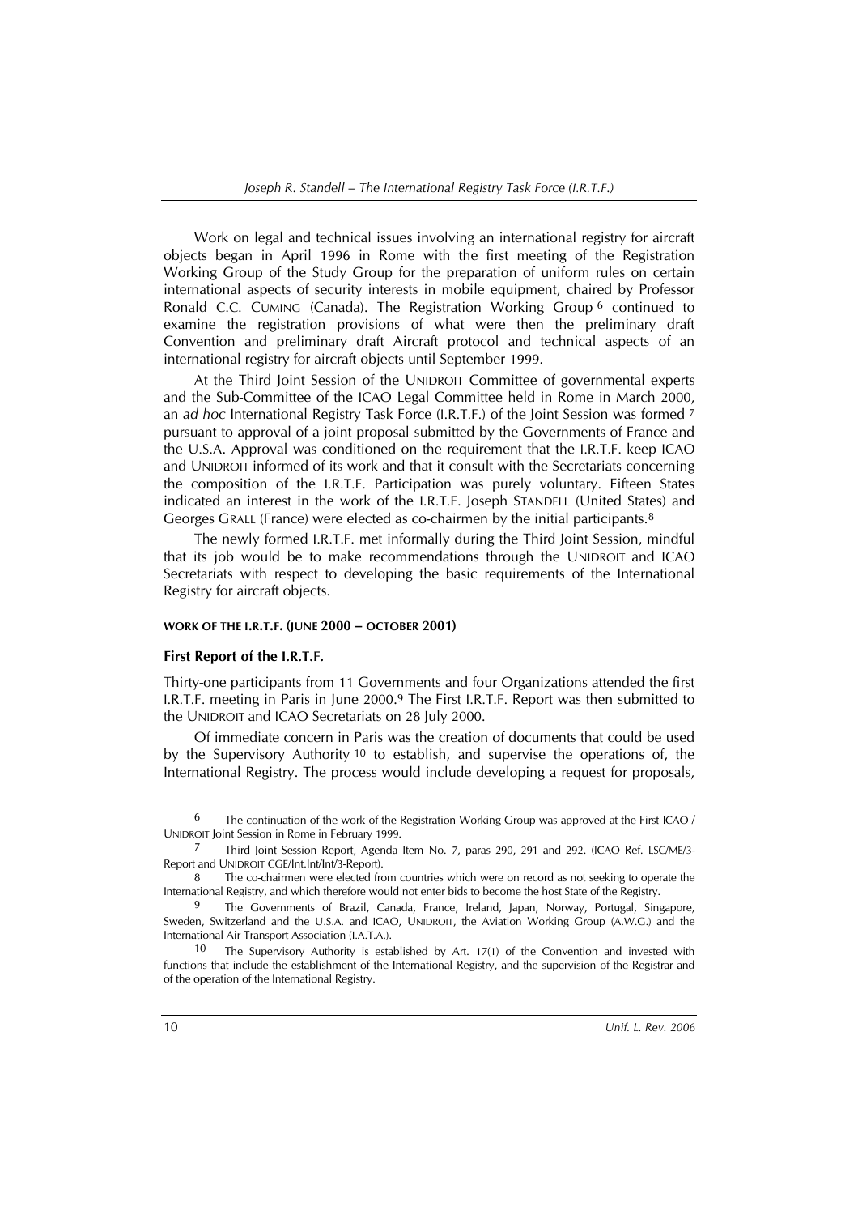Work on legal and technical issues involving an international registry for aircraft objects began in April 1996 in Rome with the first meeting of the Registration Working Group of the Study Group for the preparation of uniform rules on certain international aspects of security interests in mobile equipment, chaired by Professor Ronald C.C. CUMING (Canada). The Registration Working Group [6] continued to examine the registration provisions of what were then the preliminary draft Convention and preliminary draft Aircraft protocol and technical aspects of an international registry for aircraft objects until September 1999.

At the Third Joint Session of the UNIDROIT Committee of governmental experts and the Sub-Committee of the ICAO Legal Committee held in Rome in March 2000, an *ad hoc* International Registry Task Force (I.R.T.F.) of the Joint Session was formed [7] pursuant to approval of a joint proposal submitted by the Governments of France and the U.S.A. Approval was conditioned on the requirement that the I.R.T.F. keep ICAO and UNIDROIT informed of its work and that it consult with the Secretariats concerning the composition of the I.R.T.F. Participation was purely voluntary. Fifteen States indicated an interest in the work of the I.R.T.F. Joseph STANDELL (United States) and Georges GRALL (France) were elected as co-chairmen by the initial participants.[8]

The newly formed I.R.T.F. met informally during the Third Joint Session, mindful that its job would be to make recommendations through the UNIDROIT and ICAO Secretariats with respect to developing the basic requirements of the International Registry for aircraft objects.

#### WORK OF THE I.R.T.F. (JUNE 2000 – OCTOBER 2001)

### First Report of the I.R.T.F.

Thirty-one participants from 11 Governments and four Organizations attended the first I.R.T.F. meeting in Paris in June 2000.[9] The First I.R.T.F. Report was then submitted to the UNIDROIT and ICAO Secretariats on 28 July 2000.

Of immediate concern in Paris was the creation of documents that could be used by the Supervisory Authority [10] to establish, and supervise the operations of, the International Registry. The process would include developing a request for proposals,

---

6 The continuation of the work of the Registration Working Group was approved at the First ICAO / UNIDROIT Joint Session in Rome in February 1999.

7 Third Joint Session Report, Agenda Item No. 7, paras 290, 291 and 292. (ICAO Ref. LSC/ME/3-Report and UNIDROIT CGE/Int.Int/Int/3-Report).

8 The co-chairmen were elected from countries which were on record as not seeking to operate the International Registry, and which therefore would not enter bids to become the host State of the Registry.

9 The Governments of Brazil, Canada, France, Ireland, Japan, Norway, Portugal, Singapore, Sweden, Switzerland and the U.S.A. and ICAO, UNIDROIT, the Aviation Working Group (A.W.G.) and the International Air Transport Association (I.A.T.A.).

10 The Supervisory Authority is established by Art. 17(1) of the Convention and invested with functions that include the establishment of the International Registry, and the supervision of the Registrar and of the operation of the International Registry.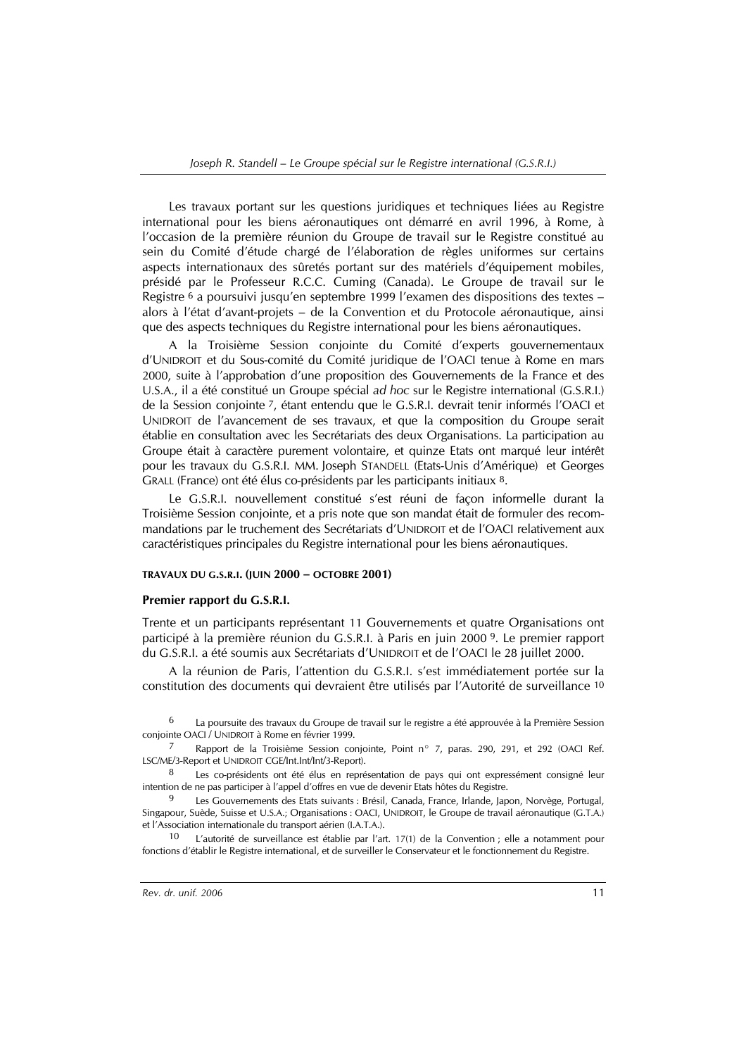Les travaux portant sur les questions juridiques et techniques liées au Registre international pour les biens aéronautiques ont démarré en avril 1996, à Rome, à l'occasion de la première réunion du Groupe de travail sur le Registre constitué au sein du Comité d'étude chargé de l'élaboration de règles uniformes sur certains aspects internationaux des sûretés portant sur des matériels d'équipement mobiles, présidé par le Professeur R.C.C. Cuming (Canada). Le Groupe de travail sur le Registre [6] a poursuivi jusqu'en septembre 1999 l'examen des dispositions des textes – alors à l'état d'avant-projets – de la Convention et du Protocole aéronautique, ainsi que des aspects techniques du Registre international pour les biens aéronautiques.

A la Troisième Session conjointe du Comité d'experts gouvernementaux d'UNIDROIT et du Sous-comité du Comité juridique de l'OACI tenue à Rome en mars 2000, suite à l'approbation d'une proposition des Gouvernements de la France et des U.S.A., il a été constitué un Groupe spécial *ad hoc* sur le Registre international (G.S.R.I.) de la Session conjointe [7], étant entendu que le G.S.R.I. devrait tenir informés l'OACI et UNIDROIT de l'avancement de ses travaux, et que la composition du Groupe serait établie en consultation avec les Secrétariats des deux Organisations. La participation au Groupe était à caractère purement volontaire, et quinze Etats ont marqué leur intérêt pour les travaux du G.S.R.I. MM. Joseph STANDELL (Etats-Unis d'Amérique) et Georges GRALL (France) ont été élus co-présidents par les participants initiaux [8].

Le G.S.R.I. nouvellement constitué s'est réuni de façon informelle durant la Troisième Session conjointe, et a pris note que son mandat était de formuler des recommandations par le truchement des Secrétariats d'UNIDROIT et de l'OACI relativement aux caractéristiques principales du Registre international pour les biens aéronautiques.

#### TRAVAUX DU G.S.R.I. (JUIN 2000 – OCTOBRE 2001)

**Premier rapport du G.S.R.I.**

Trente et un participants représentant 11 Gouvernements et quatre Organisations ont participé à la première réunion du G.S.R.I. à Paris en juin 2000 [9]. Le premier rapport du G.S.R.I. a été soumis aux Secrétariats d'UNIDROIT et de l'OACI le 28 juillet 2000.

A la réunion de Paris, l'attention du G.S.R.I. s'est immédiatement portée sur la constitution des documents qui devraient être utilisés par l'Autorité de surveillance [10]

---

6 La poursuite des travaux du Groupe de travail sur le registre a été approuvée à la Première Session conjointe OACI / UNIDROIT à Rome en février 1999.

7 Rapport de la Troisième Session conjointe, Point n° 7, paras. 290, 291, et 292 (OACI Ref. LSC/ME/3-Report et UNIDROIT CGE/Int.Int/Int/3-Report).

8 Les co-présidents ont été élus en représentation de pays qui ont expressément consigné leur intention de ne pas participer à l'appel d'offres en vue de devenir Etats hôtes du Registre.

9 Les Gouvernements des Etats suivants : Brésil, Canada, France, Irlande, Japon, Norvège, Portugal, Singapour, Suède, Suisse et U.S.A.; Organisations : OACI, UNIDROIT, le Groupe de travail aéronautique (G.T.A.) et l'Association internationale du transport aérien (I.A.T.A.).

10 L'autorité de surveillance est établie par l'art. 17(1) de la Convention ; elle a notamment pour fonctions d'établir le Registre international, et de surveiller le Conservateur et le fonctionnement du Registre.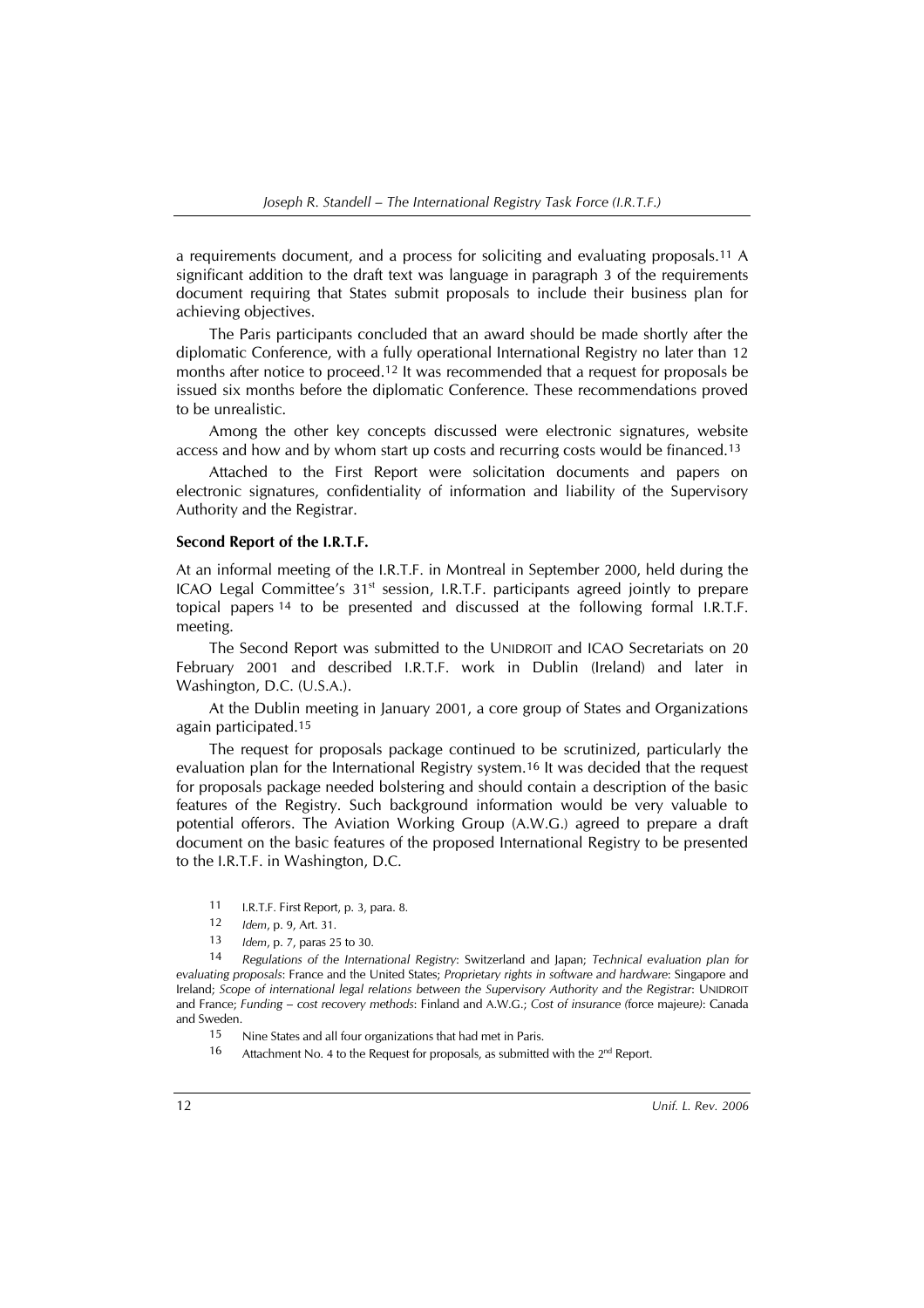a requirements document, and a process for soliciting and evaluating proposals.[11] A significant addition to the draft text was language in paragraph 3 of the requirements document requiring that States submit proposals to include their business plan for achieving objectives.

The Paris participants concluded that an award should be made shortly after the diplomatic Conference, with a fully operational International Registry no later than 12 months after notice to proceed.[12] It was recommended that a request for proposals be issued six months before the diplomatic Conference. These recommendations proved to be unrealistic.

Among the other key concepts discussed were electronic signatures, website access and how and by whom start up costs and recurring costs would be financed.[13]

Attached to the First Report were solicitation documents and papers on electronic signatures, confidentiality of information and liability of the Supervisory Authority and the Registrar.

**Second Report of the I.R.T.F.**

At an informal meeting of the I.R.T.F. in Montreal in September 2000, held during the ICAO Legal Committee's 31st session, I.R.T.F. participants agreed jointly to prepare topical papers [14] to be presented and discussed at the following formal I.R.T.F. meeting.

The Second Report was submitted to the UNIDROIT and ICAO Secretariats on 20 February 2001 and described I.R.T.F. work in Dublin (Ireland) and later in Washington, D.C. (U.S.A.).

At the Dublin meeting in January 2001, a core group of States and Organizations again participated.[15]

The request for proposals package continued to be scrutinized, particularly the evaluation plan for the International Registry system.[16] It was decided that the request for proposals package needed bolstering and should contain a description of the basic features of the Registry. Such background information would be very valuable to potential offerors. The Aviation Working Group (A.W.G.) agreed to prepare a draft document on the basic features of the proposed International Registry to be presented to the I.R.T.F. in Washington, D.C.

11 I.R.T.F. First Report, p. 3, para. 8.

12 *Idem*, p. 9, Art. 31.

13 *Idem*, p. 7, paras 25 to 30.

14 *Regulations of the International Registry*: Switzerland and Japan; *Technical evaluation plan for evaluating proposals*: France and the United States; *Proprietary rights in software and hardware*: Singapore and Ireland; *Scope of international legal relations between the Supervisory Authority and the Registrar*: UNIDROIT and France; *Funding – cost recovery methods*: Finland and A.W.G.; *Cost of insurance (*force majeure*)*: Canada and Sweden.

15 Nine States and all four organizations that had met in Paris.

16 Attachment No. 4 to the Request for proposals, as submitted with the 2nd Report.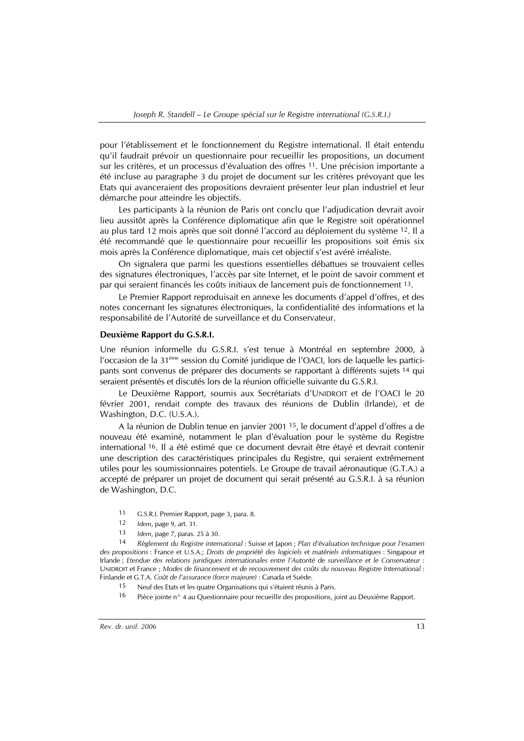pour l'établissement et le fonctionnement du Registre international. Il était entendu qu'il faudrait prévoir un questionnaire pour recueillir les propositions, un document sur les critères, et un processus d'évaluation des offres [11]. Une précision importante a été incluse au paragraphe 3 du projet de document sur les critères prévoyant que les Etats qui avanceraient des propositions devraient présenter leur plan industriel et leur démarche pour atteindre les objectifs.

Les participants à la réunion de Paris ont conclu que l'adjudication devrait avoir lieu aussitôt après la Conférence diplomatique afin que le Registre soit opérationnel au plus tard 12 mois après que soit donné l'accord au déploiement du système [12]. Il a été recommandé que le questionnaire pour recueillir les propositions soit émis six mois après la Conférence diplomatique, mais cet objectif s'est avéré irréaliste.

On signalera que parmi les questions essentielles débattues se trouvaient celles des signatures électroniques, l'accès par site Internet, et le point de savoir comment et par qui seraient financés les coûts initiaux de lancement puis de fonctionnement [13].

Le Premier Rapport reproduisait en annexe les documents d'appel d'offres, et des notes concernant les signatures électroniques, la confidentialité des informations et la responsabilité de l'Autorité de surveillance et du Conservateur.

**Deuxième Rapport du G.S.R.I.**

Une réunion informelle du G.S.R.I. s'est tenue à Montréal en septembre 2000, à l'occasion de la 31ème session du Comité juridique de l'OACI, lors de laquelle les participants sont convenus de préparer des documents se rapportant à différents sujets [14] qui seraient présentés et discutés lors de la réunion officielle suivante du G.S.R.I.

Le Deuxième Rapport, soumis aux Secrétariats d'UNIDROIT et de l'OACI le 20 février 2001, rendait compte des travaux des réunions de Dublin (Irlande), et de Washington, D.C. (U.S.A.).

A la réunion de Dublin tenue en janvier 2001 [15], le document d'appel d'offres a de nouveau été examiné, notamment le plan d'évaluation pour le système du Registre international [16]. Il a été estimé que ce document devrait être étayé et devrait contenir une description des caractéristiques principales du Registre, qui seraient extrêmement utiles pour les soumissionnaires potentiels. Le Groupe de travail aéronautique (G.T.A.) a accepté de préparer un projet de document qui serait présenté au G.S.R.I. à sa réunion de Washington, D.C.

---

11 G.S.R.I. Premier Rapport, page 3, para. 8.

12 *Idem*, page 9, art. 31.

13 *Idem*, page 7, paras. 25 à 30.

14 *Règlement du Registre international* : Suisse et Japon ; *Plan d'évaluation technique pour l'examen des propositions* : France et U.S.A.; *Droits de propriété des logiciels et matériels informatiques* : Singapour et Irlande ; *Etendue des relations juridiques internationales entre l'Autorité de surveillance et le Conservateur* : UNIDROIT et France ; *Modes de financement et de recouvrement des coûts du nouveau Registre International* : Finlande et G.T.A. *Coût de l'assurance (force majeure)* : Canada et Suède.

15 Neuf des Etats et les quatre Organisations qui s'étaient réunis à Paris.

16 Pièce jointe n° 4 au Questionnaire pour recueillir des propositions, joint au Deuxième Rapport.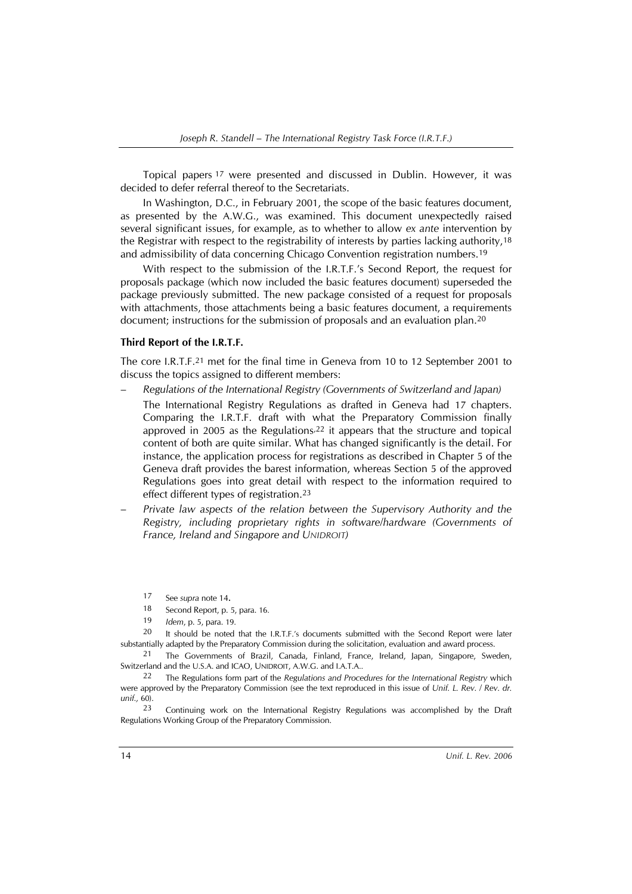Topical papers [17] were presented and discussed in Dublin. However, it was decided to defer referral thereof to the Secretariats.

In Washington, D.C., in February 2001, the scope of the basic features document, as presented by the A.W.G., was examined. This document unexpectedly raised several significant issues, for example, as to whether to allow *ex ante* intervention by the Registrar with respect to the registrability of interests by parties lacking authority,[18] and admissibility of data concerning Chicago Convention registration numbers.[19]

With respect to the submission of the I.R.T.F.'s Second Report, the request for proposals package (which now included the basic features document) superseded the package previously submitted. The new package consisted of a request for proposals with attachments, those attachments being a basic features document, a requirements document; instructions for the submission of proposals and an evaluation plan.[20]

**Third Report of the I.R.T.F.**

The core I.R.T.F.[21] met for the final time in Geneva from 10 to 12 September 2001 to discuss the topics assigned to different members:

– *Regulations of the International Registry (Governments of Switzerland and Japan)*

  The International Registry Regulations as drafted in Geneva had 17 chapters. Comparing the I.R.T.F. draft with what the Preparatory Commission finally approved in 2005 as the Regulations,[22] it appears that the structure and topical content of both are quite similar. What has changed significantly is the detail. For instance, the application process for registrations as described in Chapter 5 of the Geneva draft provides the barest information, whereas Section 5 of the approved Regulations goes into great detail with respect to the information required to effect different types of registration.[23]

– *Private law aspects of the relation between the Supervisory Authority and the Registry, including proprietary rights in software/hardware (Governments of France, Ireland and Singapore and UNIDROIT)*

---

17 See *supra* note 14.

18 Second Report, p. 5, para. 16.

19 *Idem*, p. 5, para. 19.

20 It should be noted that the I.R.T.F.'s documents submitted with the Second Report were later substantially adapted by the Preparatory Commission during the solicitation, evaluation and award process.

21 The Governments of Brazil, Canada, Finland, France, Ireland, Japan, Singapore, Sweden, Switzerland and the U.S.A. and ICAO, UNIDROIT, A.W.G. and I.A.T.A..

22 The Regulations form part of the *Regulations and Procedures for the International Registry* which were approved by the Preparatory Commission (see the text reproduced in this issue of *Unif. L. Rev. / Rev. dr. unif.*, 60).

23 Continuing work on the International Registry Regulations was accomplished by the Draft Regulations Working Group of the Preparatory Commission.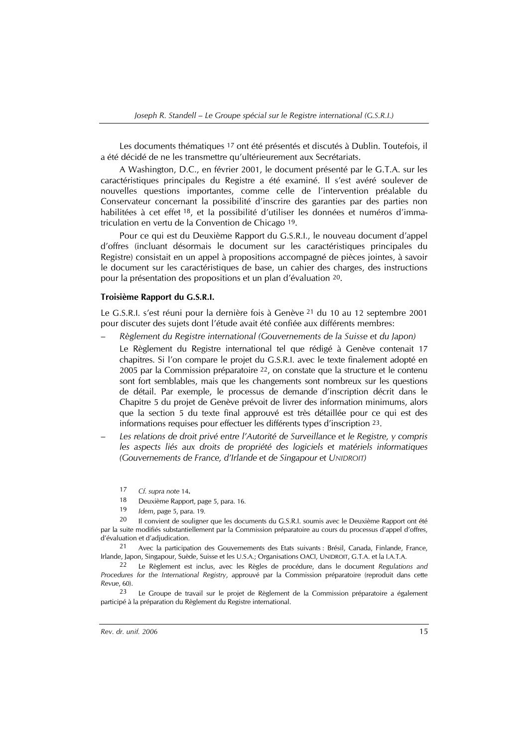Les documents thématiques [17] ont été présentés et discutés à Dublin. Toutefois, il a été décidé de ne les transmettre qu'ultérieurement aux Secrétariats.

A Washington, D.C., en février 2001, le document présenté par le G.T.A. sur les caractéristiques principales du Registre a été examiné. Il s'est avéré soulever de nouvelles questions importantes, comme celle de l'intervention préalable du Conservateur concernant la possibilité d'inscrire des garanties par des parties non habilitées à cet effet [18], et la possibilité d'utiliser les données et numéros d'immatriculation en vertu de la Convention de Chicago [19].

Pour ce qui est du Deuxième Rapport du G.S.R.I., le nouveau document d'appel d'offres (incluant désormais le document sur les caractéristiques principales du Registre) consistait en un appel à propositions accompagné de pièces jointes, à savoir le document sur les caractéristiques de base, un cahier des charges, des instructions pour la présentation des propositions et un plan d'évaluation [20].

**Troisième Rapport du G.S.R.I.**

Le G.S.R.I. s'est réuni pour la dernière fois à Genève [21] du 10 au 12 septembre 2001 pour discuter des sujets dont l'étude avait été confiée aux différents membres:

– *Règlement du Registre international (Gouvernements de la Suisse et du Japon)*

  Le Règlement du Registre international tel que rédigé à Genève contenait 17 chapitres. Si l'on compare le projet du G.S.R.I. avec le texte finalement adopté en 2005 par la Commission préparatoire [22], on constate que la structure et le contenu sont fort semblables, mais que les changements sont nombreux sur les questions de détail. Par exemple, le processus de demande d'inscription décrit dans le Chapitre 5 du projet de Genève prévoit de livrer des information minimums, alors que la section 5 du texte final approuvé est très détaillée pour ce qui est des informations requises pour effectuer les différents types d'inscription [23].

– *Les relations de droit privé entre l'Autorité de Surveillance et le Registre, y compris les aspects liés aux droits de propriété des logiciels et matériels informatiques (Gouvernements de France, d'Irlande et de Singapour et UNIDROIT)*

---

17 *Cf. supra note* 14.

18 Deuxième Rapport, page 5, para. 16.

19 *Idem*, page 5, para. 19.

20 Il convient de souligner que les documents du G.S.R.I. soumis avec le Deuxième Rapport ont été par la suite modifiés substantiellement par la Commission préparatoire au cours du processus d'appel d'offres, d'évaluation et d'adjudication.

21 Avec la participation des Gouvernements des Etats suivants : Brésil, Canada, Finlande, France, Irlande, Japon, Singapour, Suède, Suisse et les U.S.A.; Organisations OACI, UNIDROIT, G.T.A. et la I.A.T.A.

22 Le Règlement est inclus, avec les Règles de procédure, dans le document *Regulations and Procedures for the International Registry*, approuvé par la Commission préparatoire (reproduit dans cette *Revue*, 60).

23 Le Groupe de travail sur le projet de Règlement de la Commission préparatoire a également participé à la préparation du Règlement du Registre international.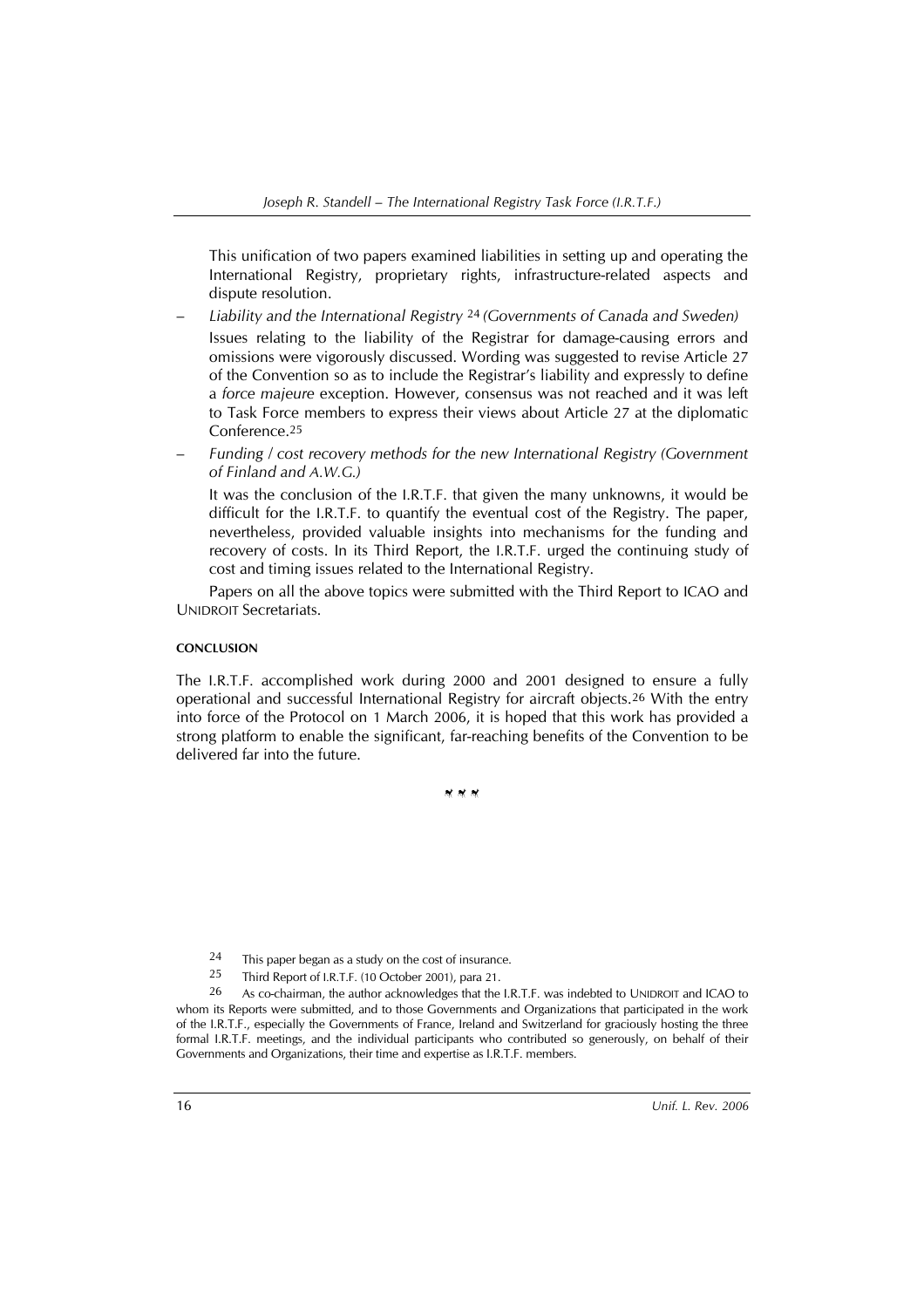This unification of two papers examined liabilities in setting up and operating the International Registry, proprietary rights, infrastructure-related aspects and dispute resolution.

- *Liability and the International Registry* [24] *(Governments of Canada and Sweden)*

  Issues relating to the liability of the Registrar for damage-causing errors and omissions were vigorously discussed. Wording was suggested to revise Article 27 of the Convention so as to include the Registrar's liability and expressly to define a *force majeure* exception. However, consensus was not reached and it was left to Task Force members to express their views about Article 27 at the diplomatic Conference.[25]

- *Funding / cost recovery methods for the new International Registry (Government of Finland and A.W.G.)*

  It was the conclusion of the I.R.T.F. that given the many unknowns, it would be difficult for the I.R.T.F. to quantify the eventual cost of the Registry. The paper, nevertheless, provided valuable insights into mechanisms for the funding and recovery of costs. In its Third Report, the I.R.T.F. urged the continuing study of cost and timing issues related to the International Registry.

Papers on all the above topics were submitted with the Third Report to ICAO and UNIDROIT Secretariats.

#### CONCLUSION

The I.R.T.F. accomplished work during 2000 and 2001 designed to ensure a fully operational and successful International Registry for aircraft objects.[26] With the entry into force of the Protocol on 1 March 2006, it is hoped that this work has provided a strong platform to enable the significant, far-reaching benefits of the Convention to be delivered far into the future.

\* \* \*

---

[24] This paper began as a study on the cost of insurance.

[25] Third Report of I.R.T.F. (10 October 2001), para 21.

[26] As co-chairman, the author acknowledges that the I.R.T.F. was indebted to UNIDROIT and ICAO to whom its Reports were submitted, and to those Governments and Organizations that participated in the work of the I.R.T.F., especially the Governments of France, Ireland and Switzerland for graciously hosting the three formal I.R.T.F. meetings, and the individual participants who contributed so generously, on behalf of their Governments and Organizations, their time and expertise as I.R.T.F. members.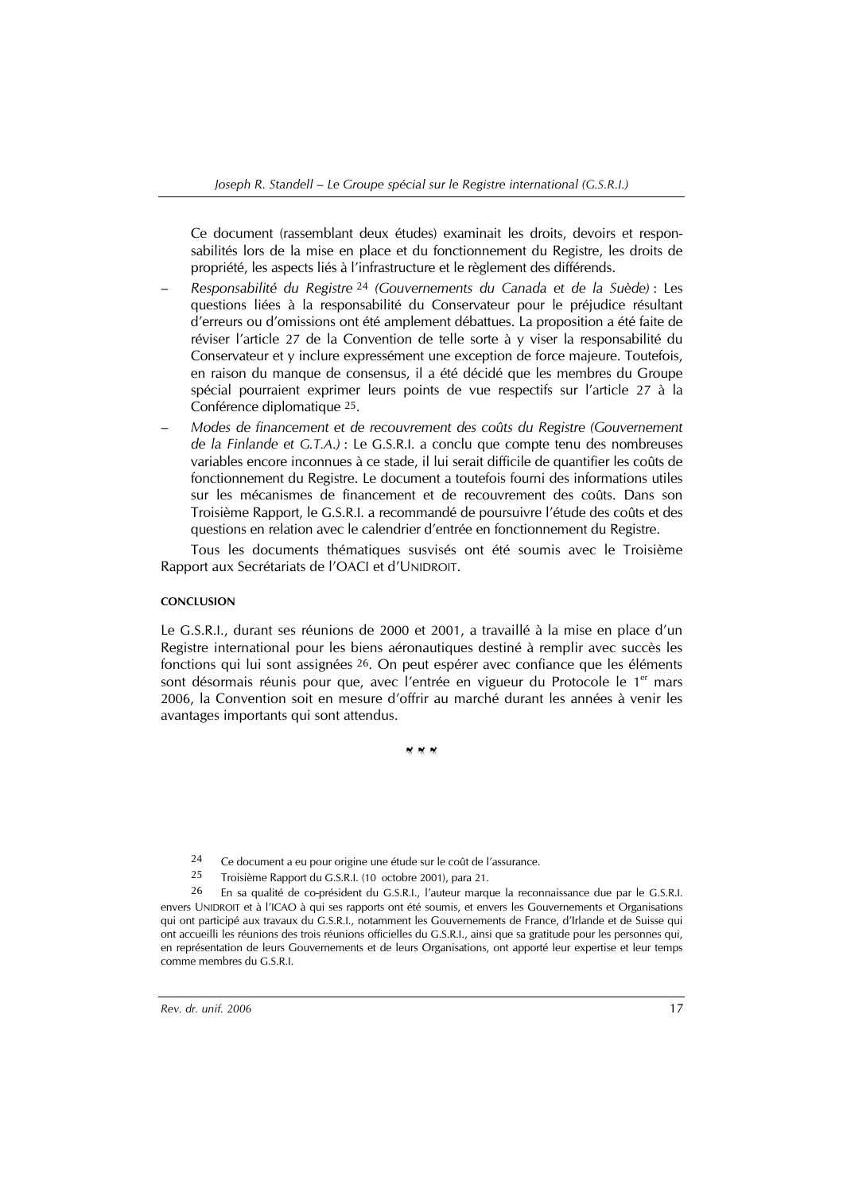Ce document (rassemblant deux études) examinait les droits, devoirs et responsabilités lors de la mise en place et du fonctionnement du Registre, les droits de propriété, les aspects liés à l'infrastructure et le règlement des différends.

– *Responsabilité du Registre* [24] *(Gouvernements du Canada et de la Suède)* : Les questions liées à la responsabilité du Conservateur pour le préjudice résultant d'erreurs ou d'omissions ont été amplement débattues. La proposition a été faite de réviser l'article 27 de la Convention de telle sorte à y viser la responsabilité du Conservateur et y inclure expressément une exception de force majeure. Toutefois, en raison du manque de consensus, il a été décidé que les membres du Groupe spécial pourraient exprimer leurs points de vue respectifs sur l'article 27 à la Conférence diplomatique [25].

– *Modes de financement et de recouvrement des coûts du Registre (Gouvernement de la Finlande et G.T.A.)* : Le G.S.R.I. a conclu que compte tenu des nombreuses variables encore inconnues à ce stade, il lui serait difficile de quantifier les coûts de fonctionnement du Registre. Le document a toutefois fourni des informations utiles sur les mécanismes de financement et de recouvrement des coûts. Dans son Troisième Rapport, le G.S.R.I. a recommandé de poursuivre l'étude des coûts et des questions en relation avec le calendrier d'entrée en fonctionnement du Registre.

Tous les documents thématiques susvisés ont été soumis avec le Troisième Rapport aux Secrétariats de l'OACI et d'UNIDROIT.

#### CONCLUSION

Le G.S.R.I., durant ses réunions de 2000 et 2001, a travaillé à la mise en place d'un Registre international pour les biens aéronautiques destiné à remplir avec succès les fonctions qui lui sont assignées [26]. On peut espérer avec confiance que les éléments sont désormais réunis pour que, avec l'entrée en vigueur du Protocole le 1[er] mars 2006, la Convention soit en mesure d'offrir au marché durant les années à venir les avantages importants qui sont attendus.

\* \* \*

---

[24] Ce document a eu pour origine une étude sur le coût de l'assurance.

[25] Troisième Rapport du G.S.R.I. (10 octobre 2001), para 21.

[26] En sa qualité de co-président du G.S.R.I., l'auteur marque la reconnaissance due par le G.S.R.I. envers UNIDROIT et à l'ICAO à qui ses rapports ont été soumis, et envers les Gouvernements et Organisations qui ont participé aux travaux du G.S.R.I., notamment les Gouvernements de France, d'Irlande et de Suisse qui ont accueilli les réunions des trois réunions officielles du G.S.R.I., ainsi que sa gratitude pour les personnes qui, en représentation de leurs Gouvernements et de leurs Organisations, ont apporté leur expertise et leur temps comme membres du G.S.R.I.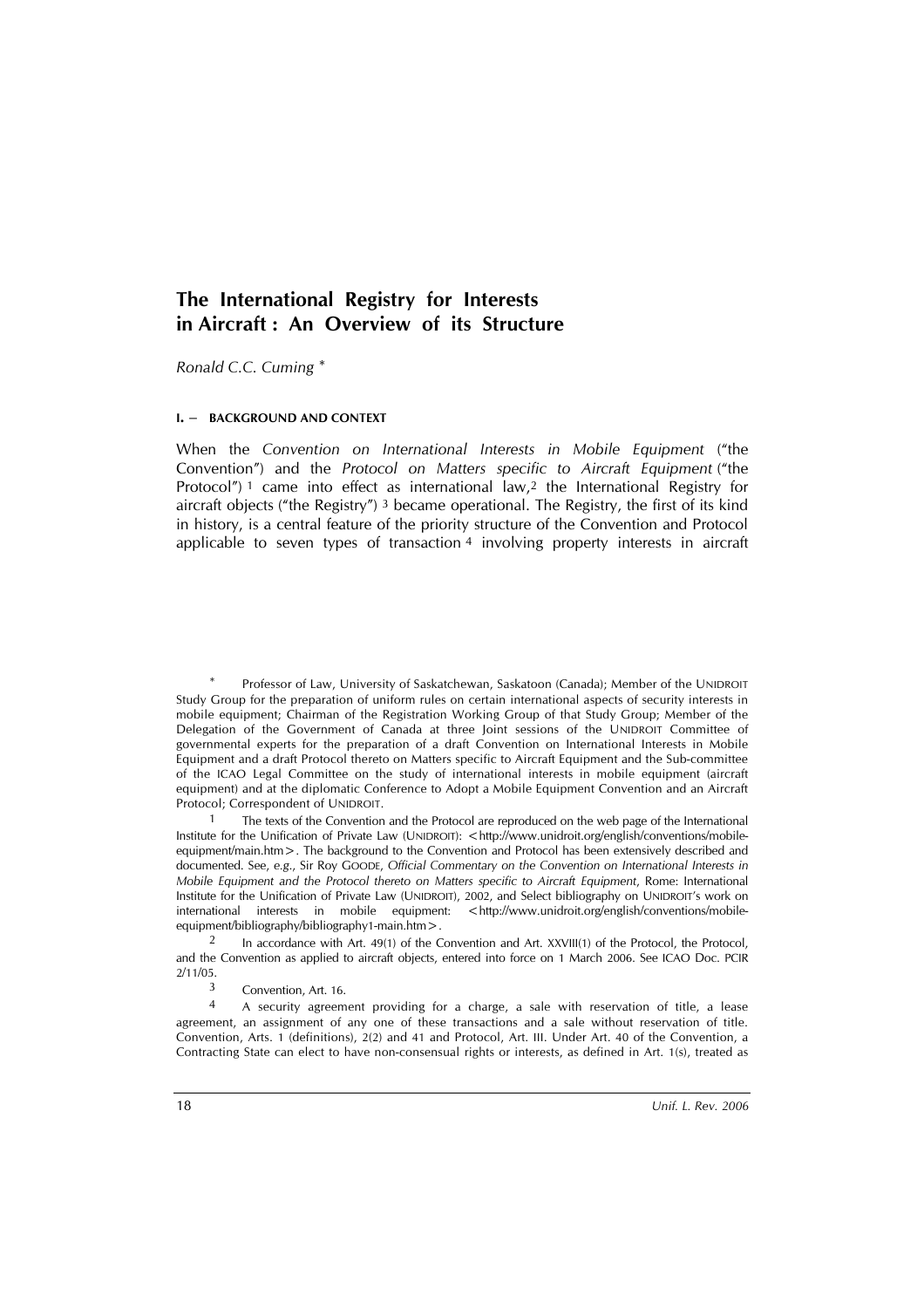# The International Registry for Interests in Aircraft : An Overview of its Structure

*Ronald C.C. Cuming* *

#### I. – BACKGROUND AND CONTEXT

When the *Convention on International Interests in Mobile Equipment* ("the Convention") and the *Protocol on Matters specific to Aircraft Equipment* ("the Protocol") [1] came into effect as international law,[2] the International Registry for aircraft objects ("the Registry") [3] became operational. The Registry, the first of its kind in history, is a central feature of the priority structure of the Convention and Protocol applicable to seven types of transaction [4] involving property interests in aircraft

---

\* Professor of Law, University of Saskatchewan, Saskatoon (Canada); Member of the UNIDROIT Study Group for the preparation of uniform rules on certain international aspects of security interests in mobile equipment; Chairman of the Registration Working Group of that Study Group; Member of the Delegation of the Government of Canada at three Joint sessions of the UNIDROIT Committee of governmental experts for the preparation of a draft Convention on International Interests in Mobile Equipment and a draft Protocol thereto on Matters specific to Aircraft Equipment and the Sub-committee of the ICAO Legal Committee on the study of international interests in mobile equipment (aircraft equipment) and at the diplomatic Conference to Adopt a Mobile Equipment Convention and an Aircraft Protocol; Correspondent of UNIDROIT.

[1] The texts of the Convention and the Protocol are reproduced on the web page of the International Institute for the Unification of Private Law (UNIDROIT): <http://www.unidroit.org/english/conventions/mobile-equipment/main.htm>. The background to the Convention and Protocol has been extensively described and documented. See, *e.g.*, Sir Roy GOODE, *Official Commentary on the Convention on International Interests in Mobile Equipment and the Protocol thereto on Matters specific to Aircraft Equipment*, Rome: International Institute for the Unification of Private Law (UNIDROIT), 2002, and Select bibliography on UNIDROIT's work on international interests in mobile equipment: <http://www.unidroit.org/english/conventions/mobile-equipment/bibliography/bibliography1-main.htm>.

[2] In accordance with Art. 49(1) of the Convention and Art. XXVIII(1) of the Protocol, the Protocol, and the Convention as applied to aircraft objects, entered into force on 1 March 2006. See ICAO Doc. PCIR 2/11/05.

[3] Convention, Art. 16.

[4] A security agreement providing for a charge, a sale with reservation of title, a lease agreement, an assignment of any one of these transactions and a sale without reservation of title. Convention, Arts. 1 (definitions), 2(2) and 41 and Protocol, Art. III. Under Art. 40 of the Convention, a Contracting State can elect to have non-consensual rights or interests, as defined in Art. 1(s), treated as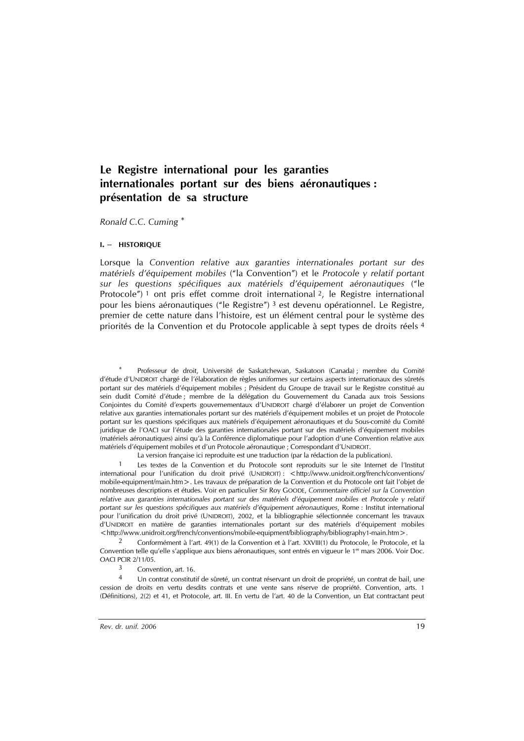# Le Registre international pour les garanties internationales portant sur des biens aéronautiques : présentation de sa structure

*Ronald C.C. Cuming* [*]

### I. – HISTORIQUE

Lorsque la *Convention relative aux garanties internationales portant sur des matériels d'équipement mobiles* ("la Convention") et le *Protocole y relatif portant sur les questions spécifiques aux matériels d'équipement aéronautiques* ("le Protocole") [1] ont pris effet comme droit international [2], le Registre international pour les biens aéronautiques ("le Registre") [3] est devenu opérationnel. Le Registre, premier de cette nature dans l'histoire, est un élément central pour le système des priorités de la Convention et du Protocole applicable à sept types de droits réels [4]

---

[*] Professeur de droit, Université de Saskatchewan, Saskatoon (Canada) ; membre du Comité d'étude d'UNIDROIT chargé de l'élaboration de règles uniformes sur certains aspects internationaux des sûretés portant sur des matériels d'équipement mobiles ; Président du Groupe de travail sur le Registre constitué au sein dudit Comité d'étude ; membre de la délégation du Gouvernement du Canada aux trois Sessions Conjointes du Comité d'experts gouvernementaux d'UNIDROIT chargé d'élaborer un projet de Convention relative aux garanties internationales portant sur des matériels d'équipement mobiles et un projet de Protocole portant sur les questions spécifiques aux matériels d'équipement aéronautiques et du Sous-comité du Comité juridique de l'OACI sur l'étude des garanties internationales portant sur des matériels d'équipement mobiles (matériels aéronautiques) ainsi qu'à la Conférence diplomatique pour l'adoption d'une Convention relative aux matériels d'équipement mobiles et d'un Protocole aéronautique ; Correspondant d'UNIDROIT.

La version française ici reproduite est une traduction (par la rédaction de la publication).

[1] Les textes de la Convention et du Protocole sont reproduits sur le site Internet de l'Institut international pour l'unification du droit privé (UNIDROIT) : <http://www.unidroit.org/french/conventions/mobile-equipment/main.htm>. Les travaux de préparation de la Convention et du Protocole ont fait l'objet de nombreuses descriptions et études. Voir en particulier Sir Roy GOODE, *Commentaire officiel sur la Convention relative aux garanties internationales portant sur des matériels d'équipement mobiles et Protocole y relatif portant sur les questions spécifiques aux matériels d'équipement aéronautiques*, Rome : Institut international pour l'unification du droit privé (UNIDROIT), 2002, et la bibliographie sélectionnée concernant les travaux d'UNIDROIT en matière de garanties internationales portant sur des matériels d'équipement mobiles <http://www.unidroit.org/french/conventions/mobile-equipment/bibliography/bibliography1-main.htm>.

[2] Conformément à l'art. 49(1) de la Convention et à l'art. XXVIII(1) du Protocole, le Protocole, et la Convention telle qu'elle s'applique aux biens aéronautiques, sont entrés en vigueur le 1er mars 2006. Voir Doc. OACI PCIR 2/11/05.

[3] Convention, art. 16.

[4] Un contrat constitutif de sûreté, un contrat réservant un droit de propriété, un contrat de bail, une cession de droits en vertu desdits contrats et une vente sans réserve de propriété. Convention, arts. 1 (Définitions), 2(2) et 41, et Protocole, art. III. En vertu de l'art. 40 de la Convention, un Etat contractant peut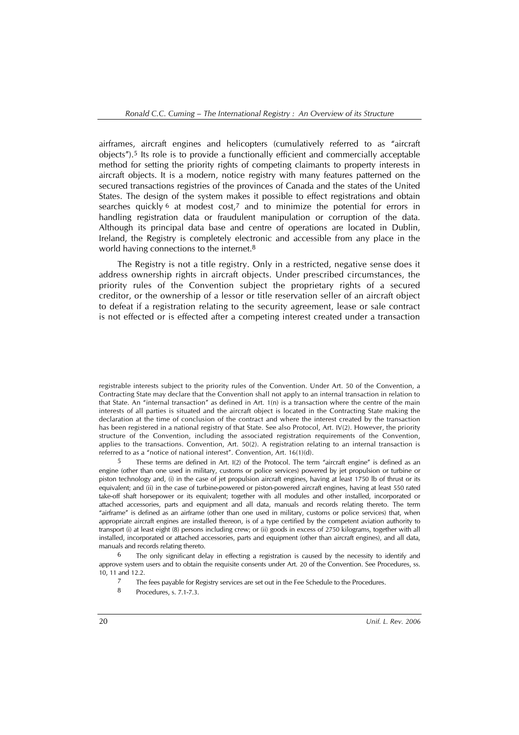airframes, aircraft engines and helicopters (cumulatively referred to as "aircraft objects").[5] Its role is to provide a functionally efficient and commercially acceptable method for setting the priority rights of competing claimants to property interests in aircraft objects. It is a modern, notice registry with many features patterned on the secured transactions registries of the provinces of Canada and the states of the United States. The design of the system makes it possible to effect registrations and obtain searches quickly [6] at modest cost,[7] and to minimize the potential for errors in handling registration data or fraudulent manipulation or corruption of the data. Although its principal data base and centre of operations are located in Dublin, Ireland, the Registry is completely electronic and accessible from any place in the world having connections to the internet.[8]

The Registry is not a title registry. Only in a restricted, negative sense does it address ownership rights in aircraft objects. Under prescribed circumstances, the priority rules of the Convention subject the proprietary rights of a secured creditor, or the ownership of a lessor or title reservation seller of an aircraft object to defeat if a registration relating to the security agreement, lease or sale contract is not effected or is effected after a competing interest created under a transaction

---

registrable interests subject to the priority rules of the Convention. Under Art. 50 of the Convention, a Contracting State may declare that the Convention shall not apply to an internal transaction in relation to that State. An "internal transaction" as defined in Art. 1(n) is a transaction where the centre of the main interests of all parties is situated and the aircraft object is located in the Contracting State making the declaration at the time of conclusion of the contract and where the interest created by the transaction has been registered in a national registry of that State. See also Protocol, Art. IV(2). However, the priority structure of the Convention, including the associated registration requirements of the Convention, applies to the transactions. Convention, Art. 50(2). A registration relating to an internal transaction is referred to as a "notice of national interest". Convention, Art. 16(1)(d).

5 These terms are defined in Art. I(2) of the Protocol. The term "aircraft engine" is defined as an engine (other than one used in military, customs or police services) powered by jet propulsion or turbine or piston technology and, (i) in the case of jet propulsion aircraft engines, having at least 1750 lb of thrust or its equivalent; and (ii) in the case of turbine-powered or piston-powered aircraft engines, having at least 550 rated take-off shaft horsepower or its equivalent; together with all modules and other installed, incorporated or attached accessories, parts and equipment and all data, manuals and records relating thereto. The term "airframe" is defined as an airframe (other than one used in military, customs or police services) that, when appropriate aircraft engines are installed thereon, is of a type certified by the competent aviation authority to transport (i) at least eight (8) persons including crew; or (ii) goods in excess of 2750 kilograms, together with all installed, incorporated or attached accessories, parts and equipment (other than aircraft engines), and all data, manuals and records relating thereto.

6 The only significant delay in effecting a registration is caused by the necessity to identify and approve system users and to obtain the requisite consents under Art. 20 of the Convention. See Procedures, ss. 10, 11 and 12.2.

7 The fees payable for Registry services are set out in the Fee Schedule to the Procedures.

8 Procedures, s. 7.1-7.3.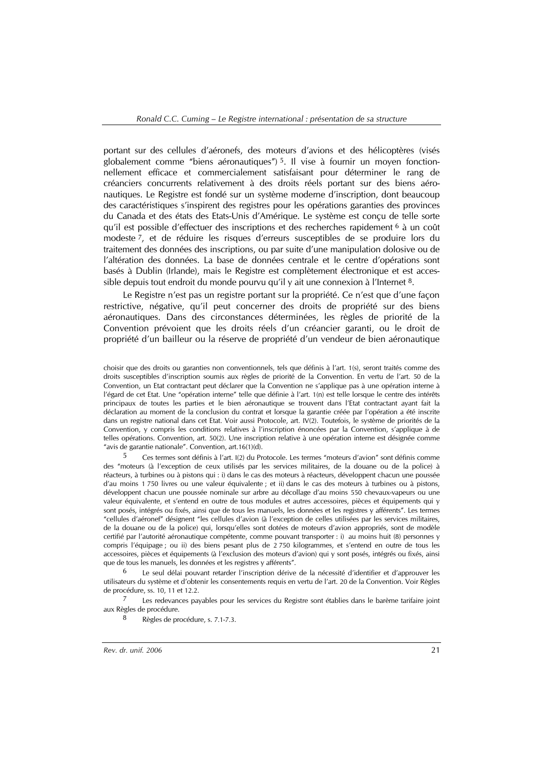portant sur des cellules d'aéronefs, des moteurs d'avions et des hélicoptères (visés globalement comme "biens aéronautiques") [5]. Il vise à fournir un moyen fonctionnellement efficace et commercialement satisfaisant pour déterminer le rang de créanciers concurrents relativement à des droits réels portant sur des biens aéronautiques. Le Registre est fondé sur un système moderne d'inscription, dont beaucoup des caractéristiques s'inspirent des registres pour les opérations garanties des provinces du Canada et des états des Etats-Unis d'Amérique. Le système est conçu de telle sorte qu'il est possible d'effectuer des inscriptions et des recherches rapidement [6] à un coût modeste [7], et de réduire les risques d'erreurs susceptibles de se produire lors du traitement des données des inscriptions, ou par suite d'une manipulation dolosive ou de l'altération des données. La base de données centrale et le centre d'opérations sont basés à Dublin (Irlande), mais le Registre est complètement électronique et est accessible depuis tout endroit du monde pourvu qu'il y ait une connexion à l'Internet [8].

Le Registre n'est pas un registre portant sur la propriété. Ce n'est que d'une façon restrictive, négative, qu'il peut concerner des droits de propriété sur des biens aéronautiques. Dans des circonstances déterminées, les règles de priorité de la Convention prévoient que les droits réels d'un créancier garanti, ou le droit de propriété d'un bailleur ou la réserve de propriété d'un vendeur de bien aéronautique

choisir que des droits ou garanties non conventionnels, tels que définis à l'art. 1(s), seront traités comme des droits susceptibles d'inscription soumis aux règles de priorité de la Convention. En vertu de l'art. 50 de la Convention, un Etat contractant peut déclarer que la Convention ne s'applique pas à une opération interne à l'égard de cet Etat. Une "opération interne" telle que définie à l'art. 1(n) est telle lorsque le centre des intérêts principaux de toutes les parties et le bien aéronautique se trouvent dans l'Etat contractant ayant fait la déclaration au moment de la conclusion du contrat et lorsque la garantie créée par l'opération a été inscrite dans un registre national dans cet Etat. Voir aussi Protocole, art. IV(2). Toutefois, le système de priorités de la Convention, y compris les conditions relatives à l'inscription énoncées par la Convention, s'applique à de telles opérations. Convention, art. 50(2). Une inscription relative à une opération interne est désignée comme "avis de garantie nationale". Convention, art.16(1)(d).

[5] Ces termes sont définis à l'art. I(2) du Protocole. Les termes "moteurs d'avion" sont définis comme des "moteurs (à l'exception de ceux utilisés par les services militaires, de la douane ou de la police) à réacteurs, à turbines ou à pistons qui : i) dans le cas des moteurs à réacteurs, développent chacun une poussée d'au moins 1 750 livres ou une valeur équivalente ; et ii) dans le cas des moteurs à turbines ou à pistons, développent chacun une poussée nominale sur arbre au décollage d'au moins 550 chevaux-vapeurs ou une valeur équivalente, et s'entend en outre de tous modules et autres accessoires, pièces et équipements qui y sont posés, intégrés ou fixés, ainsi que de tous les manuels, les données et les registres y afférents". Les termes "cellules d'aéronef" désignent "les cellules d'avion (à l'exception de celles utilisées par les services militaires, de la douane ou de la police) qui, lorsqu'elles sont dotées de moteurs d'avion appropriés, sont de modèle certifié par l'autorité aéronautique compétente, comme pouvant transporter : i) au moins huit (8) personnes y compris l'équipage ; ou ii) des biens pesant plus de 2 750 kilogrammes, et s'entend en outre de tous les accessoires, pièces et équipements (à l'exclusion des moteurs d'avion) qui y sont posés, intégrés ou fixés, ainsi que de tous les manuels, les données et les registres y afférents".

[6] Le seul délai pouvant retarder l'inscription dérive de la nécessité d'identifier et d'approuver les utilisateurs du système et d'obtenir les consentements requis en vertu de l'art. 20 de la Convention. Voir Règles de procédure, ss. 10, 11 et 12.2.

[7] Les redevances payables pour les services du Registre sont établies dans le barème tarifaire joint aux Règles de procédure.

[8] Règles de procédure, s. 7.1-7.3.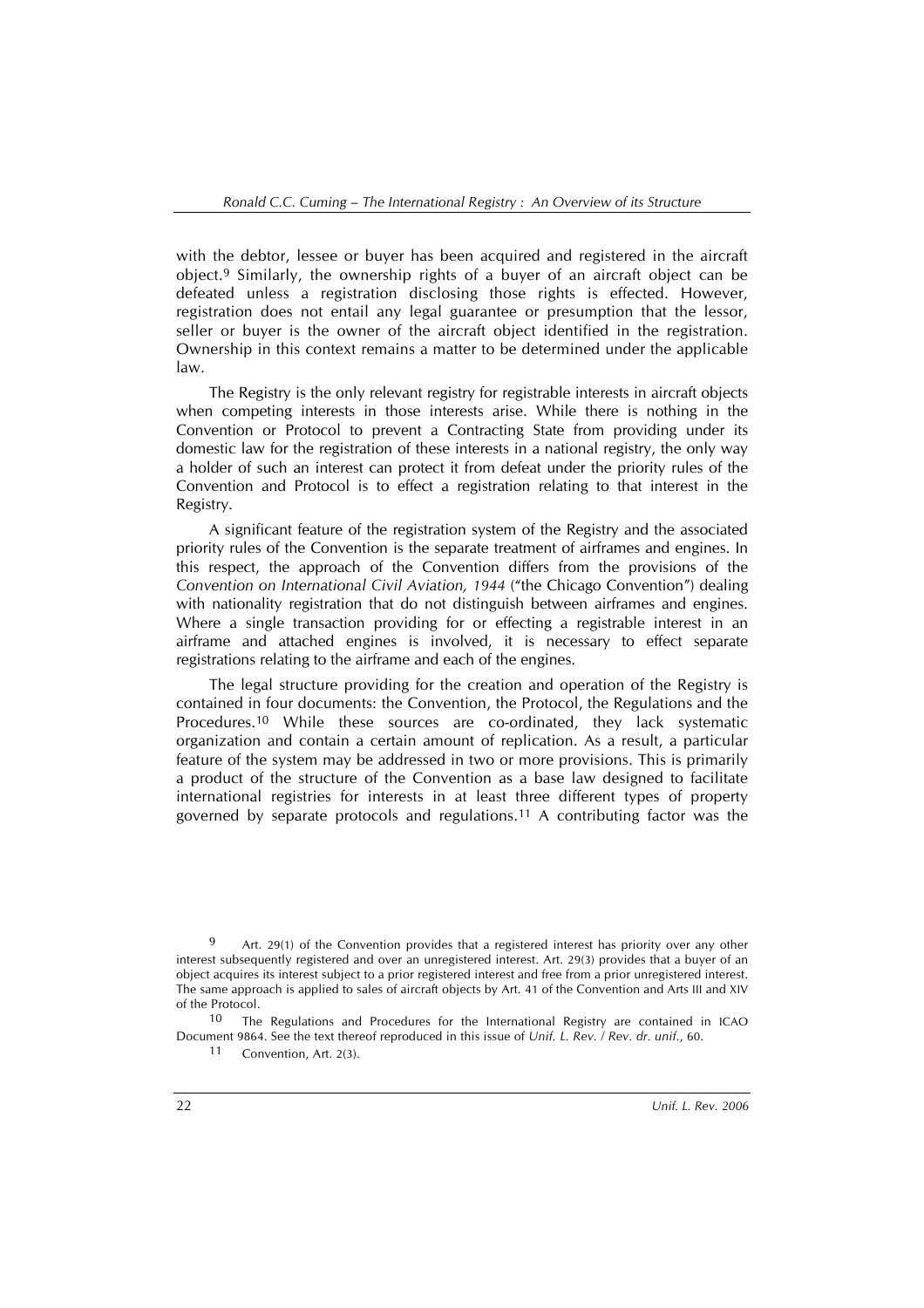with the debtor, lessee or buyer has been acquired and registered in the aircraft object.[9] Similarly, the ownership rights of a buyer of an aircraft object can be defeated unless a registration disclosing those rights is effected. However, registration does not entail any legal guarantee or presumption that the lessor, seller or buyer is the owner of the aircraft object identified in the registration. Ownership in this context remains a matter to be determined under the applicable law.

The Registry is the only relevant registry for registrable interests in aircraft objects when competing interests in those interests arise. While there is nothing in the Convention or Protocol to prevent a Contracting State from providing under its domestic law for the registration of these interests in a national registry, the only way a holder of such an interest can protect it from defeat under the priority rules of the Convention and Protocol is to effect a registration relating to that interest in the Registry.

A significant feature of the registration system of the Registry and the associated priority rules of the Convention is the separate treatment of airframes and engines. In this respect, the approach of the Convention differs from the provisions of the *Convention on International Civil Aviation, 1944* ("the Chicago Convention") dealing with nationality registration that do not distinguish between airframes and engines. Where a single transaction providing for or effecting a registrable interest in an airframe and attached engines is involved, it is necessary to effect separate registrations relating to the airframe and each of the engines.

The legal structure providing for the creation and operation of the Registry is contained in four documents: the Convention, the Protocol, the Regulations and the Procedures.[10] While these sources are co-ordinated, they lack systematic organization and contain a certain amount of replication. As a result, a particular feature of the system may be addressed in two or more provisions. This is primarily a product of the structure of the Convention as a base law designed to facilitate international registries for interests in at least three different types of property governed by separate protocols and regulations.[11] A contributing factor was the

---

[9] Art. 29(1) of the Convention provides that a registered interest has priority over any other interest subsequently registered and over an unregistered interest. Art. 29(3) provides that a buyer of an object acquires its interest subject to a prior registered interest and free from a prior unregistered interest. The same approach is applied to sales of aircraft objects by Art. 41 of the Convention and Arts III and XIV of the Protocol.

[10] The Regulations and Procedures for the International Registry are contained in ICAO Document 9864. See the text thereof reproduced in this issue of *Unif. L. Rev. / Rev. dr. unif.*, 60.

[11] Convention, Art. 2(3).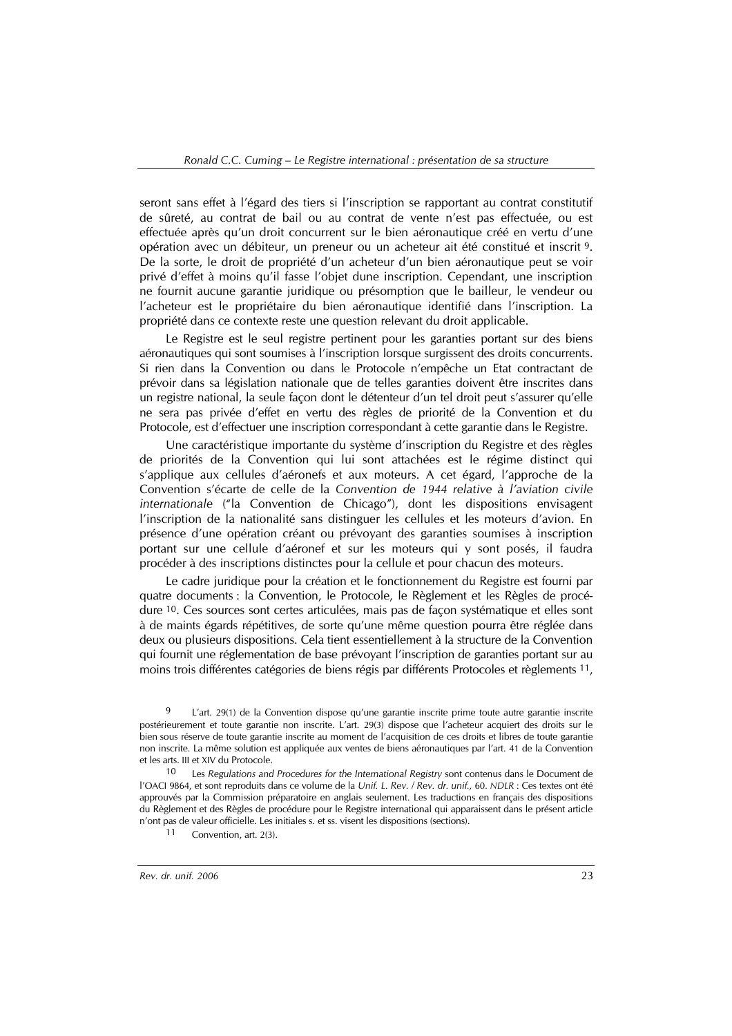seront sans effet à l'égard des tiers si l'inscription se rapportant au contrat constitutif de sûreté, au contrat de bail ou au contrat de vente n'est pas effectuée, ou est effectuée après qu'un droit concurrent sur le bien aéronautique créé en vertu d'une opération avec un débiteur, un preneur ou un acheteur ait été constitué et inscrit [9]. De la sorte, le droit de propriété d'un acheteur d'un bien aéronautique peut se voir privé d'effet à moins qu'il fasse l'objet dune inscription. Cependant, une inscription ne fournit aucune garantie juridique ou présomption que le bailleur, le vendeur ou l'acheteur est le propriétaire du bien aéronautique identifié dans l'inscription. La propriété dans ce contexte reste une question relevant du droit applicable.

Le Registre est le seul registre pertinent pour les garanties portant sur des biens aéronautiques qui sont soumises à l'inscription lorsque surgissent des droits concurrents. Si rien dans la Convention ou dans le Protocole n'empêche un Etat contractant de prévoir dans sa législation nationale que de telles garanties doivent être inscrites dans un registre national, la seule façon dont le détenteur d'un tel droit peut s'assurer qu'elle ne sera pas privée d'effet en vertu des règles de priorité de la Convention et du Protocole, est d'effectuer une inscription correspondant à cette garantie dans le Registre.

Une caractéristique importante du système d'inscription du Registre et des règles de priorités de la Convention qui lui sont attachées est le régime distinct qui s'applique aux cellules d'aéronefs et aux moteurs. A cet égard, l'approche de la Convention s'écarte de celle de la *Convention de 1944 relative à l'aviation civile internationale* ("la Convention de Chicago"), dont les dispositions envisagent l'inscription de la nationalité sans distinguer les cellules et les moteurs d'avion. En présence d'une opération créant ou prévoyant des garanties soumises à inscription portant sur une cellule d'aéronef et sur les moteurs qui y sont posés, il faudra procéder à des inscriptions distinctes pour la cellule et pour chacun des moteurs.

Le cadre juridique pour la création et le fonctionnement du Registre est fourni par quatre documents : la Convention, le Protocole, le Règlement et les Règles de procédure [10]. Ces sources sont certes articulées, mais pas de façon systématique et elles sont à de maints égards répétitives, de sorte qu'une même question pourra être réglée dans deux ou plusieurs dispositions. Cela tient essentiellement à la structure de la Convention qui fournit une réglementation de base prévoyant l'inscription de garanties portant sur au moins trois différentes catégories de biens régis par différents Protocoles et règlements [11],

---

[9] L'art. 29(1) de la Convention dispose qu'une garantie inscrite prime toute autre garantie inscrite postérieurement et toute garantie non inscrite. L'art. 29(3) dispose que l'acheteur acquiert des droits sur le bien sous réserve de toute garantie inscrite au moment de l'acquisition de ces droits et libres de toute garantie non inscrite. La même solution est appliquée aux ventes de biens aéronautiques par l'art. 41 de la Convention et les arts. III et XIV du Protocole.

[10] Les *Regulations and Procedures for the International Registry* sont contenus dans le Document de l'OACI 9864, et sont reproduits dans ce volume de la *Unif. L. Rev. / Rev. dr. unif.*, 60. *NDLR* : Ces textes ont été approuvés par la Commission préparatoire en anglais seulement. Les traductions en français des dispositions du Règlement et des Règles de procédure pour le Registre international qui apparaissent dans le présent article n'ont pas de valeur officielle. Les initiales s. et ss. visent les dispositions (sections).

[11] Convention, art. 2(3).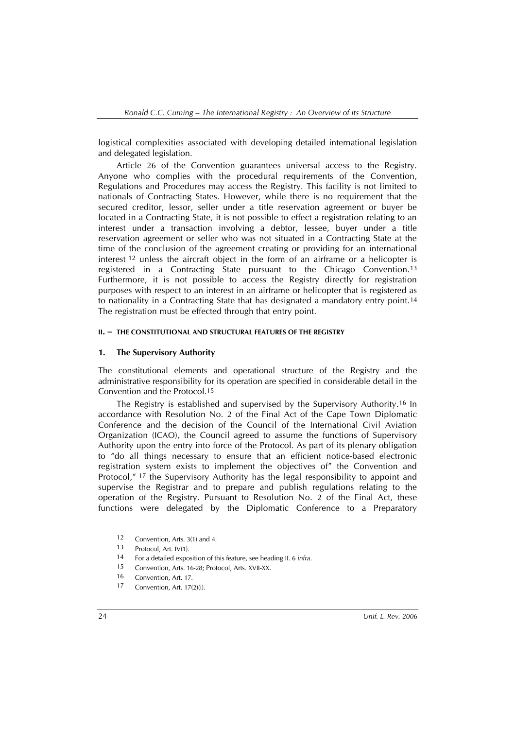logistical complexities associated with developing detailed international legislation and delegated legislation.

Article 26 of the Convention guarantees universal access to the Registry. Anyone who complies with the procedural requirements of the Convention, Regulations and Procedures may access the Registry. This facility is not limited to nationals of Contracting States. However, while there is no requirement that the secured creditor, lessor, seller under a title reservation agreement or buyer be located in a Contracting State, it is not possible to effect a registration relating to an interest under a transaction involving a debtor, lessee, buyer under a title reservation agreement or seller who was not situated in a Contracting State at the time of the conclusion of the agreement creating or providing for an international interest [12] unless the aircraft object in the form of an airframe or a helicopter is registered in a Contracting State pursuant to the Chicago Convention.[13] Furthermore, it is not possible to access the Registry directly for registration purposes with respect to an interest in an airframe or helicopter that is registered as to nationality in a Contracting State that has designated a mandatory entry point.[14] The registration must be effected through that entry point.

## II. – THE CONSTITUTIONAL AND STRUCTURAL FEATURES OF THE REGISTRY

### 1. The Supervisory Authority

The constitutional elements and operational structure of the Registry and the administrative responsibility for its operation are specified in considerable detail in the Convention and the Protocol.[15]

The Registry is established and supervised by the Supervisory Authority.[16] In accordance with Resolution No. 2 of the Final Act of the Cape Town Diplomatic Conference and the decision of the Council of the International Civil Aviation Organization (ICAO), the Council agreed to assume the functions of Supervisory Authority upon the entry into force of the Protocol. As part of its plenary obligation to "do all things necessary to ensure that an efficient notice-based electronic registration system exists to implement the objectives of" the Convention and Protocol," [17] the Supervisory Authority has the legal responsibility to appoint and supervise the Registrar and to prepare and publish regulations relating to the operation of the Registry. Pursuant to Resolution No. 2 of the Final Act, these functions were delegated by the Diplomatic Conference to a Preparatory

[12] Convention, Arts. 3(1) and 4.

[13] Protocol, Art. IV(1).

[14] For a detailed exposition of this feature, see heading II. 6 *infra*.

[15] Convention, Arts. 16-28; Protocol, Arts. XVII-XX.

[16] Convention, Art. 17.

[17] Convention, Art. 17(2)(i).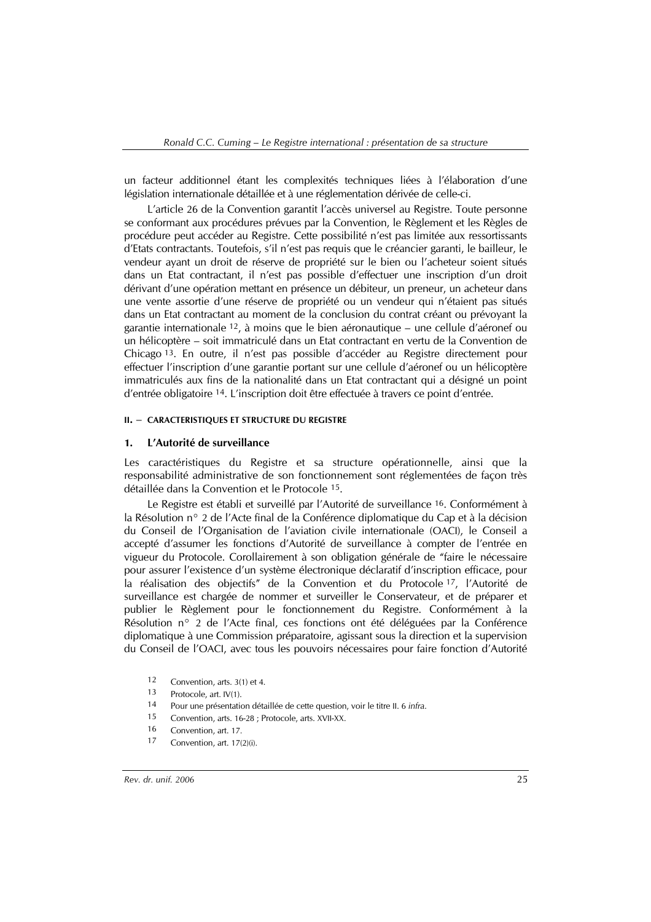un facteur additionnel étant les complexités techniques liées à l'élaboration d'une législation internationale détaillée et à une réglementation dérivée de celle-ci.

L'article 26 de la Convention garantit l'accès universel au Registre. Toute personne se conformant aux procédures prévues par la Convention, le Règlement et les Règles de procédure peut accéder au Registre. Cette possibilité n'est pas limitée aux ressortissants d'Etats contractants. Toutefois, s'il n'est pas requis que le créancier garanti, le bailleur, le vendeur ayant un droit de réserve de propriété sur le bien ou l'acheteur soient situés dans un Etat contractant, il n'est pas possible d'effectuer une inscription d'un droit dérivant d'une opération mettant en présence un débiteur, un preneur, un acheteur dans une vente assortie d'une réserve de propriété ou un vendeur qui n'étaient pas situés dans un Etat contractant au moment de la conclusion du contrat créant ou prévoyant la garantie internationale [12], à moins que le bien aéronautique – une cellule d'aéronef ou un hélicoptère – soit immatriculé dans un Etat contractant en vertu de la Convention de Chicago [13]. En outre, il n'est pas possible d'accéder au Registre directement pour effectuer l'inscription d'une garantie portant sur une cellule d'aéronef ou un hélicoptère immatriculés aux fins de la nationalité dans un Etat contractant qui a désigné un point d'entrée obligatoire [14]. L'inscription doit être effectuée à travers ce point d'entrée.

## II. – CARACTERISTIQUES ET STRUCTURE DU REGISTRE

### 1. L'Autorité de surveillance

Les caractéristiques du Registre et sa structure opérationnelle, ainsi que la responsabilité administrative de son fonctionnement sont réglementées de façon très détaillée dans la Convention et le Protocole [15].

Le Registre est établi et surveillé par l'Autorité de surveillance [16]. Conformément à la Résolution n° 2 de l'Acte final de la Conférence diplomatique du Cap et à la décision du Conseil de l'Organisation de l'aviation civile internationale (OACI), le Conseil a accepté d'assumer les fonctions d'Autorité de surveillance à compter de l'entrée en vigueur du Protocole. Corollairement à son obligation générale de "faire le nécessaire pour assurer l'existence d'un système électronique déclaratif d'inscription efficace, pour la réalisation des objectifs" de la Convention et du Protocole [17], l'Autorité de surveillance est chargée de nommer et surveiller le Conservateur, et de préparer et publier le Règlement pour le fonctionnement du Registre. Conformément à la Résolution n° 2 de l'Acte final, ces fonctions ont été déléguées par la Conférence diplomatique à une Commission préparatoire, agissant sous la direction et la supervision du Conseil de l'OACI, avec tous les pouvoirs nécessaires pour faire fonction d'Autorité

[12] Convention, arts. 3(1) et 4.

[13] Protocole, art. IV(1).

[14] Pour une présentation détaillée de cette question, voir le titre II. 6 *infra*.

[15] Convention, arts. 16-28 ; Protocole, arts. XVII-XX.

[16] Convention, art. 17.

[17] Convention, art. 17(2)(i).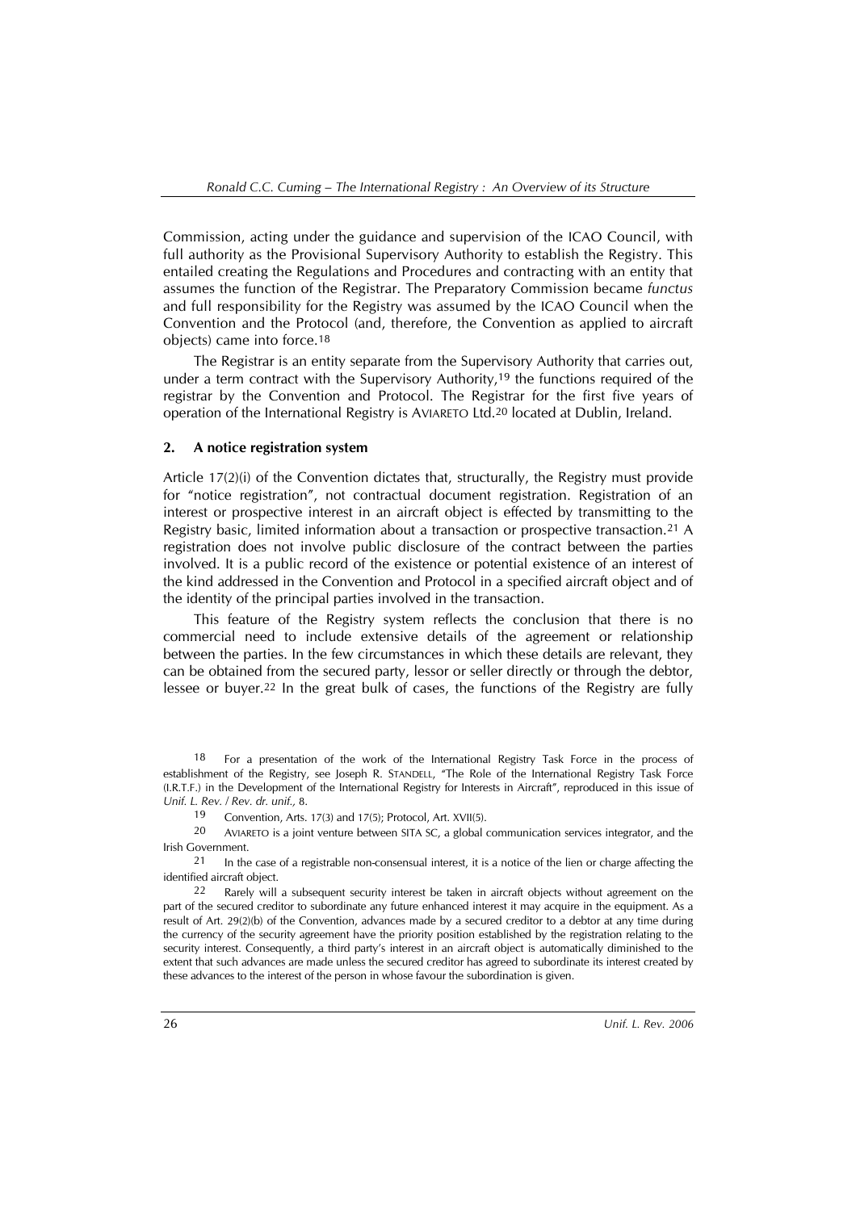Commission, acting under the guidance and supervision of the ICAO Council, with full authority as the Provisional Supervisory Authority to establish the Registry. This entailed creating the Regulations and Procedures and contracting with an entity that assumes the function of the Registrar. The Preparatory Commission became *functus* and full responsibility for the Registry was assumed by the ICAO Council when the Convention and the Protocol (and, therefore, the Convention as applied to aircraft objects) came into force.[18]

The Registrar is an entity separate from the Supervisory Authority that carries out, under a term contract with the Supervisory Authority,[19] the functions required of the registrar by the Convention and Protocol. The Registrar for the first five years of operation of the International Registry is AVIARETO Ltd.[20] located at Dublin, Ireland.

## 2. A notice registration system

Article 17(2)(i) of the Convention dictates that, structurally, the Registry must provide for "notice registration", not contractual document registration. Registration of an interest or prospective interest in an aircraft object is effected by transmitting to the Registry basic, limited information about a transaction or prospective transaction.[21] A registration does not involve public disclosure of the contract between the parties involved. It is a public record of the existence or potential existence of an interest of the kind addressed in the Convention and Protocol in a specified aircraft object and of the identity of the principal parties involved in the transaction.

This feature of the Registry system reflects the conclusion that there is no commercial need to include extensive details of the agreement or relationship between the parties. In the few circumstances in which these details are relevant, they can be obtained from the secured party, lessor or seller directly or through the debtor, lessee or buyer.[22] In the great bulk of cases, the functions of the Registry are fully

---

[18] For a presentation of the work of the International Registry Task Force in the process of establishment of the Registry, see Joseph R. STANDELL, "The Role of the International Registry Task Force (I.R.T.F.) in the Development of the International Registry for Interests in Aircraft", reproduced in this issue of *Unif. L. Rev. / Rev. dr. unif.*, 8.

[19] Convention, Arts. 17(3) and 17(5); Protocol, Art. XVII(5).

[20] AVIARETO is a joint venture between SITA SC, a global communication services integrator, and the Irish Government.

[21] In the case of a registrable non-consensual interest, it is a notice of the lien or charge affecting the identified aircraft object.

[22] Rarely will a subsequent security interest be taken in aircraft objects without agreement on the part of the secured creditor to subordinate any future enhanced interest it may acquire in the equipment. As a result of Art. 29(2)(b) of the Convention, advances made by a secured creditor to a debtor at any time during the currency of the security agreement have the priority position established by the registration relating to the security interest. Consequently, a third party's interest in an aircraft object is automatically diminished to the extent that such advances are made unless the secured creditor has agreed to subordinate its interest created by these advances to the interest of the person in whose favour the subordination is given.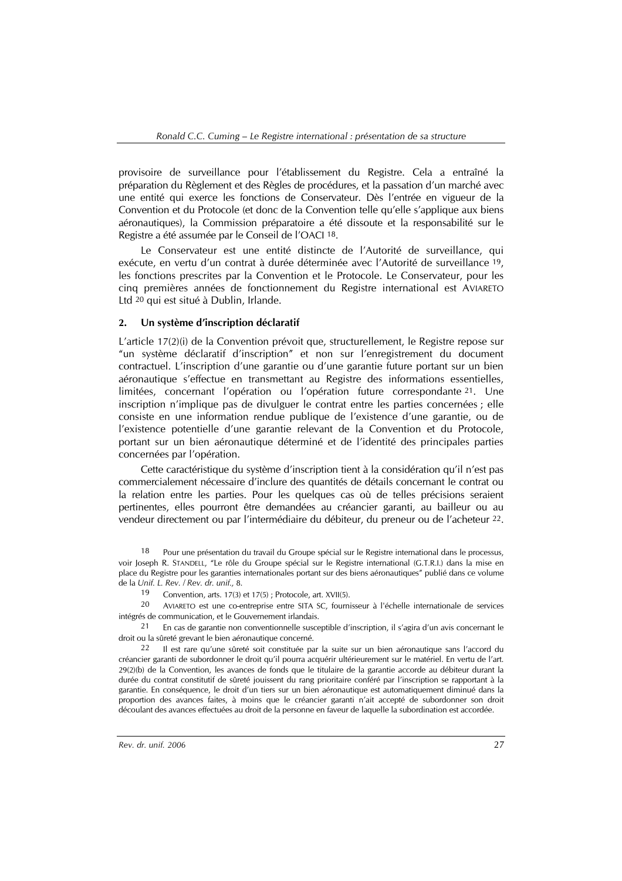provisoire de surveillance pour l'établissement du Registre. Cela a entraîné la préparation du Règlement et des Règles de procédures, et la passation d'un marché avec une entité qui exerce les fonctions de Conservateur. Dès l'entrée en vigueur de la Convention et du Protocole (et donc de la Convention telle qu'elle s'applique aux biens aéronautiques), la Commission préparatoire a été dissoute et la responsabilité sur le Registre a été assumée par le Conseil de l'OACI [18].

Le Conservateur est une entité distincte de l'Autorité de surveillance, qui exécute, en vertu d'un contrat à durée déterminée avec l'Autorité de surveillance [19], les fonctions prescrites par la Convention et le Protocole. Le Conservateur, pour les cinq premières années de fonctionnement du Registre international est AVIARETO Ltd [20] qui est situé à Dublin, Irlande.

## 2. Un système d'inscription déclaratif

L'article 17(2)(i) de la Convention prévoit que, structurellement, le Registre repose sur "un système déclaratif d'inscription" et non sur l'enregistrement du document contractuel. L'inscription d'une garantie ou d'une garantie future portant sur un bien aéronautique s'effectue en transmettant au Registre des informations essentielles, limitées, concernant l'opération ou l'opération future correspondante [21]. Une inscription n'implique pas de divulguer le contrat entre les parties concernées ; elle consiste en une information rendue publique de l'existence d'une garantie, ou de l'existence potentielle d'une garantie relevant de la Convention et du Protocole, portant sur un bien aéronautique déterminé et de l'identité des principales parties concernées par l'opération.

Cette caractéristique du système d'inscription tient à la considération qu'il n'est pas commercialement nécessaire d'inclure des quantités de détails concernant le contrat ou la relation entre les parties. Pour les quelques cas où de telles précisions seraient pertinentes, elles pourront être demandées au créancier garanti, au bailleur ou au vendeur directement ou par l'intermédiaire du débiteur, du preneur ou de l'acheteur [22].

---

[18] Pour une présentation du travail du Groupe spécial sur le Registre international dans le processus, voir Joseph R. STANDELL, "Le rôle du Groupe spécial sur le Registre international (G.T.R.I.) dans la mise en place du Registre pour les garanties internationales portant sur des biens aéronautiques" publié dans ce volume de la *Unif. L. Rev. / Rev. dr. unif.,* 8.

[19] Convention, arts. 17(3) et 17(5) ; Protocole, art. XVII(5).

[20] AVIARETO est une co-entreprise entre SITA SC, fournisseur à l'échelle internationale de services intégrés de communication, et le Gouvernement irlandais.

[21] En cas de garantie non conventionnelle susceptible d'inscription, il s'agira d'un avis concernant le droit ou la sûreté grevant le bien aéronautique concerné.

[22] Il est rare qu'une sûreté soit constituée par la suite sur un bien aéronautique sans l'accord du créancier garanti de subordonner le droit qu'il pourra acquérir ultérieurement sur le matériel. En vertu de l'art. 29(2)(b) de la Convention, les avances de fonds que le titulaire de la garantie accorde au débiteur durant la durée du contrat constitutif de sûreté jouissent du rang prioritaire conféré par l'inscription se rapportant à la garantie. En conséquence, le droit d'un tiers sur un bien aéronautique est automatiquement diminué dans la proportion des avances faites, à moins que le créancier garanti n'ait accepté de subordonner son droit découlant des avances effectuées au droit de la personne en faveur de laquelle la subordination est accordée.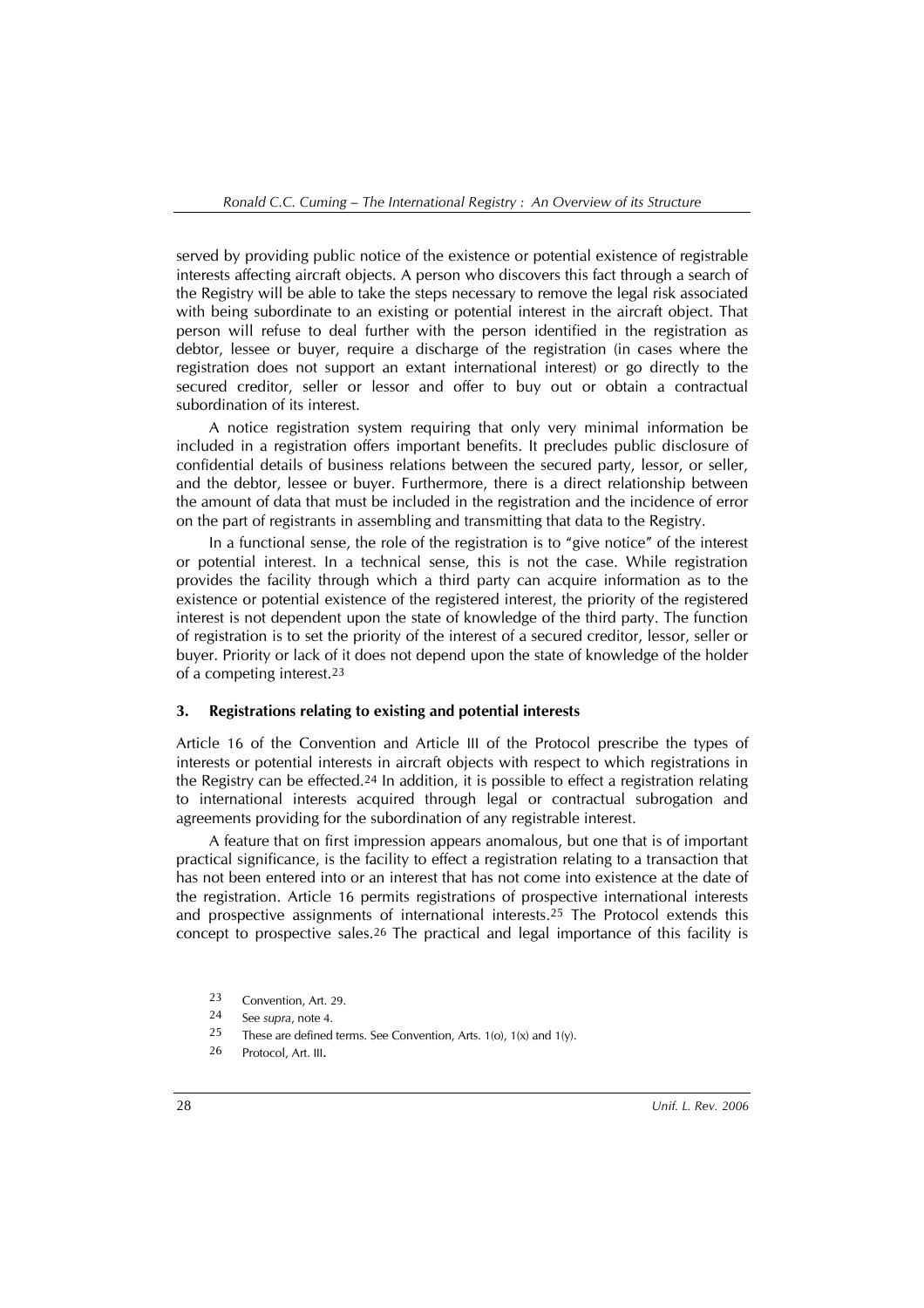served by providing public notice of the existence or potential existence of registrable interests affecting aircraft objects. A person who discovers this fact through a search of the Registry will be able to take the steps necessary to remove the legal risk associated with being subordinate to an existing or potential interest in the aircraft object. That person will refuse to deal further with the person identified in the registration as debtor, lessee or buyer, require a discharge of the registration (in cases where the registration does not support an extant international interest) or go directly to the secured creditor, seller or lessor and offer to buy out or obtain a contractual subordination of its interest.

A notice registration system requiring that only very minimal information be included in a registration offers important benefits. It precludes public disclosure of confidential details of business relations between the secured party, lessor, or seller, and the debtor, lessee or buyer. Furthermore, there is a direct relationship between the amount of data that must be included in the registration and the incidence of error on the part of registrants in assembling and transmitting that data to the Registry.

In a functional sense, the role of the registration is to "give notice" of the interest or potential interest. In a technical sense, this is not the case. While registration provides the facility through which a third party can acquire information as to the existence or potential existence of the registered interest, the priority of the registered interest is not dependent upon the state of knowledge of the third party. The function of registration is to set the priority of the interest of a secured creditor, lessor, seller or buyer. Priority or lack of it does not depend upon the state of knowledge of the holder of a competing interest.[23]

### 3. Registrations relating to existing and potential interests

Article 16 of the Convention and Article III of the Protocol prescribe the types of interests or potential interests in aircraft objects with respect to which registrations in the Registry can be effected.[24] In addition, it is possible to effect a registration relating to international interests acquired through legal or contractual subrogation and agreements providing for the subordination of any registrable interest.

A feature that on first impression appears anomalous, but one that is of important practical significance, is the facility to effect a registration relating to a transaction that has not been entered into or an interest that has not come into existence at the date of the registration. Article 16 permits registrations of prospective international interests and prospective assignments of international interests.[25] The Protocol extends this concept to prospective sales.[26] The practical and legal importance of this facility is

---

[23] Convention, Art. 29.

[24] See *supra*, note 4.

[25] These are defined terms. See Convention, Arts. 1(o), 1(x) and 1(y).

[26] Protocol, Art. III.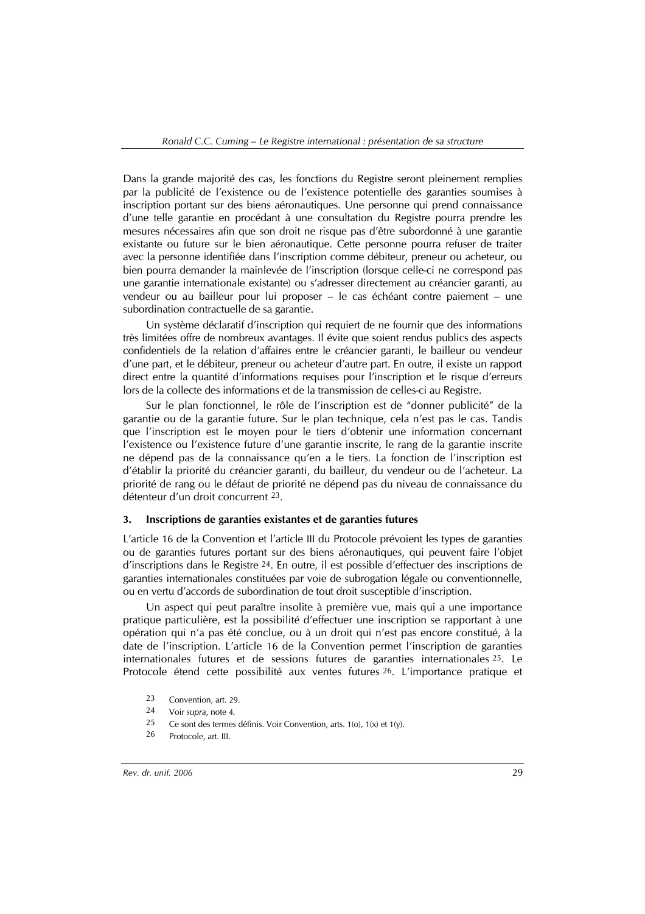Dans la grande majorité des cas, les fonctions du Registre seront pleinement remplies par la publicité de l'existence ou de l'existence potentielle des garanties soumises à inscription portant sur des biens aéronautiques. Une personne qui prend connaissance d'une telle garantie en procédant à une consultation du Registre pourra prendre les mesures nécessaires afin que son droit ne risque pas d'être subordonné à une garantie existante ou future sur le bien aéronautique. Cette personne pourra refuser de traiter avec la personne identifiée dans l'inscription comme débiteur, preneur ou acheteur, ou bien pourra demander la mainlevée de l'inscription (lorsque celle-ci ne correspond pas une garantie internationale existante) ou s'adresser directement au créancier garanti, au vendeur ou au bailleur pour lui proposer – le cas échéant contre paiement – une subordination contractuelle de sa garantie.

Un système déclaratif d'inscription qui requiert de ne fournir que des informations très limitées offre de nombreux avantages. Il évite que soient rendus publics des aspects confidentiels de la relation d'affaires entre le créancier garanti, le bailleur ou vendeur d'une part, et le débiteur, preneur ou acheteur d'autre part. En outre, il existe un rapport direct entre la quantité d'informations requises pour l'inscription et le risque d'erreurs lors de la collecte des informations et de la transmission de celles-ci au Registre.

Sur le plan fonctionnel, le rôle de l'inscription est de "donner publicité" de la garantie ou de la garantie future. Sur le plan technique, cela n'est pas le cas. Tandis que l'inscription est le moyen pour le tiers d'obtenir une information concernant l'existence ou l'existence future d'une garantie inscrite, le rang de la garantie inscrite ne dépend pas de la connaissance qu'en a le tiers. La fonction de l'inscription est d'établir la priorité du créancier garanti, du bailleur, du vendeur ou de l'acheteur. La priorité de rang ou le défaut de priorité ne dépend pas du niveau de connaissance du détenteur d'un droit concurrent [23].

### 3. Inscriptions de garanties existantes et de garanties futures

L'article 16 de la Convention et l'article III du Protocole prévoient les types de garanties ou de garanties futures portant sur des biens aéronautiques, qui peuvent faire l'objet d'inscriptions dans le Registre [24]. En outre, il est possible d'effectuer des inscriptions de garanties internationales constituées par voie de subrogation légale ou conventionnelle, ou en vertu d'accords de subordination de tout droit susceptible d'inscription.

Un aspect qui peut paraître insolite à première vue, mais qui a une importance pratique particulière, est la possibilité d'effectuer une inscription se rapportant à une opération qui n'a pas été conclue, ou à un droit qui n'est pas encore constitué, à la date de l'inscription. L'article 16 de la Convention permet l'inscription de garanties internationales futures et de sessions futures de garanties internationales [25]. Le Protocole étend cette possibilité aux ventes futures [26]. L'importance pratique et

[23] Convention, art. 29.

[24] Voir *supra*, note 4.

[25] Ce sont des termes définis. Voir Convention, arts. 1(o), 1(x) et 1(y).

[26] Protocole, art. III.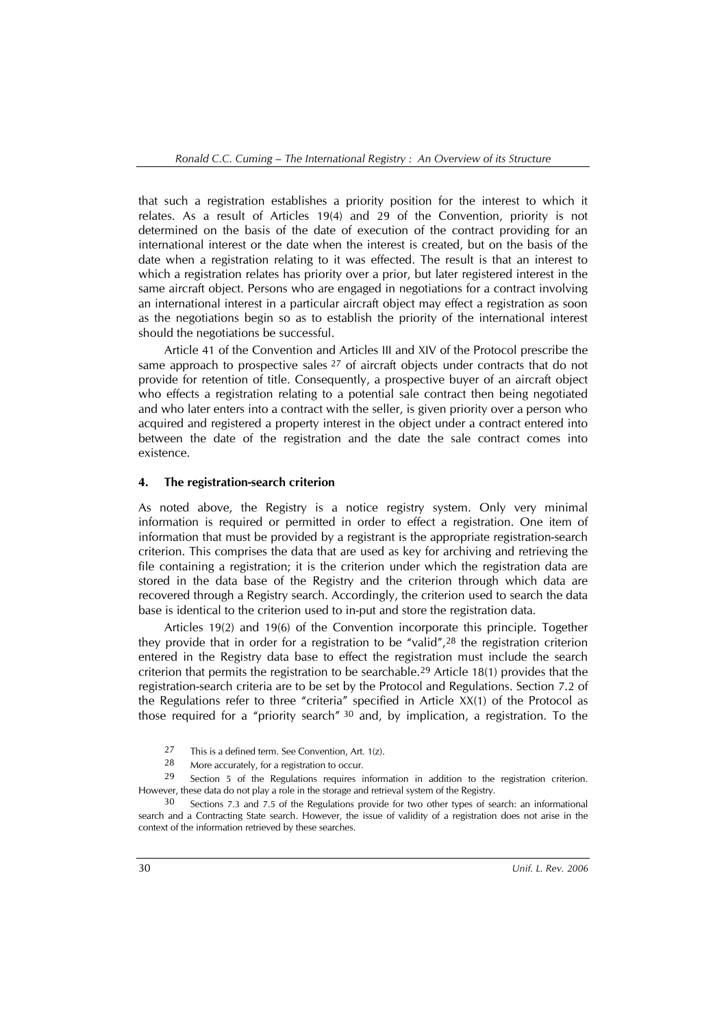that such a registration establishes a priority position for the interest to which it relates. As a result of Articles 19(4) and 29 of the Convention, priority is not determined on the basis of the date of execution of the contract providing for an international interest or the date when the interest is created, but on the basis of the date when a registration relating to it was effected. The result is that an interest to which a registration relates has priority over a prior, but later registered interest in the same aircraft object. Persons who are engaged in negotiations for a contract involving an international interest in a particular aircraft object may effect a registration as soon as the negotiations begin so as to establish the priority of the international interest should the negotiations be successful.

Article 41 of the Convention and Articles III and XIV of the Protocol prescribe the same approach to prospective sales [27] of aircraft objects under contracts that do not provide for retention of title. Consequently, a prospective buyer of an aircraft object who effects a registration relating to a potential sale contract then being negotiated and who later enters into a contract with the seller, is given priority over a person who acquired and registered a property interest in the object under a contract entered into between the date of the registration and the date the sale contract comes into existence.

## 4. The registration-search criterion

As noted above, the Registry is a notice registry system. Only very minimal information is required or permitted in order to effect a registration. One item of information that must be provided by a registrant is the appropriate registration-search criterion. This comprises the data that are used as key for archiving and retrieving the file containing a registration; it is the criterion under which the registration data are stored in the data base of the Registry and the criterion through which data are recovered through a Registry search. Accordingly, the criterion used to search the data base is identical to the criterion used to in-put and store the registration data.

Articles 19(2) and 19(6) of the Convention incorporate this principle. Together they provide that in order for a registration to be "valid",[28] the registration criterion entered in the Registry data base to effect the registration must include the search criterion that permits the registration to be searchable.[29] Article 18(1) provides that the registration-search criteria are to be set by the Protocol and Regulations. Section 7.2 of the Regulations refer to three "criteria" specified in Article XX(1) of the Protocol as those required for a "priority search" [30] and, by implication, a registration. To the

[27] This is a defined term. See Convention, Art. 1(z).

[28] More accurately, for a registration to occur.

[29] Section 5 of the Regulations requires information in addition to the registration criterion. However, these data do not play a role in the storage and retrieval system of the Registry.

[30] Sections 7.3 and 7.5 of the Regulations provide for two other types of search: an informational search and a Contracting State search. However, the issue of validity of a registration does not arise in the context of the information retrieved by these searches.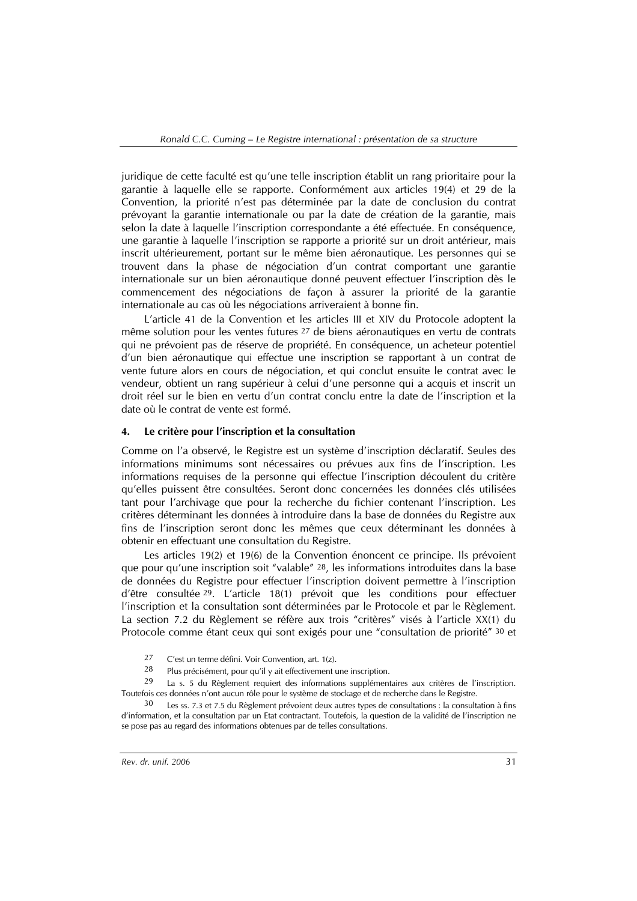juridique de cette faculté est qu'une telle inscription établit un rang prioritaire pour la garantie à laquelle elle se rapporte. Conformément aux articles 19(4) et 29 de la Convention, la priorité n'est pas déterminée par la date de conclusion du contrat prévoyant la garantie internationale ou par la date de création de la garantie, mais selon la date à laquelle l'inscription correspondante a été effectuée. En conséquence, une garantie à laquelle l'inscription se rapporte a priorité sur un droit antérieur, mais inscrit ultérieurement, portant sur le même bien aéronautique. Les personnes qui se trouvent dans la phase de négociation d'un contrat comportant une garantie internationale sur un bien aéronautique donné peuvent effectuer l'inscription dès le commencement des négociations de façon à assurer la priorité de la garantie internationale au cas où les négociations arriveraient à bonne fin.

L'article 41 de la Convention et les articles III et XIV du Protocole adoptent la même solution pour les ventes futures [27] de biens aéronautiques en vertu de contrats qui ne prévoient pas de réserve de propriété. En conséquence, un acheteur potentiel d'un bien aéronautique qui effectue une inscription se rapportant à un contrat de vente future alors en cours de négociation, et qui conclut ensuite le contrat avec le vendeur, obtient un rang supérieur à celui d'une personne qui a acquis et inscrit un droit réel sur le bien en vertu d'un contrat conclu entre la date de l'inscription et la date où le contrat de vente est formé.

#### 4. Le critère pour l'inscription et la consultation

Comme on l'a observé, le Registre est un système d'inscription déclaratif. Seules des informations minimums sont nécessaires ou prévues aux fins de l'inscription. Les informations requises de la personne qui effectue l'inscription découlent du critère qu'elles puissent être consultées. Seront donc concernées les données clés utilisées tant pour l'archivage que pour la recherche du fichier contenant l'inscription. Les critères déterminant les données à introduire dans la base de données du Registre aux fins de l'inscription seront donc les mêmes que ceux déterminant les données à obtenir en effectuant une consultation du Registre.

Les articles 19(2) et 19(6) de la Convention énoncent ce principe. Ils prévoient que pour qu'une inscription soit "valable" [28], les informations introduites dans la base de données du Registre pour effectuer l'inscription doivent permettre à l'inscription d'être consultée [29]. L'article 18(1) prévoit que les conditions pour effectuer l'inscription et la consultation sont déterminées par le Protocole et par le Règlement. La section 7.2 du Règlement se réfère aux trois "critères" visés à l'article XX(1) du Protocole comme étant ceux qui sont exigés pour une "consultation de priorité" [30] et

---

[27] C'est un terme défini. Voir Convention, art. 1(z).

[28] Plus précisément, pour qu'il y ait effectivement une inscription.

[29] La s. 5 du Règlement requiert des informations supplémentaires aux critères de l'inscription. Toutefois ces données n'ont aucun rôle pour le système de stockage et de recherche dans le Registre.

[30] Les ss. 7.3 et 7.5 du Règlement prévoient deux autres types de consultations : la consultation à fins d'information, et la consultation par un Etat contractant. Toutefois, la question de la validité de l'inscription ne se pose pas au regard des informations obtenues par de telles consultations.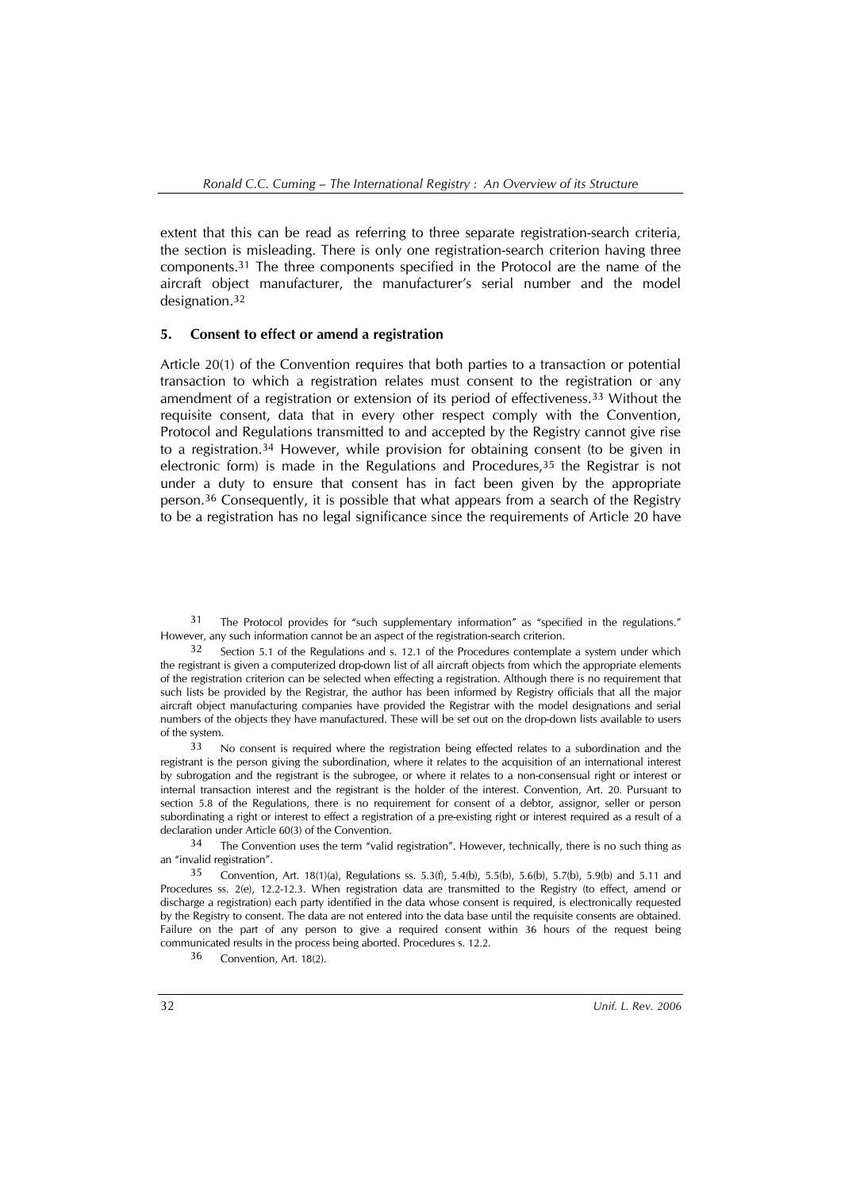extent that this can be read as referring to three separate registration-search criteria, the section is misleading. There is only one registration-search criterion having three components.[31] The three components specified in the Protocol are the name of the aircraft object manufacturer, the manufacturer's serial number and the model designation.[32]

## 5. Consent to effect or amend a registration

Article 20(1) of the Convention requires that both parties to a transaction or potential transaction to which a registration relates must consent to the registration or any amendment of a registration or extension of its period of effectiveness.[33] Without the requisite consent, data that in every other respect comply with the Convention, Protocol and Regulations transmitted to and accepted by the Registry cannot give rise to a registration.[34] However, while provision for obtaining consent (to be given in electronic form) is made in the Regulations and Procedures,[35] the Registrar is not under a duty to ensure that consent has in fact been given by the appropriate person.[36] Consequently, it is possible that what appears from a search of the Registry to be a registration has no legal significance since the requirements of Article 20 have

---

[31] The Protocol provides for "such supplementary information" as "specified in the regulations." However, any such information cannot be an aspect of the registration-search criterion.

[32] Section 5.1 of the Regulations and s. 12.1 of the Procedures contemplate a system under which the registrant is given a computerized drop-down list of all aircraft objects from which the appropriate elements of the registration criterion can be selected when effecting a registration. Although there is no requirement that such lists be provided by the Registrar, the author has been informed by Registry officials that all the major aircraft object manufacturing companies have provided the Registrar with the model designations and serial numbers of the objects they have manufactured. These will be set out on the drop-down lists available to users of the system.

[33] No consent is required where the registration being effected relates to a subordination and the registrant is the person giving the subordination, where it relates to the acquisition of an international interest by subrogation and the registrant is the subrogee, or where it relates to a non-consensual right or interest or internal transaction interest and the registrant is the holder of the interest. Convention, Art. 20. Pursuant to section 5.8 of the Regulations, there is no requirement for consent of a debtor, assignor, seller or person subordinating a right or interest to effect a registration of a pre-existing right or interest required as a result of a declaration under Article 60(3) of the Convention.

[34] The Convention uses the term "valid registration". However, technically, there is no such thing as an "invalid registration".

[35] Convention, Art. 18(1)(a), Regulations ss. 5.3(f), 5.4(b), 5.5(b), 5.6(b), 5.7(b), 5.9(b) and 5.11 and Procedures ss. 2(e), 12.2-12.3. When registration data are transmitted to the Registry (to effect, amend or discharge a registration) each party identified in the data whose consent is required, is electronically requested by the Registry to consent. The data are not entered into the data base until the requisite consents are obtained. Failure on the part of any person to give a required consent within 36 hours of the request being communicated results in the process being aborted. Procedures s. 12.2.

[36] Convention, Art. 18(2).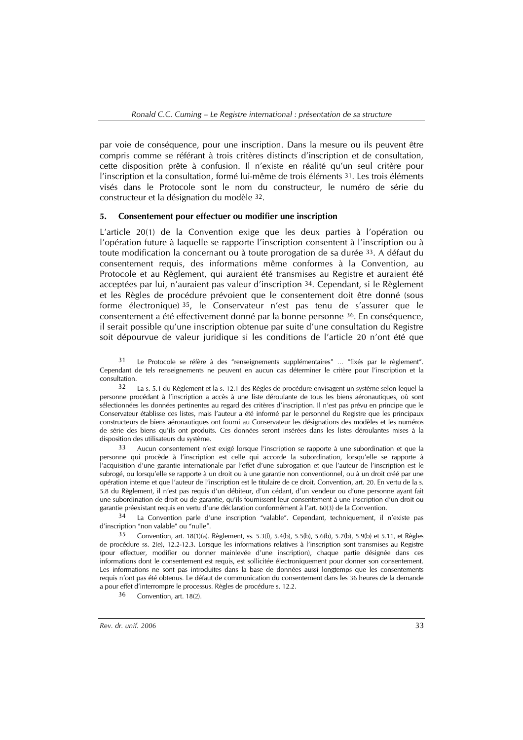par voie de conséquence, pour une inscription. Dans la mesure ou ils peuvent être compris comme se référant à trois critères distincts d'inscription et de consultation, cette disposition prête à confusion. Il n'existe en réalité qu'un seul critère pour l'inscription et la consultation, formé lui-même de trois éléments [31]. Les trois éléments visés dans le Protocole sont le nom du constructeur, le numéro de série du constructeur et la désignation du modèle [32].

### 5. Consentement pour effectuer ou modifier une inscription

L'article 20(1) de la Convention exige que les deux parties à l'opération ou l'opération future à laquelle se rapporte l'inscription consentent à l'inscription ou à toute modification la concernant ou à toute prorogation de sa durée [33]. A défaut du consentement requis, des informations même conformes à la Convention, au Protocole et au Règlement, qui auraient été transmises au Registre et auraient été acceptées par lui, n'auraient pas valeur d'inscription [34]. Cependant, si le Règlement et les Règles de procédure prévoient que le consentement doit être donné (sous forme électronique) [35], le Conservateur n'est pas tenu de s'assurer que le consentement a été effectivement donné par la bonne personne [36]. En conséquence, il serait possible qu'une inscription obtenue par suite d'une consultation du Registre soit dépourvue de valeur juridique si les conditions de l'article 20 n'ont été que

[31] Le Protocole se réfère à des "renseignements supplémentaires" … "fixés par le règlement". Cependant de tels renseignements ne peuvent en aucun cas déterminer le critère pour l'inscription et la consultation.

[32] La s. 5.1 du Règlement et la s. 12.1 des Règles de procédure envisagent un système selon lequel la personne procédant à l'inscription a accès à une liste déroulante de tous les biens aéronautiques, où sont sélectionnées les données pertinentes au regard des critères d'inscription. Il n'est pas prévu en principe que le Conservateur établisse ces listes, mais l'auteur a été informé par le personnel du Registre que les principaux constructeurs de biens aéronautiques ont fourni au Conservateur les désignations des modèles et les numéros de série des biens qu'ils ont produits. Ces données seront insérées dans les listes déroulantes mises à la disposition des utilisateurs du système.

[33] Aucun consentement n'est exigé lorsque l'inscription se rapporte à une subordination et que la personne qui procède à l'inscription est celle qui accorde la subordination, lorsqu'elle se rapporte à l'acquisition d'une garantie internationale par l'effet d'une subrogation et que l'auteur de l'inscription est le subrogé, ou lorsqu'elle se rapporte à un droit ou à une garantie non conventionnel, ou à un droit créé par une opération interne et que l'auteur de l'inscription est le titulaire de ce droit. Convention, art. 20. En vertu de la s. 5.8 du Règlement, il n'est pas requis d'un débiteur, d'un cédant, d'un vendeur ou d'une personne ayant fait une subordination de droit ou de garantie, qu'ils fournissent leur consentement à une inscription d'un droit ou garantie préexistant requis en vertu d'une déclaration conformément à l'art. 60(3) de la Convention.

[34] La Convention parle d'une inscription "valable". Cependant, techniquement, il n'existe pas d'inscription "non valable" ou "nulle".

[35] Convention, art. 18(1)(a). Règlement, ss. 5.3(f), 5.4(b), 5.5(b), 5.6(b), 5.7(b), 5.9(b) et 5.11, et Règles de procédure ss. 2(e), 12.2-12.3. Lorsque les informations relatives à l'inscription sont transmises au Registre (pour effectuer, modifier ou donner mainlevée d'une inscription), chaque partie désignée dans ces informations dont le consentement est requis, est sollicitée électroniquement pour donner son consentement. Les informations ne sont pas introduites dans la base de données aussi longtemps que les consentements requis n'ont pas été obtenus. Le défaut de communication du consentement dans les 36 heures de la demande a pour effet d'interrompre le processus. Règles de procédure s. 12.2.

[36] Convention, art. 18(2).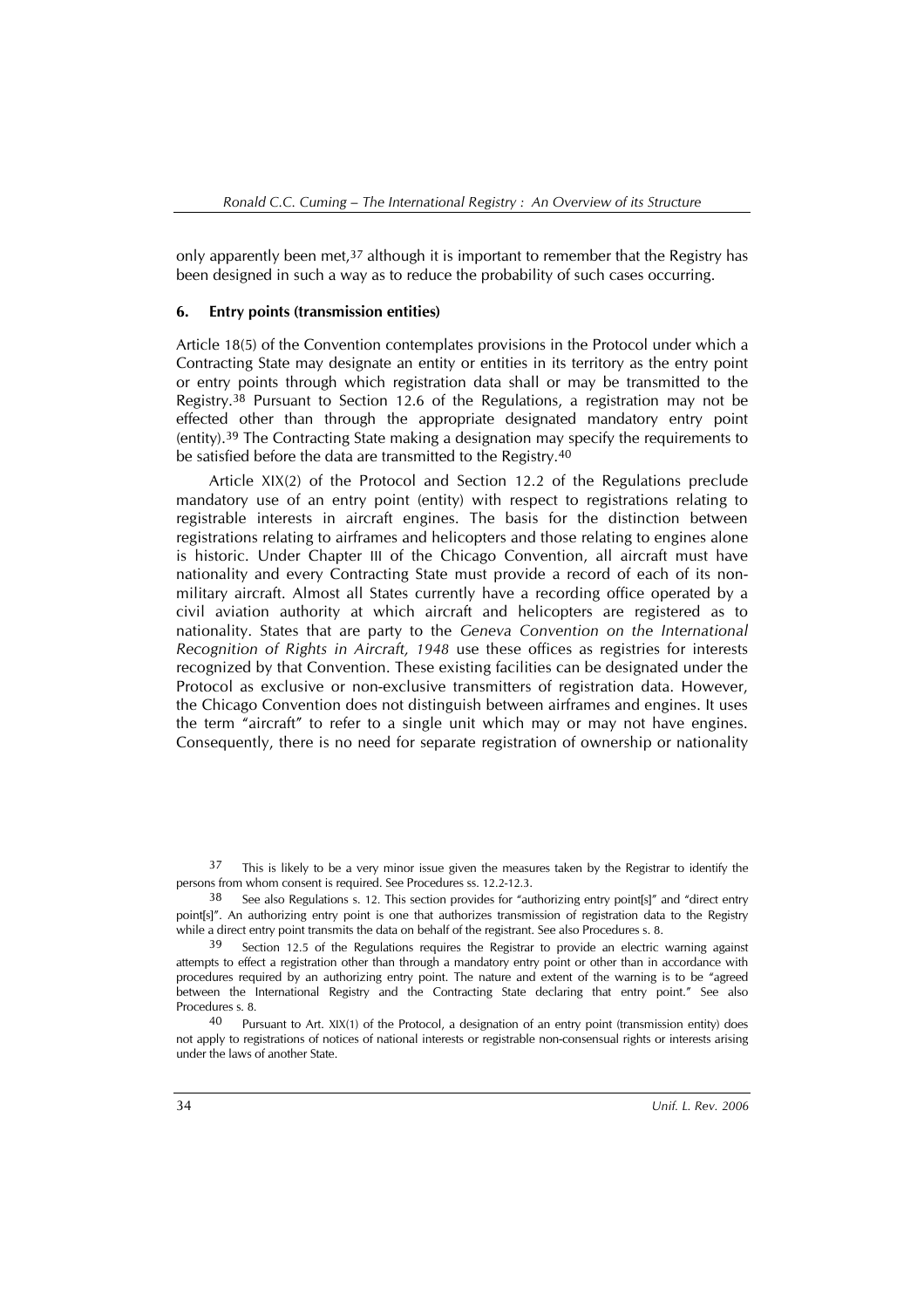only apparently been met,[37] although it is important to remember that the Registry has been designed in such a way as to reduce the probability of such cases occurring.

### 6. Entry points (transmission entities)

Article 18(5) of the Convention contemplates provisions in the Protocol under which a Contracting State may designate an entity or entities in its territory as the entry point or entry points through which registration data shall or may be transmitted to the Registry.[38] Pursuant to Section 12.6 of the Regulations, a registration may not be effected other than through the appropriate designated mandatory entry point (entity).[39] The Contracting State making a designation may specify the requirements to be satisfied before the data are transmitted to the Registry.[40]

Article XIX(2) of the Protocol and Section 12.2 of the Regulations preclude mandatory use of an entry point (entity) with respect to registrations relating to registrable interests in aircraft engines. The basis for the distinction between registrations relating to airframes and helicopters and those relating to engines alone is historic. Under Chapter III of the Chicago Convention, all aircraft must have nationality and every Contracting State must provide a record of each of its non-military aircraft. Almost all States currently have a recording office operated by a civil aviation authority at which aircraft and helicopters are registered as to nationality. States that are party to the *Geneva Convention on the International Recognition of Rights in Aircraft, 1948* use these offices as registries for interests recognized by that Convention. These existing facilities can be designated under the Protocol as exclusive or non-exclusive transmitters of registration data. However, the Chicago Convention does not distinguish between airframes and engines. It uses the term "aircraft" to refer to a single unit which may or may not have engines. Consequently, there is no need for separate registration of ownership or nationality

---

[37] This is likely to be a very minor issue given the measures taken by the Registrar to identify the persons from whom consent is required. See Procedures ss. 12.2-12.3.

[38] See also Regulations s. 12. This section provides for "authorizing entry point[s]" and "direct entry point[s]". An authorizing entry point is one that authorizes transmission of registration data to the Registry while a direct entry point transmits the data on behalf of the registrant. See also Procedures s. 8.

[39] Section 12.5 of the Regulations requires the Registrar to provide an electric warning against attempts to effect a registration other than through a mandatory entry point or other than in accordance with procedures required by an authorizing entry point. The nature and extent of the warning is to be "agreed between the International Registry and the Contracting State declaring that entry point." See also Procedures s. 8.

[40] Pursuant to Art. XIX(1) of the Protocol, a designation of an entry point (transmission entity) does not apply to registrations of notices of national interests or registrable non-consensual rights or interests arising under the laws of another State.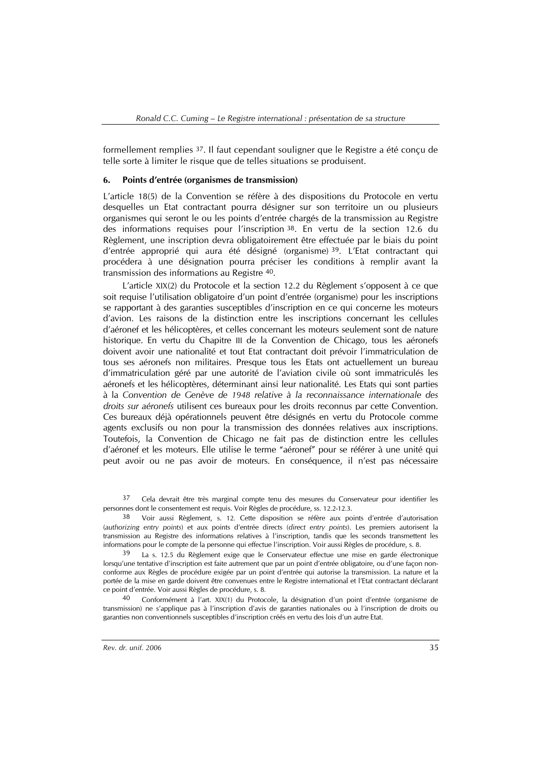formellement remplies [37]. Il faut cependant souligner que le Registre a été conçu de telle sorte à limiter le risque que de telles situations se produisent.

#### 6. Points d'entrée (organismes de transmission)

L'article 18(5) de la Convention se réfère à des dispositions du Protocole en vertu desquelles un Etat contractant pourra désigner sur son territoire un ou plusieurs organismes qui seront le ou les points d'entrée chargés de la transmission au Registre des informations requises pour l'inscription [38]. En vertu de la section 12.6 du Règlement, une inscription devra obligatoirement être effectuée par le biais du point d'entrée approprié qui aura été désigné (organisme) [39]. L'Etat contractant qui procédera à une désignation pourra préciser les conditions à remplir avant la transmission des informations au Registre [40].

L'article XIX(2) du Protocole et la section 12.2 du Règlement s'opposent à ce que soit requise l'utilisation obligatoire d'un point d'entrée (organisme) pour les inscriptions se rapportant à des garanties susceptibles d'inscription en ce qui concerne les moteurs d'avion. Les raisons de la distinction entre les inscriptions concernant les cellules d'aéronef et les hélicoptères, et celles concernant les moteurs seulement sont de nature historique. En vertu du Chapitre III de la Convention de Chicago, tous les aéronefs doivent avoir une nationalité et tout Etat contractant doit prévoir l'immatriculation de tous ses aéronefs non militaires. Presque tous les Etats ont actuellement un bureau d'immatriculation géré par une autorité de l'aviation civile où sont immatriculés les aéronefs et les hélicoptères, déterminant ainsi leur nationalité. Les Etats qui sont parties à la *Convention de Genève de 1948 relative à la reconnaissance internationale des droits sur aéronefs* utilisent ces bureaux pour les droits reconnus par cette Convention. Ces bureaux déjà opérationnels peuvent être désignés en vertu du Protocole comme agents exclusifs ou non pour la transmission des données relatives aux inscriptions. Toutefois, la Convention de Chicago ne fait pas de distinction entre les cellules d'aéronef et les moteurs. Elle utilise le terme "aéronef" pour se référer à une unité qui peut avoir ou ne pas avoir de moteurs. En conséquence, il n'est pas nécessaire

---

[37] Cela devrait être très marginal compte tenu des mesures du Conservateur pour identifier les personnes dont le consentement est requis. Voir Règles de procédure, ss. 12.2-12.3.

[38] Voir aussi Règlement, s. 12. Cette disposition se réfère aux points d'entrée d'autorisation (*authorizing entry points*) et aux points d'entrée directs (*direct entry points*). Les premiers autorisent la transmission au Registre des informations relatives à l'inscription, tandis que les seconds transmettent les informations pour le compte de la personne qui effectue l'inscription. Voir aussi Règles de procédure, s. 8.

[39] La s. 12.5 du Règlement exige que le Conservateur effectue une mise en garde électronique lorsqu'une tentative d'inscription est faite autrement que par un point d'entrée obligatoire, ou d'une façon non-conforme aux Règles de procédure exigée par un point d'entrée qui autorise la transmission. La nature et la portée de la mise en garde doivent être convenues entre le Registre international et l'Etat contractant déclarant ce point d'entrée. Voir aussi Règles de procédure, s. 8.

[40] Conformément à l'art. XIX(1) du Protocole, la désignation d'un point d'entrée (organisme de transmission) ne s'applique pas à l'inscription d'avis de garanties nationales ou à l'inscription de droits ou garanties non conventionnels susceptibles d'inscription créés en vertu des lois d'un autre Etat.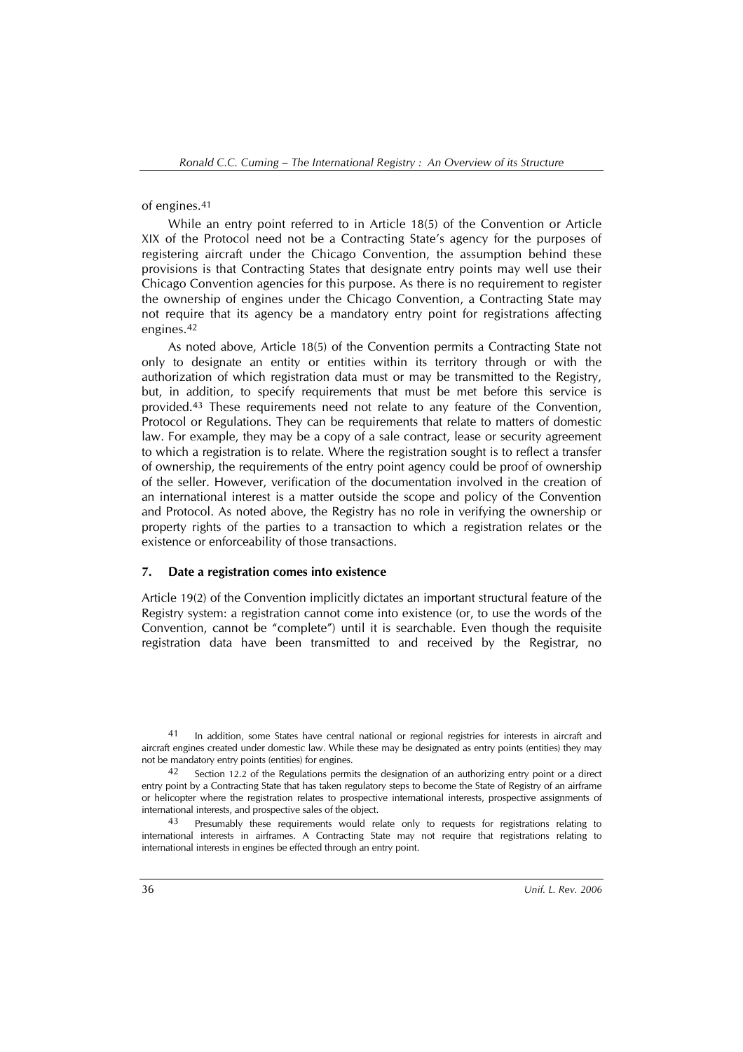of engines.[41]

While an entry point referred to in Article 18(5) of the Convention or Article XIX of the Protocol need not be a Contracting State's agency for the purposes of registering aircraft under the Chicago Convention, the assumption behind these provisions is that Contracting States that designate entry points may well use their Chicago Convention agencies for this purpose. As there is no requirement to register the ownership of engines under the Chicago Convention, a Contracting State may not require that its agency be a mandatory entry point for registrations affecting engines.[42]

As noted above, Article 18(5) of the Convention permits a Contracting State not only to designate an entity or entities within its territory through or with the authorization of which registration data must or may be transmitted to the Registry, but, in addition, to specify requirements that must be met before this service is provided.[43] These requirements need not relate to any feature of the Convention, Protocol or Regulations. They can be requirements that relate to matters of domestic law. For example, they may be a copy of a sale contract, lease or security agreement to which a registration is to relate. Where the registration sought is to reflect a transfer of ownership, the requirements of the entry point agency could be proof of ownership of the seller. However, verification of the documentation involved in the creation of an international interest is a matter outside the scope and policy of the Convention and Protocol. As noted above, the Registry has no role in verifying the ownership or property rights of the parties to a transaction to which a registration relates or the existence or enforceability of those transactions.

### 7. Date a registration comes into existence

Article 19(2) of the Convention implicitly dictates an important structural feature of the Registry system: a registration cannot come into existence (or, to use the words of the Convention, cannot be "complete") until it is searchable. Even though the requisite registration data have been transmitted to and received by the Registrar, no

---

[41] In addition, some States have central national or regional registries for interests in aircraft and aircraft engines created under domestic law. While these may be designated as entry points (entities) they may not be mandatory entry points (entities) for engines.

[42] Section 12.2 of the Regulations permits the designation of an authorizing entry point or a direct entry point by a Contracting State that has taken regulatory steps to become the State of Registry of an airframe or helicopter where the registration relates to prospective international interests, prospective assignments of international interests, and prospective sales of the object.

[43] Presumably these requirements would relate only to requests for registrations relating to international interests in airframes. A Contracting State may not require that registrations relating to international interests in engines be effected through an entry point.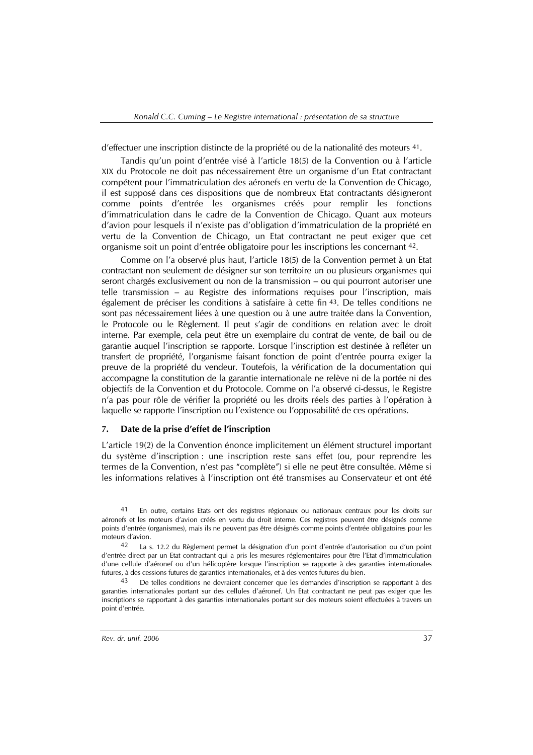d'effectuer une inscription distincte de la propriété ou de la nationalité des moteurs [41].

Tandis qu'un point d'entrée visé à l'article 18(5) de la Convention ou à l'article XIX du Protocole ne doit pas nécessairement être un organisme d'un Etat contractant compétent pour l'immatriculation des aéronefs en vertu de la Convention de Chicago, il est supposé dans ces dispositions que de nombreux Etat contractants désigneront comme points d'entrée les organismes créés pour remplir les fonctions d'immatriculation dans le cadre de la Convention de Chicago. Quant aux moteurs d'avion pour lesquels il n'existe pas d'obligation d'immatriculation de la propriété en vertu de la Convention de Chicago, un Etat contractant ne peut exiger que cet organisme soit un point d'entrée obligatoire pour les inscriptions les concernant [42].

Comme on l'a observé plus haut, l'article 18(5) de la Convention permet à un Etat contractant non seulement de désigner sur son territoire un ou plusieurs organismes qui seront chargés exclusivement ou non de la transmission – ou qui pourront autoriser une telle transmission – au Registre des informations requises pour l'inscription, mais également de préciser les conditions à satisfaire à cette fin [43]. De telles conditions ne sont pas nécessairement liées à une question ou à une autre traitée dans la Convention, le Protocole ou le Règlement. Il peut s'agir de conditions en relation avec le droit interne. Par exemple, cela peut être un exemplaire du contrat de vente, de bail ou de garantie auquel l'inscription se rapporte. Lorsque l'inscription est destinée à refléter un transfert de propriété, l'organisme faisant fonction de point d'entrée pourra exiger la preuve de la propriété du vendeur. Toutefois, la vérification de la documentation qui accompagne la constitution de la garantie internationale ne relève ni de la portée ni des objectifs de la Convention et du Protocole. Comme on l'a observé ci-dessus, le Registre n'a pas pour rôle de vérifier la propriété ou les droits réels des parties à l'opération à laquelle se rapporte l'inscription ou l'existence ou l'opposabilité de ces opérations.

## 7. Date de la prise d'effet de l'inscription

L'article 19(2) de la Convention énonce implicitement un élément structurel important du système d'inscription : une inscription reste sans effet (ou, pour reprendre les termes de la Convention, n'est pas "complète") si elle ne peut être consultée. Même si les informations relatives à l'inscription ont été transmises au Conservateur et ont été

---

[41] En outre, certains Etats ont des registres régionaux ou nationaux centraux pour les droits sur aéronefs et les moteurs d'avion créés en vertu du droit interne. Ces registres peuvent être désignés comme points d'entrée (organismes), mais ils ne peuvent pas être désignés comme points d'entrée obligatoires pour les moteurs d'avion.

[42] La s. 12.2 du Règlement permet la désignation d'un point d'entrée d'autorisation ou d'un point d'entrée direct par un Etat contractant qui a pris les mesures réglementaires pour être l'Etat d'immatriculation d'une cellule d'aéronef ou d'un hélicoptère lorsque l'inscription se rapporte à des garanties internationales futures, à des cessions futures de garanties internationales, et à des ventes futures du bien.

[43] De telles conditions ne devraient concerner que les demandes d'inscription se rapportant à des garanties internationales portant sur des cellules d'aéronef. Un Etat contractant ne peut pas exiger que les inscriptions se rapportant à des garanties internationales portant sur des moteurs soient effectuées à travers un point d'entrée.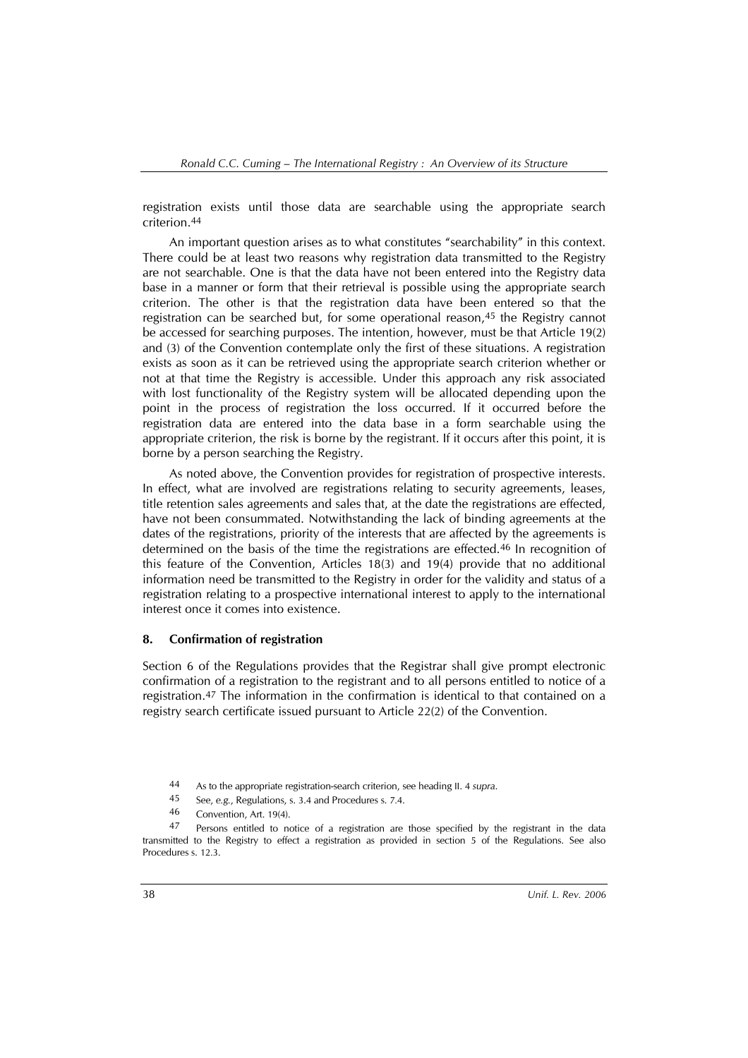registration exists until those data are searchable using the appropriate search criterion.[44]

An important question arises as to what constitutes "searchability" in this context. There could be at least two reasons why registration data transmitted to the Registry are not searchable. One is that the data have not been entered into the Registry data base in a manner or form that their retrieval is possible using the appropriate search criterion. The other is that the registration data have been entered so that the registration can be searched but, for some operational reason,[45] the Registry cannot be accessed for searching purposes. The intention, however, must be that Article 19(2) and (3) of the Convention contemplate only the first of these situations. A registration exists as soon as it can be retrieved using the appropriate search criterion whether or not at that time the Registry is accessible. Under this approach any risk associated with lost functionality of the Registry system will be allocated depending upon the point in the process of registration the loss occurred. If it occurred before the registration data are entered into the data base in a form searchable using the appropriate criterion, the risk is borne by the registrant. If it occurs after this point, it is borne by a person searching the Registry.

As noted above, the Convention provides for registration of prospective interests. In effect, what are involved are registrations relating to security agreements, leases, title retention sales agreements and sales that, at the date the registrations are effected, have not been consummated. Notwithstanding the lack of binding agreements at the dates of the registrations, priority of the interests that are affected by the agreements is determined on the basis of the time the registrations are effected.[46] In recognition of this feature of the Convention, Articles 18(3) and 19(4) provide that no additional information need be transmitted to the Registry in order for the validity and status of a registration relating to a prospective international interest to apply to the international interest once it comes into existence.

### 8. Confirmation of registration

Section 6 of the Regulations provides that the Registrar shall give prompt electronic confirmation of a registration to the registrant and to all persons entitled to notice of a registration.[47] The information in the confirmation is identical to that contained on a registry search certificate issued pursuant to Article 22(2) of the Convention.

---

44 As to the appropriate registration-search criterion, see heading II. 4 *supra*.

45 See, *e.g.*, Regulations, s. 3.4 and Procedures s. 7.4.

46 Convention, Art. 19(4).

47 Persons entitled to notice of a registration are those specified by the registrant in the data transmitted to the Registry to effect a registration as provided in section 5 of the Regulations. See also Procedures s. 12.3.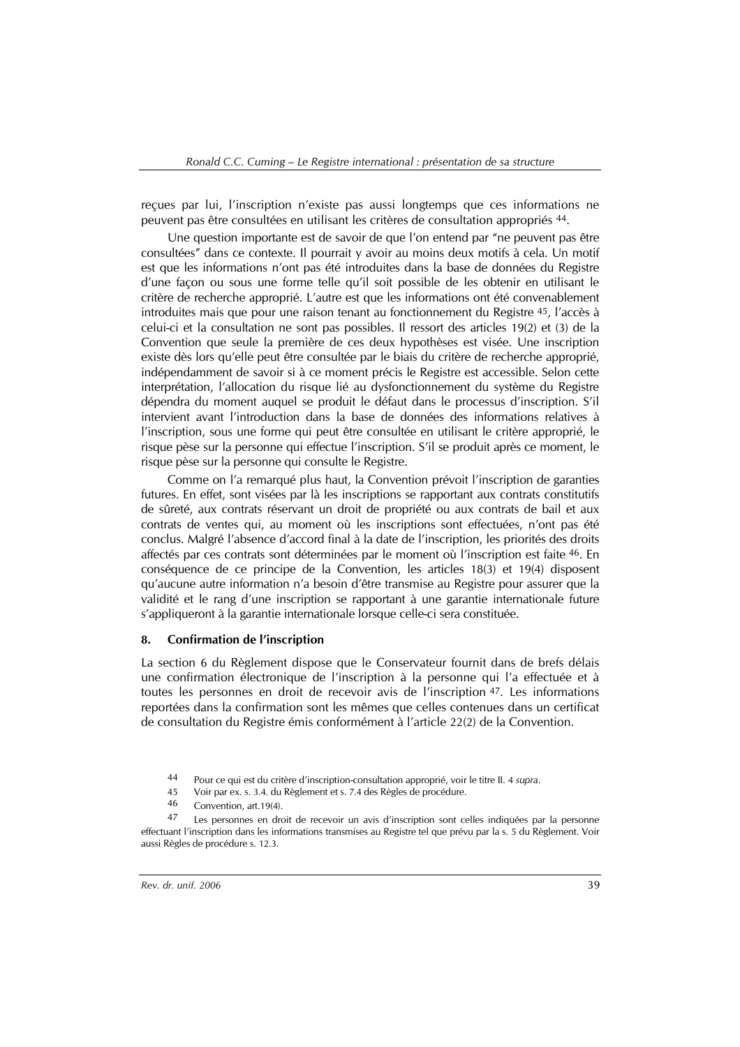reçues par lui, l'inscription n'existe pas aussi longtemps que ces informations ne peuvent pas être consultées en utilisant les critères de consultation appropriés [44].

Une question importante est de savoir de que l'on entend par "ne peuvent pas être consultées" dans ce contexte. Il pourrait y avoir au moins deux motifs à cela. Un motif est que les informations n'ont pas été introduites dans la base de données du Registre d'une façon ou sous une forme telle qu'il soit possible de les obtenir en utilisant le critère de recherche approprié. L'autre est que les informations ont été convenablement introduites mais que pour une raison tenant au fonctionnement du Registre [45], l'accès à celui-ci et la consultation ne sont pas possibles. Il ressort des articles 19(2) et (3) de la Convention que seule la première de ces deux hypothèses est visée. Une inscription existe dès lors qu'elle peut être consultée par le biais du critère de recherche approprié, indépendamment de savoir si à ce moment précis le Registre est accessible. Selon cette interprétation, l'allocation du risque lié au dysfonctionnement du système du Registre dépendra du moment auquel se produit le défaut dans le processus d'inscription. S'il intervient avant l'introduction dans la base de données des informations relatives à l'inscription, sous une forme qui peut être consultée en utilisant le critère approprié, le risque pèse sur la personne qui effectue l'inscription. S'il se produit après ce moment, le risque pèse sur la personne qui consulte le Registre.

Comme on l'a remarqué plus haut, la Convention prévoit l'inscription de garanties futures. En effet, sont visées par là les inscriptions se rapportant aux contrats constitutifs de sûreté, aux contrats réservant un droit de propriété ou aux contrats de bail et aux contrats de ventes qui, au moment où les inscriptions sont effectuées, n'ont pas été conclus. Malgré l'absence d'accord final à la date de l'inscription, les priorités des droits affectés par ces contrats sont déterminées par le moment où l'inscription est faite [46]. En conséquence de ce principe de la Convention, les articles 18(3) et 19(4) disposent qu'aucune autre information n'a besoin d'être transmise au Registre pour assurer que la validité et le rang d'une inscription se rapportant à une garantie internationale future s'appliqueront à la garantie internationale lorsque celle-ci sera constituée.

#### 8. Confirmation de l'inscription

La section 6 du Règlement dispose que le Conservateur fournit dans de brefs délais une confirmation électronique de l'inscription à la personne qui l'a effectuée et à toutes les personnes en droit de recevoir avis de l'inscription [47]. Les informations reportées dans la confirmation sont les mêmes que celles contenues dans un certificat de consultation du Registre émis conformément à l'article 22(2) de la Convention.

---

44 Pour ce qui est du critère d'inscription-consultation approprié, voir le titre II. 4 *supra*.

45 Voir par ex. s. 3.4. du Règlement et s. 7.4 des Règles de procédure.

46 Convention, art.19(4).

47 Les personnes en droit de recevoir un avis d'inscription sont celles indiquées par la personne effectuant l'inscription dans les informations transmises au Registre tel que prévu par la s. 5 du Règlement. Voir aussi Règles de procédure s. 12.3.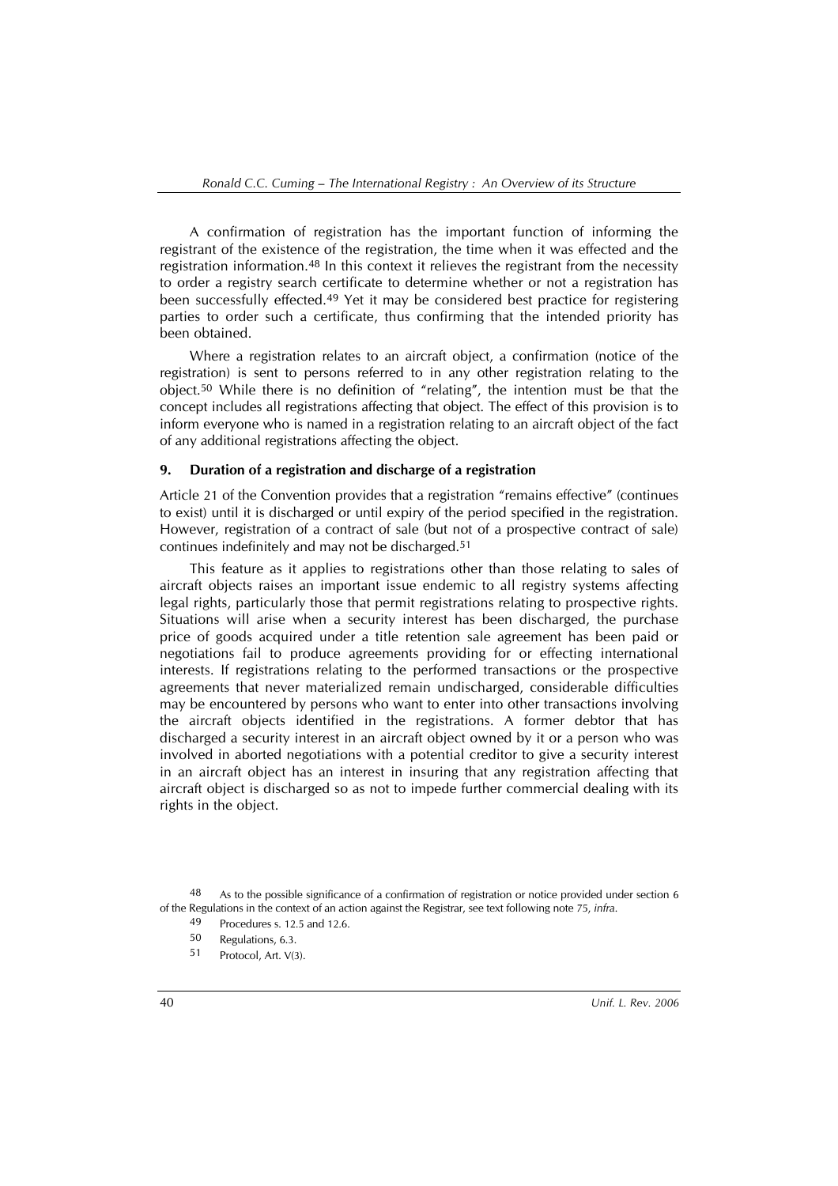A confirmation of registration has the important function of informing the registrant of the existence of the registration, the time when it was effected and the registration information.[48] In this context it relieves the registrant from the necessity to order a registry search certificate to determine whether or not a registration has been successfully effected.[49] Yet it may be considered best practice for registering parties to order such a certificate, thus confirming that the intended priority has been obtained.

Where a registration relates to an aircraft object, a confirmation (notice of the registration) is sent to persons referred to in any other registration relating to the object.[50] While there is no definition of "relating", the intention must be that the concept includes all registrations affecting that object. The effect of this provision is to inform everyone who is named in a registration relating to an aircraft object of the fact of any additional registrations affecting the object.

## 9. Duration of a registration and discharge of a registration

Article 21 of the Convention provides that a registration "remains effective" (continues to exist) until it is discharged or until expiry of the period specified in the registration. However, registration of a contract of sale (but not of a prospective contract of sale) continues indefinitely and may not be discharged.[51]

This feature as it applies to registrations other than those relating to sales of aircraft objects raises an important issue endemic to all registry systems affecting legal rights, particularly those that permit registrations relating to prospective rights. Situations will arise when a security interest has been discharged, the purchase price of goods acquired under a title retention sale agreement has been paid or negotiations fail to produce agreements providing for or effecting international interests. If registrations relating to the performed transactions or the prospective agreements that never materialized remain undischarged, considerable difficulties may be encountered by persons who want to enter into other transactions involving the aircraft objects identified in the registrations. A former debtor that has discharged a security interest in an aircraft object owned by it or a person who was involved in aborted negotiations with a potential creditor to give a security interest in an aircraft object has an interest in insuring that any registration affecting that aircraft object is discharged so as not to impede further commercial dealing with its rights in the object.

---

[48] As to the possible significance of a confirmation of registration or notice provided under section 6 of the Regulations in the context of an action against the Registrar, see text following note 75, *infra*.

[49] Procedures s. 12.5 and 12.6.

[50] Regulations, 6.3.

[51] Protocol, Art. V(3).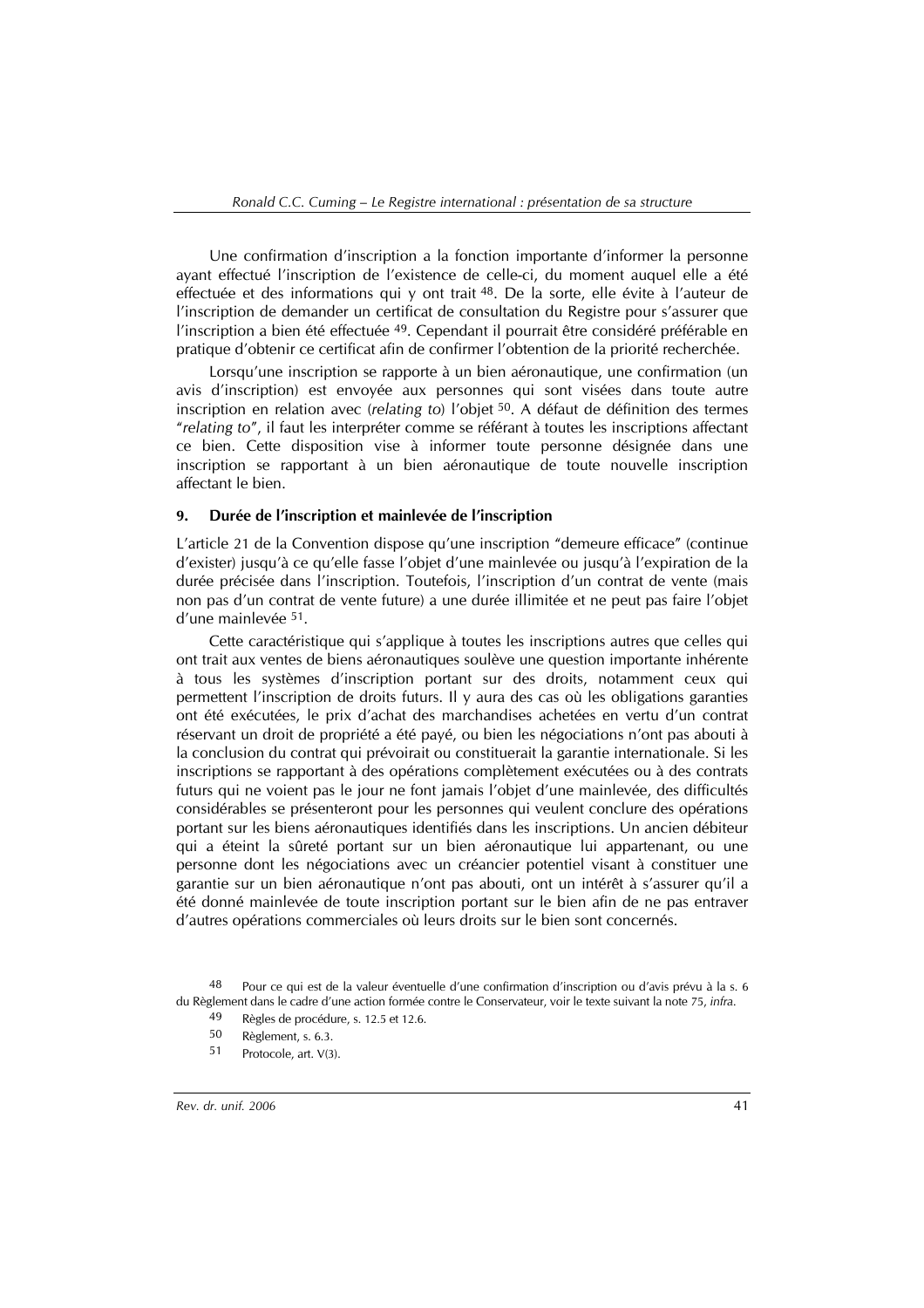Une confirmation d'inscription a la fonction importante d'informer la personne ayant effectué l'inscription de l'existence de celle-ci, du moment auquel elle a été effectuée et des informations qui y ont trait [48]. De la sorte, elle évite à l'auteur de l'inscription de demander un certificat de consultation du Registre pour s'assurer que l'inscription a bien été effectuée [49]. Cependant il pourrait être considéré préférable en pratique d'obtenir ce certificat afin de confirmer l'obtention de la priorité recherchée.

Lorsqu'une inscription se rapporte à un bien aéronautique, une confirmation (un avis d'inscription) est envoyée aux personnes qui sont visées dans toute autre inscription en relation avec (*relating to*) l'objet [50]. A défaut de définition des termes "*relating to*", il faut les interpréter comme se référant à toutes les inscriptions affectant ce bien. Cette disposition vise à informer toute personne désignée dans une inscription se rapportant à un bien aéronautique de toute nouvelle inscription affectant le bien.

### 9. Durée de l'inscription et mainlevée de l'inscription

L'article 21 de la Convention dispose qu'une inscription "demeure efficace" (continue d'exister) jusqu'à ce qu'elle fasse l'objet d'une mainlevée ou jusqu'à l'expiration de la durée précisée dans l'inscription. Toutefois, l'inscription d'un contrat de vente (mais non pas d'un contrat de vente future) a une durée illimitée et ne peut pas faire l'objet d'une mainlevée [51].

Cette caractéristique qui s'applique à toutes les inscriptions autres que celles qui ont trait aux ventes de biens aéronautiques soulève une question importante inhérente à tous les systèmes d'inscription portant sur des droits, notamment ceux qui permettent l'inscription de droits futurs. Il y aura des cas où les obligations garanties ont été exécutées, le prix d'achat des marchandises achetées en vertu d'un contrat réservant un droit de propriété a été payé, ou bien les négociations n'ont pas abouti à la conclusion du contrat qui prévoirait ou constituerait la garantie internationale. Si les inscriptions se rapportant à des opérations complètement exécutées ou à des contrats futurs qui ne voient pas le jour ne font jamais l'objet d'une mainlevée, des difficultés considérables se présenteront pour les personnes qui veulent conclure des opérations portant sur les biens aéronautiques identifiés dans les inscriptions. Un ancien débiteur qui a éteint la sûreté portant sur un bien aéronautique lui appartenant, ou une personne dont les négociations avec un créancier potentiel visant à constituer une garantie sur un bien aéronautique n'ont pas abouti, ont un intérêt à s'assurer qu'il a été donné mainlevée de toute inscription portant sur le bien afin de ne pas entraver d'autres opérations commerciales où leurs droits sur le bien sont concernés.

---

48 Pour ce qui est de la valeur éventuelle d'une confirmation d'inscription ou d'avis prévu à la s. 6 du Règlement dans le cadre d'une action formée contre le Conservateur, voir le texte suivant la note 75, *infra*.

49 Règles de procédure, s. 12.5 et 12.6.

50 Règlement, s. 6.3.

51 Protocole, art. V(3).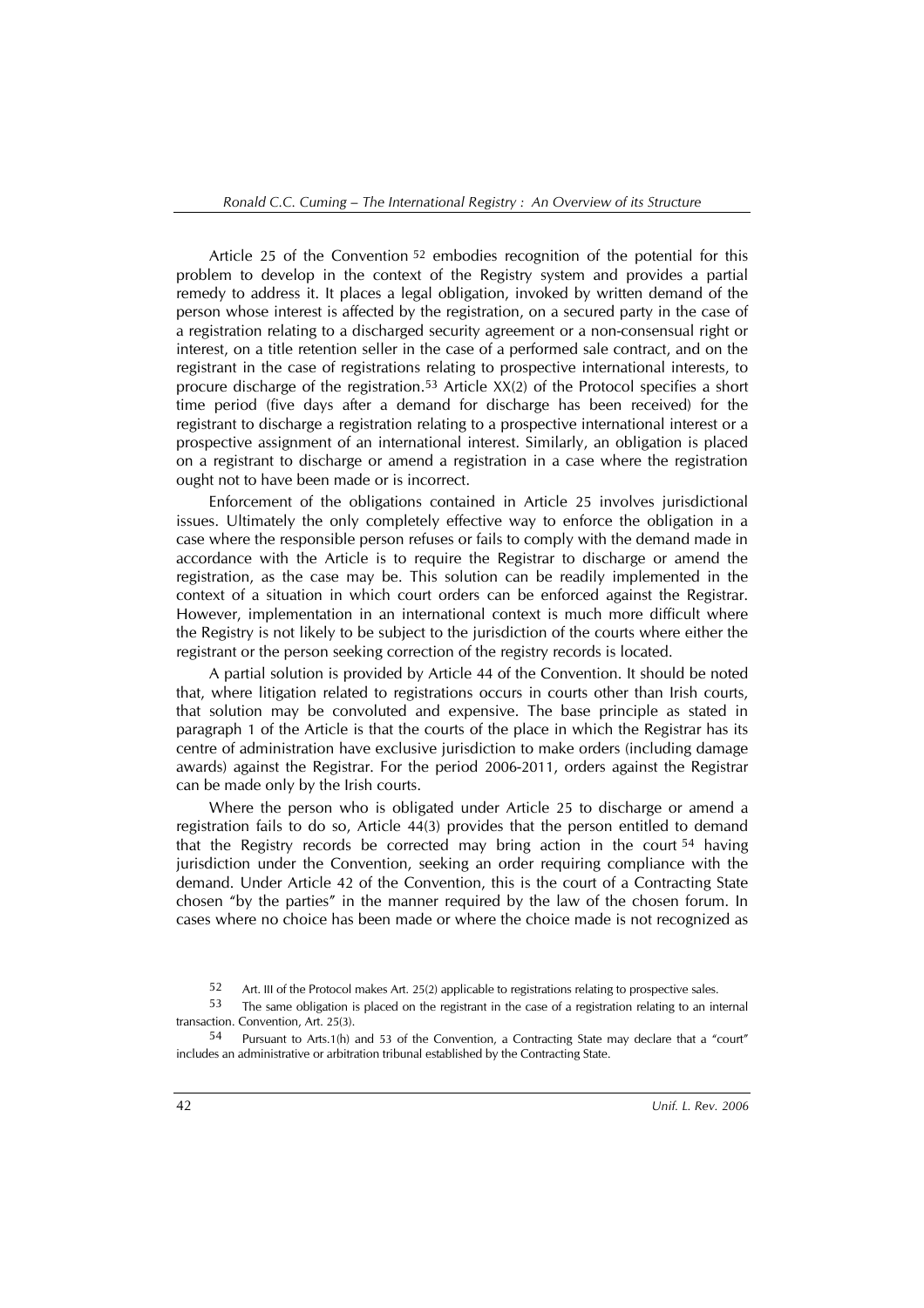Article 25 of the Convention [52] embodies recognition of the potential for this problem to develop in the context of the Registry system and provides a partial remedy to address it. It places a legal obligation, invoked by written demand of the person whose interest is affected by the registration, on a secured party in the case of a registration relating to a discharged security agreement or a non-consensual right or interest, on a title retention seller in the case of a performed sale contract, and on the registrant in the case of registrations relating to prospective international interests, to procure discharge of the registration.[53] Article XX(2) of the Protocol specifies a short time period (five days after a demand for discharge has been received) for the registrant to discharge a registration relating to a prospective international interest or a prospective assignment of an international interest. Similarly, an obligation is placed on a registrant to discharge or amend a registration in a case where the registration ought not to have been made or is incorrect.

Enforcement of the obligations contained in Article 25 involves jurisdictional issues. Ultimately the only completely effective way to enforce the obligation in a case where the responsible person refuses or fails to comply with the demand made in accordance with the Article is to require the Registrar to discharge or amend the registration, as the case may be. This solution can be readily implemented in the context of a situation in which court orders can be enforced against the Registrar. However, implementation in an international context is much more difficult where the Registry is not likely to be subject to the jurisdiction of the courts where either the registrant or the person seeking correction of the registry records is located.

A partial solution is provided by Article 44 of the Convention. It should be noted that, where litigation related to registrations occurs in courts other than Irish courts, that solution may be convoluted and expensive. The base principle as stated in paragraph 1 of the Article is that the courts of the place in which the Registrar has its centre of administration have exclusive jurisdiction to make orders (including damage awards) against the Registrar. For the period 2006-2011, orders against the Registrar can be made only by the Irish courts.

Where the person who is obligated under Article 25 to discharge or amend a registration fails to do so, Article 44(3) provides that the person entitled to demand that the Registry records be corrected may bring action in the court [54] having jurisdiction under the Convention, seeking an order requiring compliance with the demand. Under Article 42 of the Convention, this is the court of a Contracting State chosen "by the parties" in the manner required by the law of the chosen forum. In cases where no choice has been made or where the choice made is not recognized as

---

[52] Art. III of the Protocol makes Art. 25(2) applicable to registrations relating to prospective sales.

[53] The same obligation is placed on the registrant in the case of a registration relating to an internal transaction. Convention, Art. 25(3).

[54] Pursuant to Arts.1(h) and 53 of the Convention, a Contracting State may declare that a "court" includes an administrative or arbitration tribunal established by the Contracting State.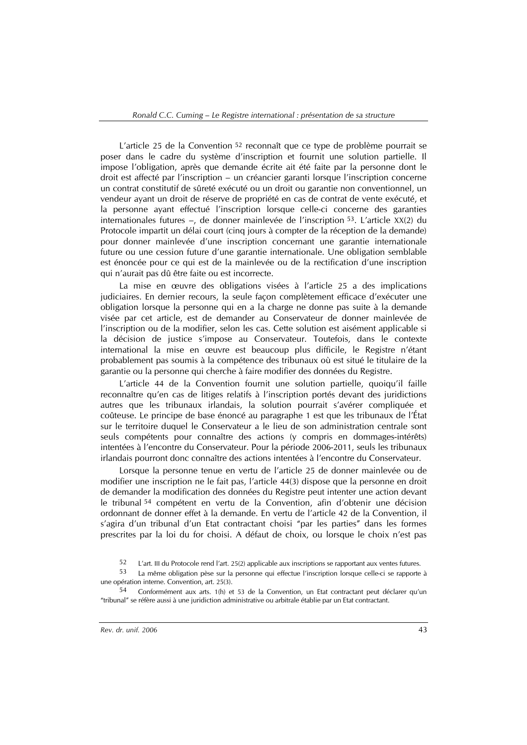L'article 25 de la Convention [52] reconnaît que ce type de problème pourrait se poser dans le cadre du système d'inscription et fournit une solution partielle. Il impose l'obligation, après que demande écrite ait été faite par la personne dont le droit est affecté par l'inscription – un créancier garanti lorsque l'inscription concerne un contrat constitutif de sûreté exécuté ou un droit ou garantie non conventionnel, un vendeur ayant un droit de réserve de propriété en cas de contrat de vente exécuté, et la personne ayant effectué l'inscription lorsque celle-ci concerne des garanties internationales futures –, de donner mainlevée de l'inscription [53]. L'article XX(2) du Protocole impartit un délai court (cinq jours à compter de la réception de la demande) pour donner mainlevée d'une inscription concernant une garantie internationale future ou une cession future d'une garantie internationale. Une obligation semblable est énoncée pour ce qui est de la mainlevée ou de la rectification d'une inscription qui n'aurait pas dû être faite ou est incorrecte.

La mise en œuvre des obligations visées à l'article 25 a des implications judiciaires. En dernier recours, la seule façon complètement efficace d'exécuter une obligation lorsque la personne qui en a la charge ne donne pas suite à la demande visée par cet article, est de demander au Conservateur de donner mainlevée de l'inscription ou de la modifier, selon les cas. Cette solution est aisément applicable si la décision de justice s'impose au Conservateur. Toutefois, dans le contexte international la mise en œuvre est beaucoup plus difficile, le Registre n'étant probablement pas soumis à la compétence des tribunaux où est situé le titulaire de la garantie ou la personne qui cherche à faire modifier des données du Registre.

L'article 44 de la Convention fournit une solution partielle, quoiqu'il faille reconnaître qu'en cas de litiges relatifs à l'inscription portés devant des juridictions autres que les tribunaux irlandais, la solution pourrait s'avérer compliquée et coûteuse. Le principe de base énoncé au paragraphe 1 est que les tribunaux de l'État sur le territoire duquel le Conservateur a le lieu de son administration centrale sont seuls compétents pour connaître des actions (y compris en dommages-intérêts) intentées à l'encontre du Conservateur. Pour la période 2006-2011, seuls les tribunaux irlandais pourront donc connaître des actions intentées à l'encontre du Conservateur.

Lorsque la personne tenue en vertu de l'article 25 de donner mainlevée ou de modifier une inscription ne le fait pas, l'article 44(3) dispose que la personne en droit de demander la modification des données du Registre peut intenter une action devant le tribunal [54] compétent en vertu de la Convention, afin d'obtenir une décision ordonnant de donner effet à la demande. En vertu de l'article 42 de la Convention, il s'agira d'un tribunal d'un Etat contractant choisi "par les parties" dans les formes prescrites par la loi du for choisi. A défaut de choix, ou lorsque le choix n'est pas

---

[52] L'art. III du Protocole rend l'art. 25(2) applicable aux inscriptions se rapportant aux ventes futures.

[53] La même obligation pèse sur la personne qui effectue l'inscription lorsque celle-ci se rapporte à une opération interne. Convention, art. 25(3).

[54] Conformément aux arts. 1(h) et 53 de la Convention, un Etat contractant peut déclarer qu'un "tribunal" se réfère aussi à une juridiction administrative ou arbitrale établie par un Etat contractant.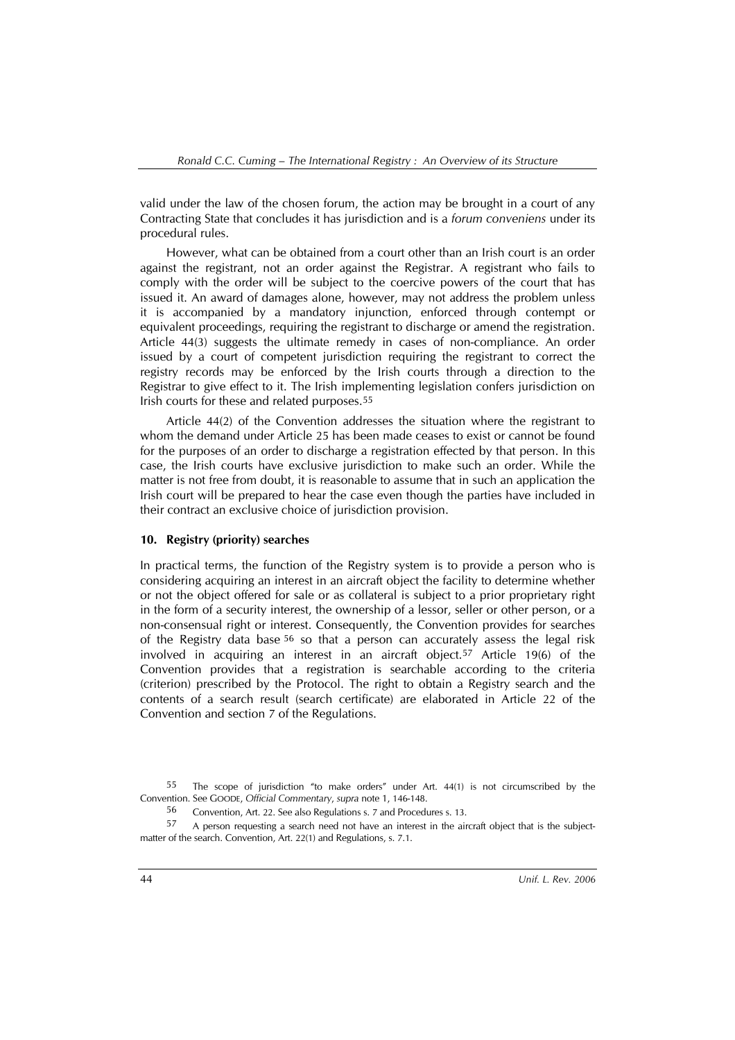valid under the law of the chosen forum, the action may be brought in a court of any Contracting State that concludes it has jurisdiction and is a *forum conveniens* under its procedural rules.

However, what can be obtained from a court other than an Irish court is an order against the registrant, not an order against the Registrar. A registrant who fails to comply with the order will be subject to the coercive powers of the court that has issued it. An award of damages alone, however, may not address the problem unless it is accompanied by a mandatory injunction, enforced through contempt or equivalent proceedings, requiring the registrant to discharge or amend the registration. Article 44(3) suggests the ultimate remedy in cases of non-compliance. An order issued by a court of competent jurisdiction requiring the registrant to correct the registry records may be enforced by the Irish courts through a direction to the Registrar to give effect to it. The Irish implementing legislation confers jurisdiction on Irish courts for these and related purposes.[55]

Article 44(2) of the Convention addresses the situation where the registrant to whom the demand under Article 25 has been made ceases to exist or cannot be found for the purposes of an order to discharge a registration effected by that person. In this case, the Irish courts have exclusive jurisdiction to make such an order. While the matter is not free from doubt, it is reasonable to assume that in such an application the Irish court will be prepared to hear the case even though the parties have included in their contract an exclusive choice of jurisdiction provision.

#### 10. Registry (priority) searches

In practical terms, the function of the Registry system is to provide a person who is considering acquiring an interest in an aircraft object the facility to determine whether or not the object offered for sale or as collateral is subject to a prior proprietary right in the form of a security interest, the ownership of a lessor, seller or other person, or a non-consensual right or interest. Consequently, the Convention provides for searches of the Registry data base [56] so that a person can accurately assess the legal risk involved in acquiring an interest in an aircraft object.[57] Article 19(6) of the Convention provides that a registration is searchable according to the criteria (criterion) prescribed by the Protocol. The right to obtain a Registry search and the contents of a search result (search certificate) are elaborated in Article 22 of the Convention and section 7 of the Regulations.

---

[55] The scope of jurisdiction "to make orders" under Art. 44(1) is not circumscribed by the Convention. See GOODE, *Official Commentary*, *supra* note 1, 146-148.

[56] Convention, Art. 22. See also Regulations s. 7 and Procedures s. 13.

[57] A person requesting a search need not have an interest in the aircraft object that is the subject-matter of the search. Convention, Art. 22(1) and Regulations, s. 7.1.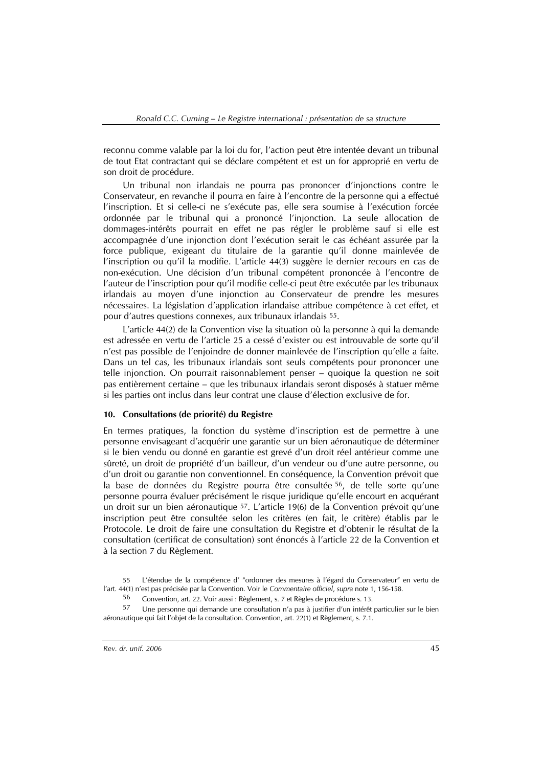reconnu comme valable par la loi du for, l'action peut être intentée devant un tribunal de tout Etat contractant qui se déclare compétent et est un for approprié en vertu de son droit de procédure.

Un tribunal non irlandais ne pourra pas prononcer d'injonctions contre le Conservateur, en revanche il pourra en faire à l'encontre de la personne qui a effectué l'inscription. Et si celle-ci ne s'exécute pas, elle sera soumise à l'exécution forcée ordonnée par le tribunal qui a prononcé l'injonction. La seule allocation de dommages-intérêts pourrait en effet ne pas régler le problème sauf si elle est accompagnée d'une injonction dont l'exécution serait le cas échéant assurée par la force publique, exigeant du titulaire de la garantie qu'il donne mainlevée de l'inscription ou qu'il la modifie. L'article 44(3) suggère le dernier recours en cas de non-exécution. Une décision d'un tribunal compétent prononcée à l'encontre de l'auteur de l'inscription pour qu'il modifie celle-ci peut être exécutée par les tribunaux irlandais au moyen d'une injonction au Conservateur de prendre les mesures nécessaires. La législation d'application irlandaise attribue compétence à cet effet, et pour d'autres questions connexes, aux tribunaux irlandais [55].

L'article 44(2) de la Convention vise la situation où la personne à qui la demande est adressée en vertu de l'article 25 a cessé d'exister ou est introuvable de sorte qu'il n'est pas possible de l'enjoindre de donner mainlevée de l'inscription qu'elle a faite. Dans un tel cas, les tribunaux irlandais sont seuls compétents pour prononcer une telle injonction. On pourrait raisonnablement penser – quoique la question ne soit pas entièrement certaine – que les tribunaux irlandais seront disposés à statuer même si les parties ont inclus dans leur contrat une clause d'élection exclusive de for.

### 10. Consultations (de priorité) du Registre

En termes pratiques, la fonction du système d'inscription est de permettre à une personne envisageant d'acquérir une garantie sur un bien aéronautique de déterminer si le bien vendu ou donné en garantie est grevé d'un droit réel antérieur comme une sûreté, un droit de propriété d'un bailleur, d'un vendeur ou d'une autre personne, ou d'un droit ou garantie non conventionnel. En conséquence, la Convention prévoit que la base de données du Registre pourra être consultée [56], de telle sorte qu'une personne pourra évaluer précisément le risque juridique qu'elle encourt en acquérant un droit sur un bien aéronautique [57]. L'article 19(6) de la Convention prévoit qu'une inscription peut être consultée selon les critères (en fait, le critère) établis par le Protocole. Le droit de faire une consultation du Registre et d'obtenir le résultat de la consultation (certificat de consultation) sont énoncés à l'article 22 de la Convention et à la section 7 du Règlement.

---

55 L'étendue de la compétence d' "ordonner des mesures à l'égard du Conservateur" en vertu de l'art. 44(1) n'est pas précisée par la Convention. Voir le *Commentaire officiel*, *supra* note 1, 156-158.

56 Convention, art. 22. Voir aussi : Règlement, s. 7 et Règles de procédure s. 13.

57 Une personne qui demande une consultation n'a pas à justifier d'un intérêt particulier sur le bien aéronautique qui fait l'objet de la consultation. Convention, art. 22(1) et Règlement, s. 7.1.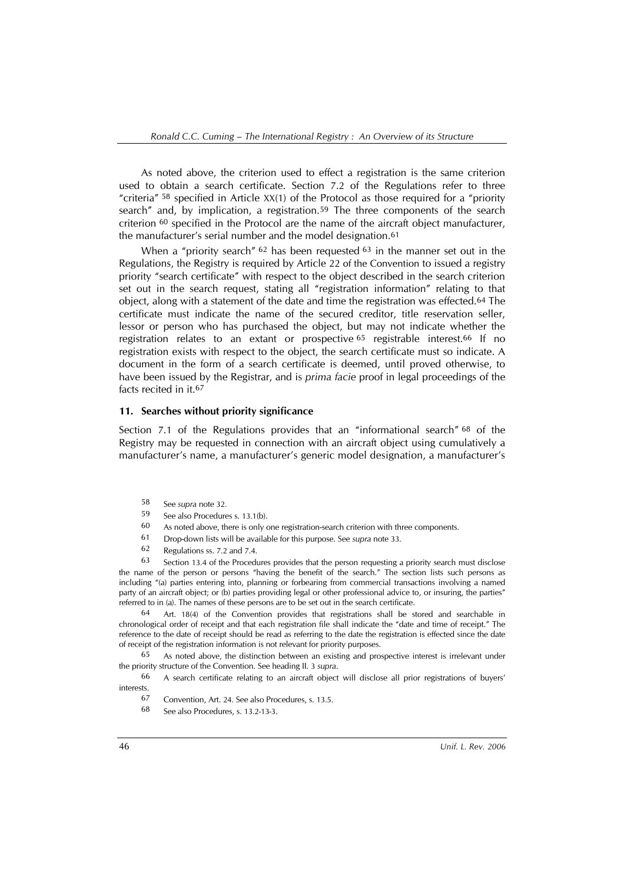As noted above, the criterion used to effect a registration is the same criterion used to obtain a search certificate. Section 7.2 of the Regulations refer to three "criteria" [58] specified in Article XX(1) of the Protocol as those required for a "priority search" and, by implication, a registration.[59] The three components of the search criterion [60] specified in the Protocol are the name of the aircraft object manufacturer, the manufacturer's serial number and the model designation.[61]

When a "priority search" [62] has been requested [63] in the manner set out in the Regulations, the Registry is required by Article 22 of the Convention to issued a registry priority "search certificate" with respect to the object described in the search criterion set out in the search request, stating all "registration information" relating to that object, along with a statement of the date and time the registration was effected.[64] The certificate must indicate the name of the secured creditor, title reservation seller, lessor or person who has purchased the object, but may not indicate whether the registration relates to an extant or prospective [65] registrable interest.[66] If no registration exists with respect to the object, the search certificate must so indicate. A document in the form of a search certificate is deemed, until proved otherwise, to have been issued by the Registrar, and is *prima facie* proof in legal proceedings of the facts recited in it.[67]

### 11. Searches without priority significance

Section 7.1 of the Regulations provides that an "informational search" [68] of the Registry may be requested in connection with an aircraft object using cumulatively a manufacturer's name, a manufacturer's generic model designation, a manufacturer's

---

58 See *supra* note 32.

59 See also Procedures s. 13.1(b).

60 As noted above, there is only one registration-search criterion with three components.

61 Drop-down lists will be available for this purpose. See *supra* note 33.

62 Regulations ss. 7.2 and 7.4.

63 Section 13.4 of the Procedures provides that the person requesting a priority search must disclose the name of the person or persons "having the benefit of the search." The section lists such persons as including "(a) parties entering into, planning or forbearing from commercial transactions involving a named party of an aircraft object; or (b) parties providing legal or other professional advice to, or insuring, the parties" referred to in (a). The names of these persons are to be set out in the search certificate.

64 Art. 18(4) of the Convention provides that registrations shall be stored and searchable in chronological order of receipt and that each registration file shall indicate the "date and time of receipt." The reference to the date of receipt should be read as referring to the date the registration is effected since the date of receipt of the registration information is not relevant for priority purposes.

65 As noted above, the distinction between an existing and prospective interest is irrelevant under the priority structure of the Convention. See heading II. 3 *supra*.

66 A search certificate relating to an aircraft object will disclose all prior registrations of buyers' interests.

67 Convention, Art. 24. See also Procedures, s. 13.5.

68 See also Procedures, s. 13.2-13-3.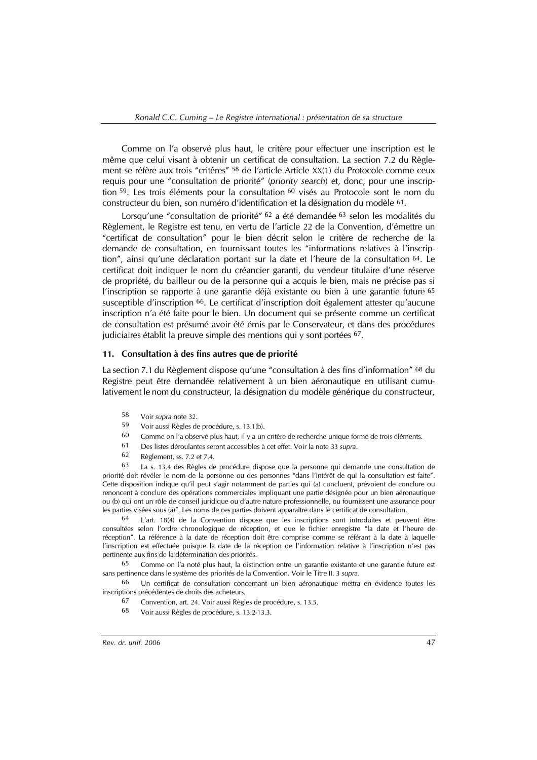Comme on l'a observé plus haut, le critère pour effectuer une inscription est le même que celui visant à obtenir un certificat de consultation. La section 7.2 du Règlement se réfère aux trois "critères" [58] de l'article Article XX(1) du Protocole comme ceux requis pour une "consultation de priorité" (*priority search*) et, donc, pour une inscription [59]. Les trois éléments pour la consultation [60] visés au Protocole sont le nom du constructeur du bien, son numéro d'identification et la désignation du modèle [61].

Lorsqu'une "consultation de priorité" [62] a été demandée [63] selon les modalités du Règlement, le Registre est tenu, en vertu de l'article 22 de la Convention, d'émettre un "certificat de consultation" pour le bien décrit selon le critère de recherche de la demande de consultation, en fournissant toutes les "informations relatives à l'inscription", ainsi qu'une déclaration portant sur la date et l'heure de la consultation [64]. Le certificat doit indiquer le nom du créancier garanti, du vendeur titulaire d'une réserve de propriété, du bailleur ou de la personne qui a acquis le bien, mais ne précise pas si l'inscription se rapporte à une garantie déjà existante ou bien à une garantie future [65] susceptible d'inscription [66]. Le certificat d'inscription doit également attester qu'aucune inscription n'a été faite pour le bien. Un document qui se présente comme un certificat de consultation est présumé avoir été émis par le Conservateur, et dans des procédures judiciaires établit la preuve simple des mentions qui y sont portées [67].

### 11. Consultation à des fins autres que de priorité

La section 7.1 du Règlement dispose qu'une "consultation à des fins d'information" [68] du Registre peut être demandée relativement à un bien aéronautique en utilisant cumulativement le nom du constructeur, la désignation du modèle générique du constructeur,

---

58 Voir *supra* note 32.

59 Voir aussi Règles de procédure, s. 13.1(b).

60 Comme on l'a observé plus haut, il y a un critère de recherche unique formé de trois éléments.

61 Des listes déroulantes seront accessibles à cet effet. Voir la note 33 *supra*.

62 Règlement, ss. 7.2 et 7.4.

63 La s. 13.4 des Règles de procédure dispose que la personne qui demande une consultation de priorité doit révéler le nom de la personne ou des personnes "dans l'intérêt de qui la consultation est faite". Cette disposition indique qu'il peut s'agir notamment de parties qui (a) concluent, prévoient de conclure ou renoncent à conclure des opérations commerciales impliquant une partie désignée pour un bien aéronautique ou (b) qui ont un rôle de conseil juridique ou d'autre nature professionnelle, ou fournissent une assurance pour les parties visées sous (a)". Les noms de ces parties doivent apparaître dans le certificat de consultation.

64 L'art. 18(4) de la Convention dispose que les inscriptions sont introduites et peuvent être consultées selon l'ordre chronologique de réception, et que le fichier enregistre "la date et l'heure de réception". La référence à la date de réception doit être comprise comme se référant à la date à laquelle l'inscription est effectuée puisque la date de la réception de l'information relative à l'inscription n'est pas pertinente aux fins de la détermination des priorités.

65 Comme on l'a noté plus haut, la distinction entre un garantie existante et une garantie future est sans pertinence dans le système des priorités de la Convention. Voir le Titre II. 3 *supra*.

66 Un certificat de consultation concernant un bien aéronautique mettra en évidence toutes les inscriptions précédentes de droits des acheteurs.

67 Convention, art. 24. Voir aussi Règles de procédure, s. 13.5.

68 Voir aussi Règles de procédure, s. 13.2-13.3.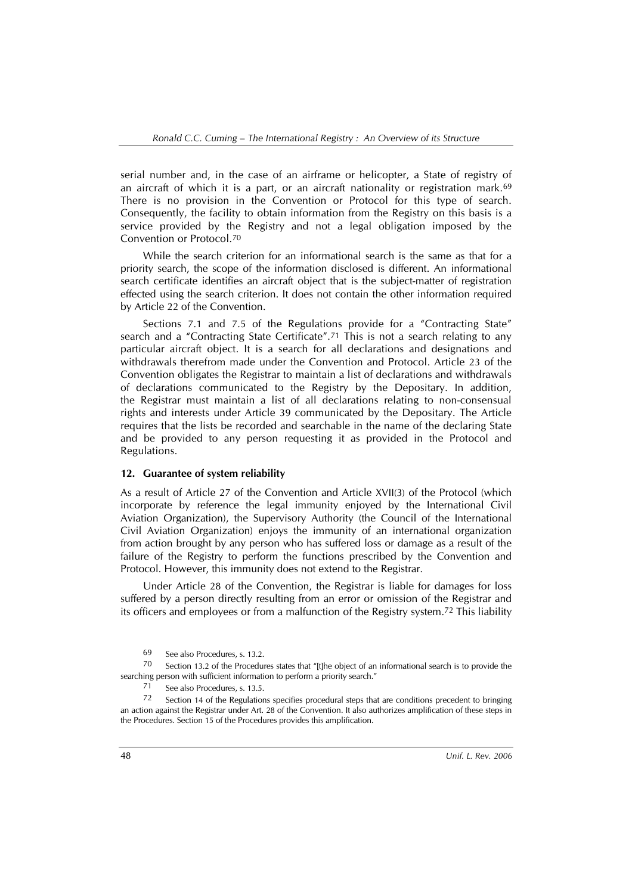serial number and, in the case of an airframe or helicopter, a State of registry of an aircraft of which it is a part, or an aircraft nationality or registration mark.[69] There is no provision in the Convention or Protocol for this type of search. Consequently, the facility to obtain information from the Registry on this basis is a service provided by the Registry and not a legal obligation imposed by the Convention or Protocol.[70]

While the search criterion for an informational search is the same as that for a priority search, the scope of the information disclosed is different. An informational search certificate identifies an aircraft object that is the subject-matter of registration effected using the search criterion. It does not contain the other information required by Article 22 of the Convention.

Sections 7.1 and 7.5 of the Regulations provide for a "Contracting State" search and a "Contracting State Certificate".[71] This is not a search relating to any particular aircraft object. It is a search for all declarations and designations and withdrawals therefrom made under the Convention and Protocol. Article 23 of the Convention obligates the Registrar to maintain a list of declarations and withdrawals of declarations communicated to the Registry by the Depositary. In addition, the Registrar must maintain a list of all declarations relating to non-consensual rights and interests under Article 39 communicated by the Depositary. The Article requires that the lists be recorded and searchable in the name of the declaring State and be provided to any person requesting it as provided in the Protocol and Regulations.

### 12. Guarantee of system reliability

As a result of Article 27 of the Convention and Article XVII(3) of the Protocol (which incorporate by reference the legal immunity enjoyed by the International Civil Aviation Organization), the Supervisory Authority (the Council of the International Civil Aviation Organization) enjoys the immunity of an international organization from action brought by any person who has suffered loss or damage as a result of the failure of the Registry to perform the functions prescribed by the Convention and Protocol. However, this immunity does not extend to the Registrar.

Under Article 28 of the Convention, the Registrar is liable for damages for loss suffered by a person directly resulting from an error or omission of the Registrar and its officers and employees or from a malfunction of the Registry system.[72] This liability

[69] See also Procedures, s. 13.2.

[70] Section 13.2 of the Procedures states that "[t]he object of an informational search is to provide the searching person with sufficient information to perform a priority search."

[71] See also Procedures, s. 13.5.

[72] Section 14 of the Regulations specifies procedural steps that are conditions precedent to bringing an action against the Registrar under Art. 28 of the Convention. It also authorizes amplification of these steps in the Procedures. Section 15 of the Procedures provides this amplification.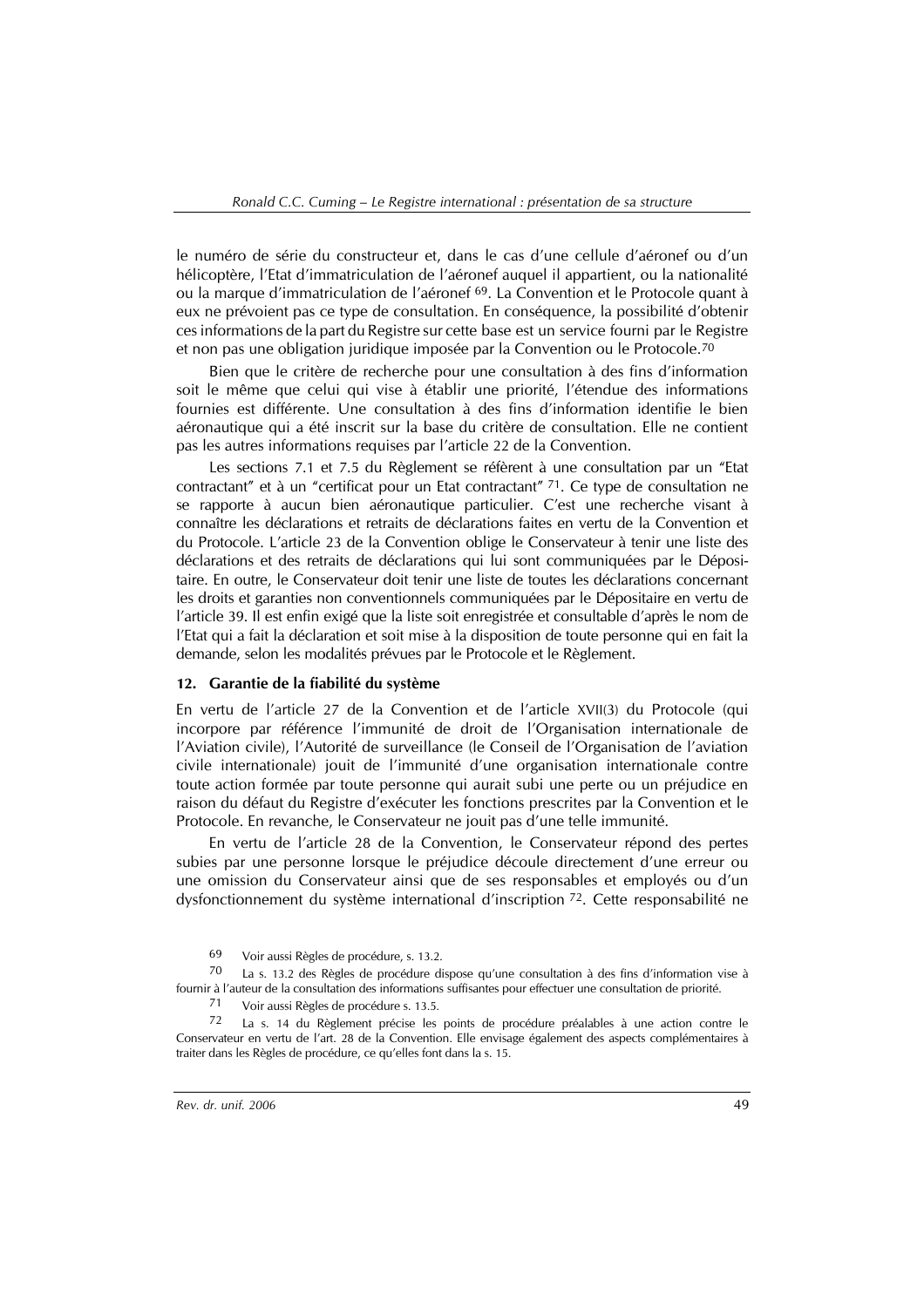le numéro de série du constructeur et, dans le cas d'une cellule d'aéronef ou d'un hélicoptère, l'Etat d'immatriculation de l'aéronef auquel il appartient, ou la nationalité ou la marque d'immatriculation de l'aéronef [69]. La Convention et le Protocole quant à eux ne prévoient pas ce type de consultation. En conséquence, la possibilité d'obtenir ces informations de la part du Registre sur cette base est un service fourni par le Registre et non pas une obligation juridique imposée par la Convention ou le Protocole.[70]

Bien que le critère de recherche pour une consultation à des fins d'information soit le même que celui qui vise à établir une priorité, l'étendue des informations fournies est différente. Une consultation à des fins d'information identifie le bien aéronautique qui a été inscrit sur la base du critère de consultation. Elle ne contient pas les autres informations requises par l'article 22 de la Convention.

Les sections 7.1 et 7.5 du Règlement se réfèrent à une consultation par un "Etat contractant" et à un "certificat pour un Etat contractant" [71]. Ce type de consultation ne se rapporte à aucun bien aéronautique particulier. C'est une recherche visant à connaître les déclarations et retraits de déclarations faites en vertu de la Convention et du Protocole. L'article 23 de la Convention oblige le Conservateur à tenir une liste des déclarations et des retraits de déclarations qui lui sont communiquées par le Dépositaire. En outre, le Conservateur doit tenir une liste de toutes les déclarations concernant les droits et garanties non conventionnels communiquées par le Dépositaire en vertu de l'article 39. Il est enfin exigé que la liste soit enregistrée et consultable d'après le nom de l'Etat qui a fait la déclaration et soit mise à la disposition de toute personne qui en fait la demande, selon les modalités prévues par le Protocole et le Règlement.

### 12. Garantie de la fiabilité du système

En vertu de l'article 27 de la Convention et de l'article XVII(3) du Protocole (qui incorpore par référence l'immunité de droit de l'Organisation internationale de l'Aviation civile), l'Autorité de surveillance (le Conseil de l'Organisation de l'aviation civile internationale) jouit de l'immunité d'une organisation internationale contre toute action formée par toute personne qui aurait subi une perte ou un préjudice en raison du défaut du Registre d'exécuter les fonctions prescrites par la Convention et le Protocole. En revanche, le Conservateur ne jouit pas d'une telle immunité.

En vertu de l'article 28 de la Convention, le Conservateur répond des pertes subies par une personne lorsque le préjudice découle directement d'une erreur ou une omission du Conservateur ainsi que de ses responsables et employés ou d'un dysfonctionnement du système international d'inscription [72]. Cette responsabilité ne

---

[69] Voir aussi Règles de procédure, s. 13.2.

[70] La s. 13.2 des Règles de procédure dispose qu'une consultation à des fins d'information vise à fournir à l'auteur de la consultation des informations suffisantes pour effectuer une consultation de priorité.

[71] Voir aussi Règles de procédure s. 13.5.

[72] La s. 14 du Règlement précise les points de procédure préalables à une action contre le Conservateur en vertu de l'art. 28 de la Convention. Elle envisage également des aspects complémentaires à traiter dans les Règles de procédure, ce qu'elles font dans la s. 15.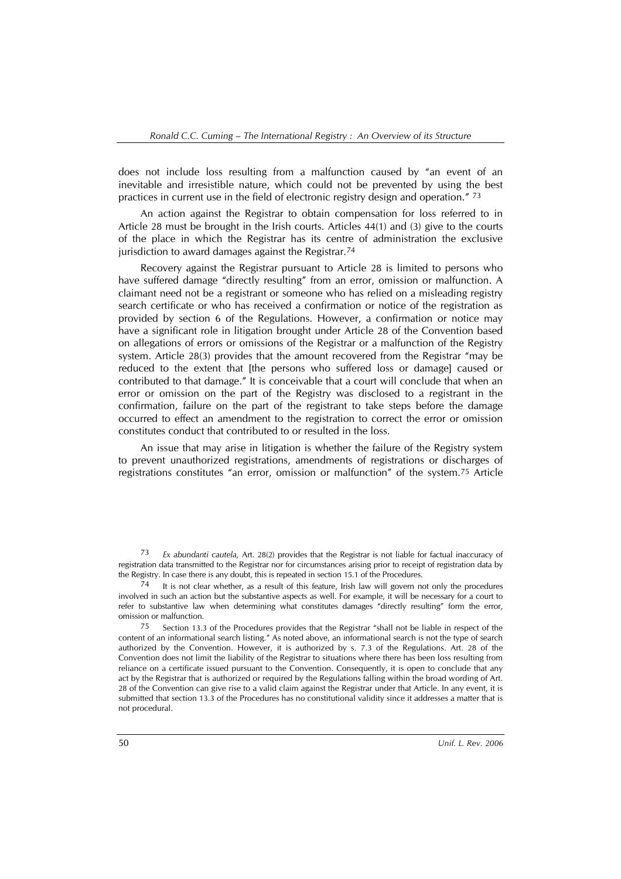does not include loss resulting from a malfunction caused by "an event of an inevitable and irresistible nature, which could not be prevented by using the best practices in current use in the field of electronic registry design and operation." [73]

An action against the Registrar to obtain compensation for loss referred to in Article 28 must be brought in the Irish courts. Articles 44(1) and (3) give to the courts of the place in which the Registrar has its centre of administration the exclusive jurisdiction to award damages against the Registrar.[74]

Recovery against the Registrar pursuant to Article 28 is limited to persons who have suffered damage "directly resulting" from an error, omission or malfunction. A claimant need not be a registrant or someone who has relied on a misleading registry search certificate or who has received a confirmation or notice of the registration as provided by section 6 of the Regulations. However, a confirmation or notice may have a significant role in litigation brought under Article 28 of the Convention based on allegations of errors or omissions of the Registrar or a malfunction of the Registry system. Article 28(3) provides that the amount recovered from the Registrar "may be reduced to the extent that [the persons who suffered loss or damage] caused or contributed to that damage." It is conceivable that a court will conclude that when an error or omission on the part of the Registry was disclosed to a registrant in the confirmation, failure on the part of the registrant to take steps before the damage occurred to effect an amendment to the registration to correct the error or omission constitutes conduct that contributed to or resulted in the loss.

An issue that may arise in litigation is whether the failure of the Registry system to prevent unauthorized registrations, amendments of registrations or discharges of registrations constitutes "an error, omission or malfunction" of the system.[75] Article

---

[73] *Ex abundanti cautela*, Art. 28(2) provides that the Registrar is not liable for factual inaccuracy of registration data transmitted to the Registrar nor for circumstances arising prior to receipt of registration data by the Registry. In case there is any doubt, this is repeated in section 15.1 of the Procedures.

[74] It is not clear whether, as a result of this feature, Irish law will govern not only the procedures involved in such an action but the substantive aspects as well. For example, it will be necessary for a court to refer to substantive law when determining what constitutes damages "directly resulting" form the error, omission or malfunction.

[75] Section 13.3 of the Procedures provides that the Registrar "shall not be liable in respect of the content of an informational search listing." As noted above, an informational search is not the type of search authorized by the Convention. However, it is authorized by s. 7.3 of the Regulations. Art. 28 of the Convention does not limit the liability of the Registrar to situations where there has been loss resulting from reliance on a certificate issued pursuant to the Convention. Consequently, it is open to conclude that any act by the Registrar that is authorized or required by the Regulations falling within the broad wording of Art. 28 of the Convention can give rise to a valid claim against the Registrar under that Article. In any event, it is submitted that section 13.3 of the Procedures has no constitutional validity since it addresses a matter that is not procedural.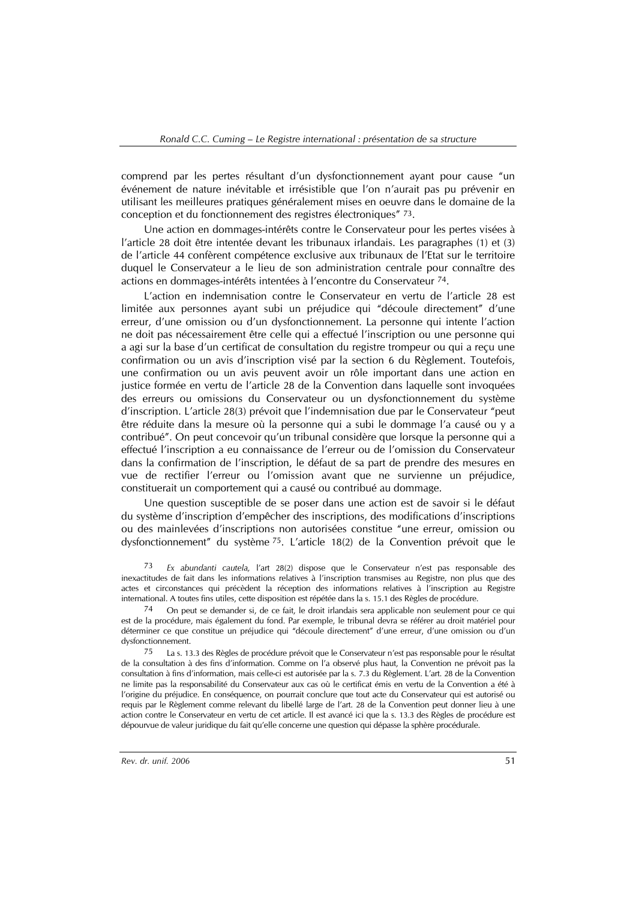comprend par les pertes résultant d'un dysfonctionnement ayant pour cause "un événement de nature inévitable et irrésistible que l'on n'aurait pas pu prévenir en utilisant les meilleures pratiques généralement mises en oeuvre dans le domaine de la conception et du fonctionnement des registres électroniques" [73].

Une action en dommages-intérêts contre le Conservateur pour les pertes visées à l'article 28 doit être intentée devant les tribunaux irlandais. Les paragraphes (1) et (3) de l'article 44 confèrent compétence exclusive aux tribunaux de l'Etat sur le territoire duquel le Conservateur a le lieu de son administration centrale pour connaître des actions en dommages-intérêts intentées à l'encontre du Conservateur [74].

L'action en indemnisation contre le Conservateur en vertu de l'article 28 est limitée aux personnes ayant subi un préjudice qui "découle directement" d'une erreur, d'une omission ou d'un dysfonctionnement. La personne qui intente l'action ne doit pas nécessairement être celle qui a effectué l'inscription ou une personne qui a agi sur la base d'un certificat de consultation du registre trompeur ou qui a reçu une confirmation ou un avis d'inscription visé par la section 6 du Règlement. Toutefois, une confirmation ou un avis peuvent avoir un rôle important dans une action en justice formée en vertu de l'article 28 de la Convention dans laquelle sont invoquées des erreurs ou omissions du Conservateur ou un dysfonctionnement du système d'inscription. L'article 28(3) prévoit que l'indemnisation due par le Conservateur "peut être réduite dans la mesure où la personne qui a subi le dommage l'a causé ou y a contribué". On peut concevoir qu'un tribunal considère que lorsque la personne qui a effectué l'inscription a eu connaissance de l'erreur ou de l'omission du Conservateur dans la confirmation de l'inscription, le défaut de sa part de prendre des mesures en vue de rectifier l'erreur ou l'omission avant que ne survienne un préjudice, constituerait un comportement qui a causé ou contribué au dommage.

Une question susceptible de se poser dans une action est de savoir si le défaut du système d'inscription d'empêcher des inscriptions, des modifications d'inscriptions ou des mainlevées d'inscriptions non autorisées constitue "une erreur, omission ou dysfonctionnement" du système [75]. L'article 18(2) de la Convention prévoit que le

---

[73] *Ex abundanti cautela,* l'art 28(2) dispose que le Conservateur n'est pas responsable des inexactitudes de fait dans les informations relatives à l'inscription transmises au Registre, non plus que des actes et circonstances qui précèdent la réception des informations relatives à l'inscription au Registre international. A toutes fins utiles, cette disposition est répétée dans la s. 15.1 des Règles de procédure.

[74] On peut se demander si, de ce fait, le droit irlandais sera applicable non seulement pour ce qui est de la procédure, mais également du fond. Par exemple, le tribunal devra se référer au droit matériel pour déterminer ce que constitue un préjudice qui "découle directement" d'une erreur, d'une omission ou d'un dysfonctionnement.

[75] La s. 13.3 des Règles de procédure prévoit que le Conservateur n'est pas responsable pour le résultat de la consultation à des fins d'information. Comme on l'a observé plus haut, la Convention ne prévoit pas la consultation à fins d'information, mais celle-ci est autorisée par la s. 7.3 du Règlement. L'art. 28 de la Convention ne limite pas la responsabilité du Conservateur aux cas où le certificat émis en vertu de la Convention a été à l'origine du préjudice. En conséquence, on pourrait conclure que tout acte du Conservateur qui est autorisé ou requis par le Règlement comme relevant du libellé large de l'art. 28 de la Convention peut donner lieu à une action contre le Conservateur en vertu de cet article. Il est avancé ici que la s. 13.3 des Règles de procédure est dépourvue de valeur juridique du fait qu'elle concerne une question qui dépasse la sphère procédurale.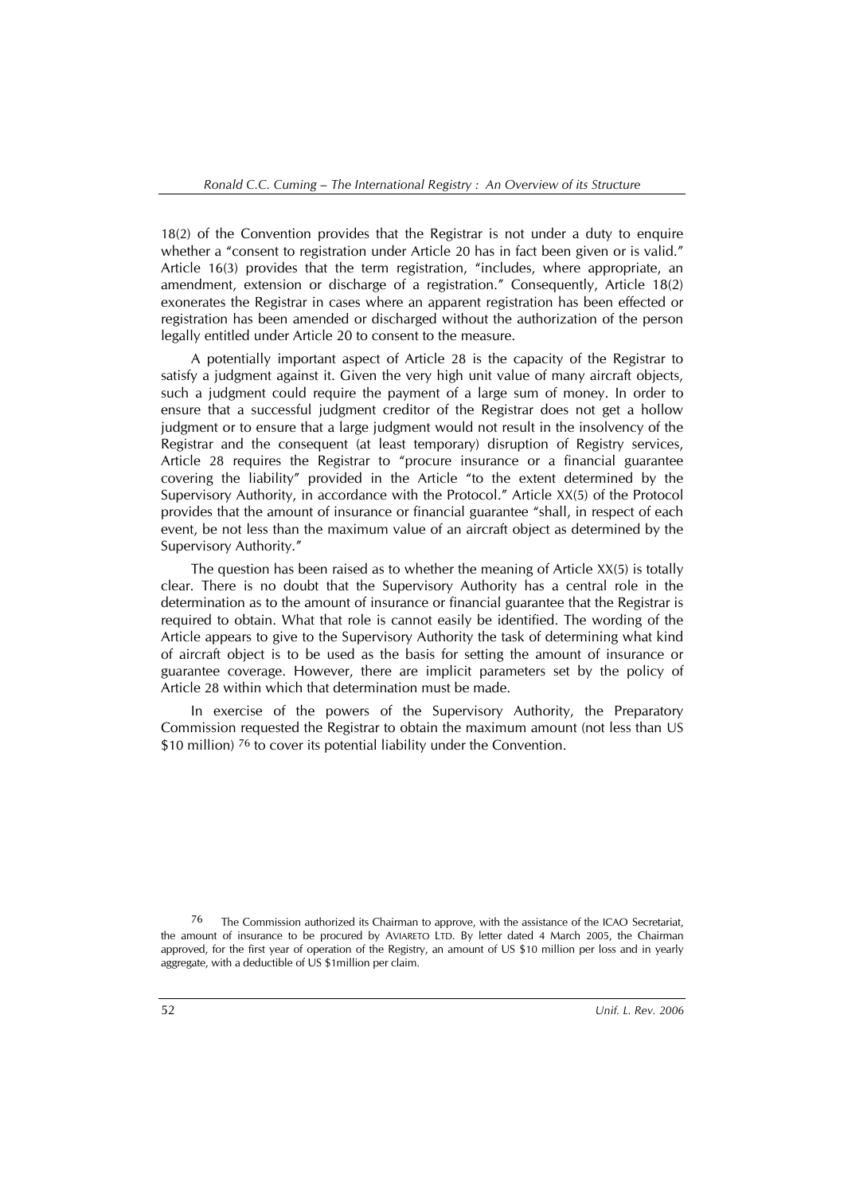18(2) of the Convention provides that the Registrar is not under a duty to enquire whether a "consent to registration under Article 20 has in fact been given or is valid." Article 16(3) provides that the term registration, "includes, where appropriate, an amendment, extension or discharge of a registration." Consequently, Article 18(2) exonerates the Registrar in cases where an apparent registration has been effected or registration has been amended or discharged without the authorization of the person legally entitled under Article 20 to consent to the measure.

A potentially important aspect of Article 28 is the capacity of the Registrar to satisfy a judgment against it. Given the very high unit value of many aircraft objects, such a judgment could require the payment of a large sum of money. In order to ensure that a successful judgment creditor of the Registrar does not get a hollow judgment or to ensure that a large judgment would not result in the insolvency of the Registrar and the consequent (at least temporary) disruption of Registry services, Article 28 requires the Registrar to "procure insurance or a financial guarantee covering the liability" provided in the Article "to the extent determined by the Supervisory Authority, in accordance with the Protocol." Article XX(5) of the Protocol provides that the amount of insurance or financial guarantee "shall, in respect of each event, be not less than the maximum value of an aircraft object as determined by the Supervisory Authority."

The question has been raised as to whether the meaning of Article XX(5) is totally clear. There is no doubt that the Supervisory Authority has a central role in the determination as to the amount of insurance or financial guarantee that the Registrar is required to obtain. What that role is cannot easily be identified. The wording of the Article appears to give to the Supervisory Authority the task of determining what kind of aircraft object is to be used as the basis for setting the amount of insurance or guarantee coverage. However, there are implicit parameters set by the policy of Article 28 within which that determination must be made.

In exercise of the powers of the Supervisory Authority, the Preparatory Commission requested the Registrar to obtain the maximum amount (not less than US \$10 million) [76] to cover its potential liability under the Convention.

[76] The Commission authorized its Chairman to approve, with the assistance of the ICAO Secretariat, the amount of insurance to be procured by AVIARETO LTD. By letter dated 4 March 2005, the Chairman approved, for the first year of operation of the Registry, an amount of US \$10 million per loss and in yearly aggregate, with a deductible of US \$1million per claim.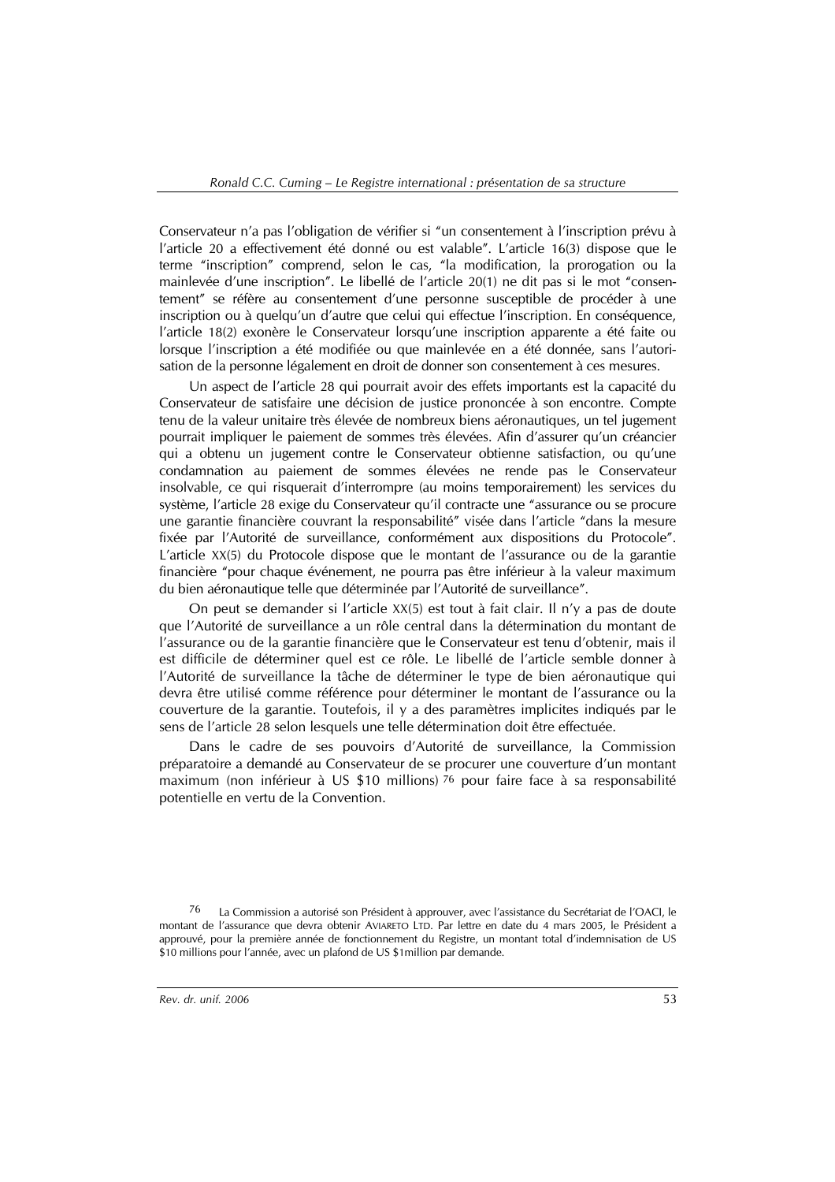Conservateur n'a pas l'obligation de vérifier si "un consentement à l'inscription prévu à l'article 20 a effectivement été donné ou est valable". L'article 16(3) dispose que le terme "inscription" comprend, selon le cas, "la modification, la prorogation ou la mainlevée d'une inscription". Le libellé de l'article 20(1) ne dit pas si le mot "consentement" se réfère au consentement d'une personne susceptible de procéder à une inscription ou à quelqu'un d'autre que celui qui effectue l'inscription. En conséquence, l'article 18(2) exonère le Conservateur lorsqu'une inscription apparente a été faite ou lorsque l'inscription a été modifiée ou que mainlevée en a été donnée, sans l'autorisation de la personne légalement en droit de donner son consentement à ces mesures.

Un aspect de l'article 28 qui pourrait avoir des effets importants est la capacité du Conservateur de satisfaire une décision de justice prononcée à son encontre. Compte tenu de la valeur unitaire très élevée de nombreux biens aéronautiques, un tel jugement pourrait impliquer le paiement de sommes très élevées. Afin d'assurer qu'un créancier qui a obtenu un jugement contre le Conservateur obtienne satisfaction, ou qu'une condamnation au paiement de sommes élevées ne rende pas le Conservateur insolvable, ce qui risquerait d'interrompre (au moins temporairement) les services du système, l'article 28 exige du Conservateur qu'il contracte une "assurance ou se procure une garantie financière couvrant la responsabilité" visée dans l'article "dans la mesure fixée par l'Autorité de surveillance, conformément aux dispositions du Protocole". L'article XX(5) du Protocole dispose que le montant de l'assurance ou de la garantie financière "pour chaque événement, ne pourra pas être inférieur à la valeur maximum du bien aéronautique telle que déterminée par l'Autorité de surveillance".

On peut se demander si l'article XX(5) est tout à fait clair. Il n'y a pas de doute que l'Autorité de surveillance a un rôle central dans la détermination du montant de l'assurance ou de la garantie financière que le Conservateur est tenu d'obtenir, mais il est difficile de déterminer quel est ce rôle. Le libellé de l'article semble donner à l'Autorité de surveillance la tâche de déterminer le type de bien aéronautique qui devra être utilisé comme référence pour déterminer le montant de l'assurance ou la couverture de la garantie. Toutefois, il y a des paramètres implicites indiqués par le sens de l'article 28 selon lesquels une telle détermination doit être effectuée.

Dans le cadre de ses pouvoirs d'Autorité de surveillance, la Commission préparatoire a demandé au Conservateur de se procurer une couverture d'un montant maximum (non inférieur à US $10 millions) [76] pour faire face à sa responsabilité potentielle en vertu de la Convention.

[76] La Commission a autorisé son Président à approuver, avec l'assistance du Secrétariat de l'OACI, le montant de l'assurance que devra obtenir AVIARETO LTD. Par lettre en date du 4 mars 2005, le Président a approuvé, pour la première année de fonctionnement du Registre, un montant total d'indemnisation de US $10 millions pour l'année, avec un plafond de US $1million par demande.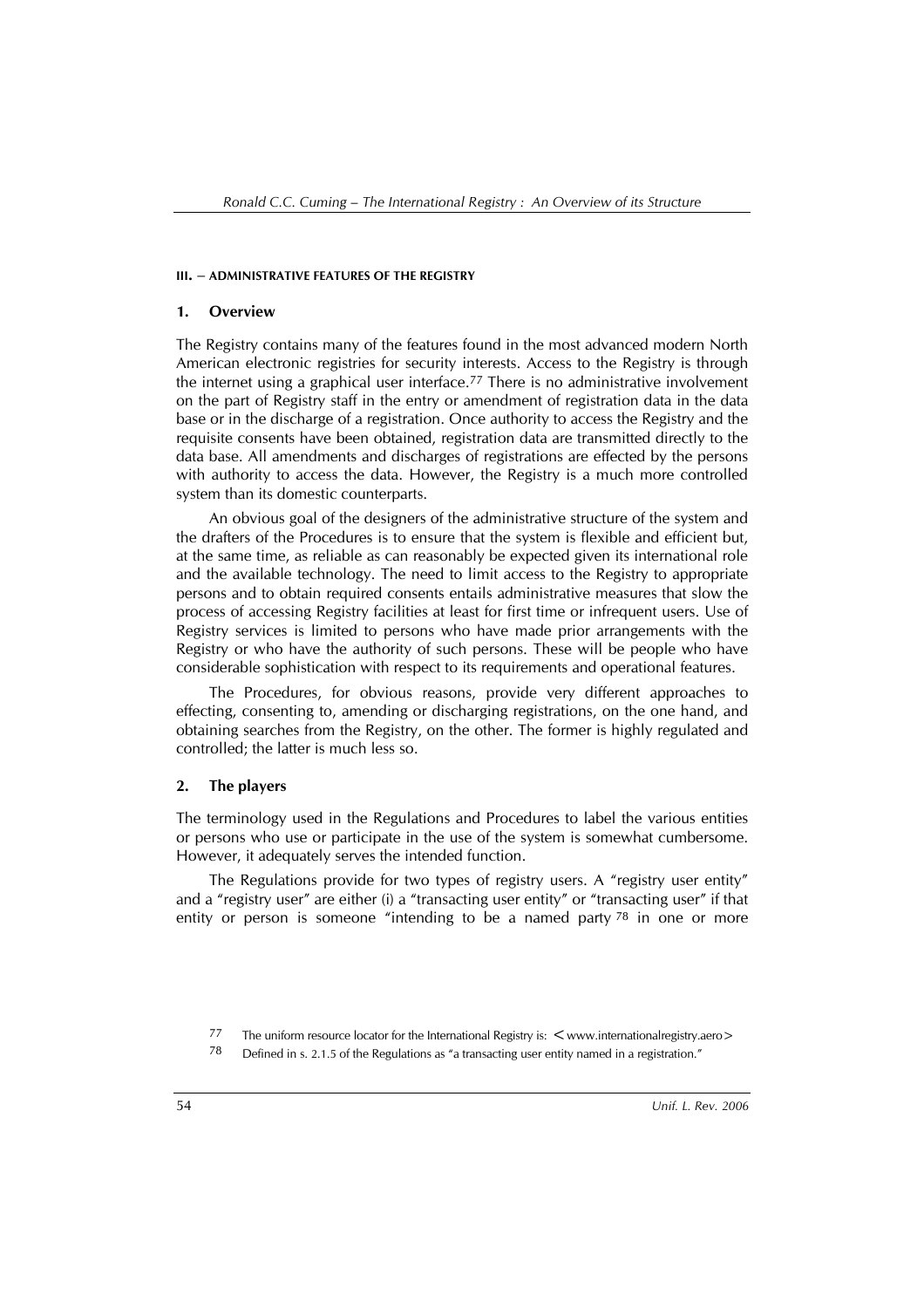### III. – ADMINISTRATIVE FEATURES OF THE REGISTRY

#### 1. Overview

The Registry contains many of the features found in the most advanced modern North American electronic registries for security interests. Access to the Registry is through the internet using a graphical user interface.[77] There is no administrative involvement on the part of Registry staff in the entry or amendment of registration data in the data base or in the discharge of a registration. Once authority to access the Registry and the requisite consents have been obtained, registration data are transmitted directly to the data base. All amendments and discharges of registrations are effected by the persons with authority to access the data. However, the Registry is a much more controlled system than its domestic counterparts.

An obvious goal of the designers of the administrative structure of the system and the drafters of the Procedures is to ensure that the system is flexible and efficient but, at the same time, as reliable as can reasonably be expected given its international role and the available technology. The need to limit access to the Registry to appropriate persons and to obtain required consents entails administrative measures that slow the process of accessing Registry facilities at least for first time or infrequent users. Use of Registry services is limited to persons who have made prior arrangements with the Registry or who have the authority of such persons. These will be people who have considerable sophistication with respect to its requirements and operational features.

The Procedures, for obvious reasons, provide very different approaches to effecting, consenting to, amending or discharging registrations, on the one hand, and obtaining searches from the Registry, on the other. The former is highly regulated and controlled; the latter is much less so.

#### 2. The players

The terminology used in the Regulations and Procedures to label the various entities or persons who use or participate in the use of the system is somewhat cumbersome. However, it adequately serves the intended function.

The Regulations provide for two types of registry users. A "registry user entity" and a "registry user" are either (i) a "transacting user entity" or "transacting user" if that entity or person is someone "intending to be a named party [78] in one or more

---

[77] The uniform resource locator for the International Registry is: <www.internationalregistry.aero>

[78] Defined in s. 2.1.5 of the Regulations as "a transacting user entity named in a registration."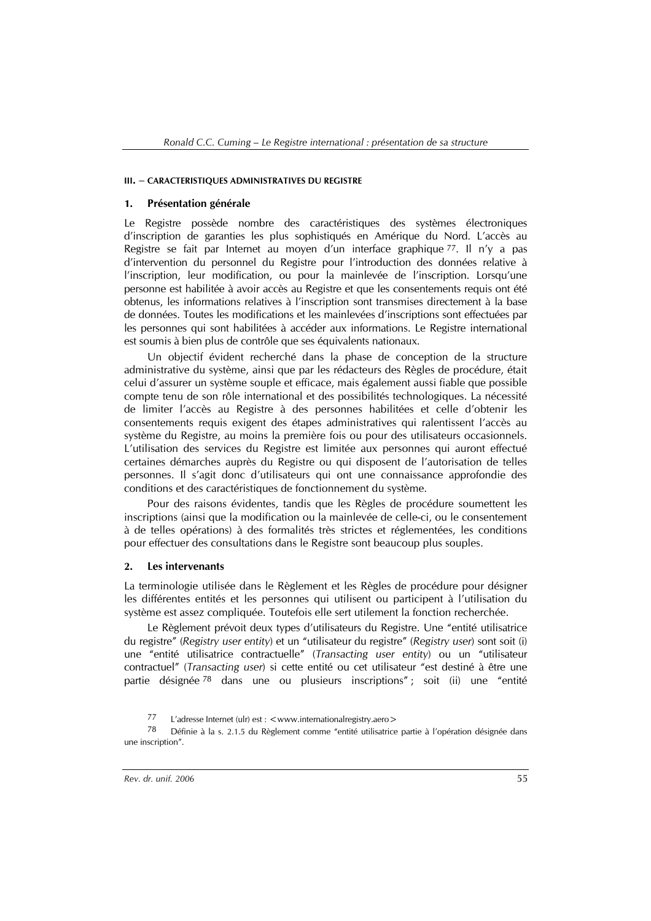#### III. – CARACTERISTIQUES ADMINISTRATIVES DU REGISTRE

#### 1. Présentation générale

Le Registre possède nombre des caractéristiques des systèmes électroniques d'inscription de garanties les plus sophistiqués en Amérique du Nord. L'accès au Registre se fait par Internet au moyen d'un interface graphique [77]. Il n'y a pas d'intervention du personnel du Registre pour l'introduction des données relative à l'inscription, leur modification, ou pour la mainlevée de l'inscription. Lorsqu'une personne est habilitée à avoir accès au Registre et que les consentements requis ont été obtenus, les informations relatives à l'inscription sont transmises directement à la base de données. Toutes les modifications et les mainlevées d'inscriptions sont effectuées par les personnes qui sont habilitées à accéder aux informations. Le Registre international est soumis à bien plus de contrôle que ses équivalents nationaux.

Un objectif évident recherché dans la phase de conception de la structure administrative du système, ainsi que par les rédacteurs des Règles de procédure, était celui d'assurer un système souple et efficace, mais également aussi fiable que possible compte tenu de son rôle international et des possibilités technologiques. La nécessité de limiter l'accès au Registre à des personnes habilitées et celle d'obtenir les consentements requis exigent des étapes administratives qui ralentissent l'accès au système du Registre, au moins la première fois ou pour des utilisateurs occasionnels. L'utilisation des services du Registre est limitée aux personnes qui auront effectué certaines démarches auprès du Registre ou qui disposent de l'autorisation de telles personnes. Il s'agit donc d'utilisateurs qui ont une connaissance approfondie des conditions et des caractéristiques de fonctionnement du système.

Pour des raisons évidentes, tandis que les Règles de procédure soumettent les inscriptions (ainsi que la modification ou la mainlevée de celle-ci, ou le consentement à de telles opérations) à des formalités très strictes et réglementées, les conditions pour effectuer des consultations dans le Registre sont beaucoup plus souples.

#### 2. Les intervenants

La terminologie utilisée dans le Règlement et les Règles de procédure pour désigner les différentes entités et les personnes qui utilisent ou participent à l'utilisation du système est assez compliquée. Toutefois elle sert utilement la fonction recherchée.

Le Règlement prévoit deux types d'utilisateurs du Registre. Une "entité utilisatrice du registre" (*Registry user entity*) et un "utilisateur du registre" (*Registry user*) sont soit (i) une "entité utilisatrice contractuelle" (*Transacting user entity*) ou un "utilisateur contractuel" (*Transacting user*) si cette entité ou cet utilisateur "est destiné à être une partie désignée [78] dans une ou plusieurs inscriptions" ; soit (ii) une "entité

---

[77] L'adresse Internet (ulr) est : <www.internationalregistry.aero>

[78] Définie à la s. 2.1.5 du Règlement comme "entité utilisatrice partie à l'opération désignée dans une inscription".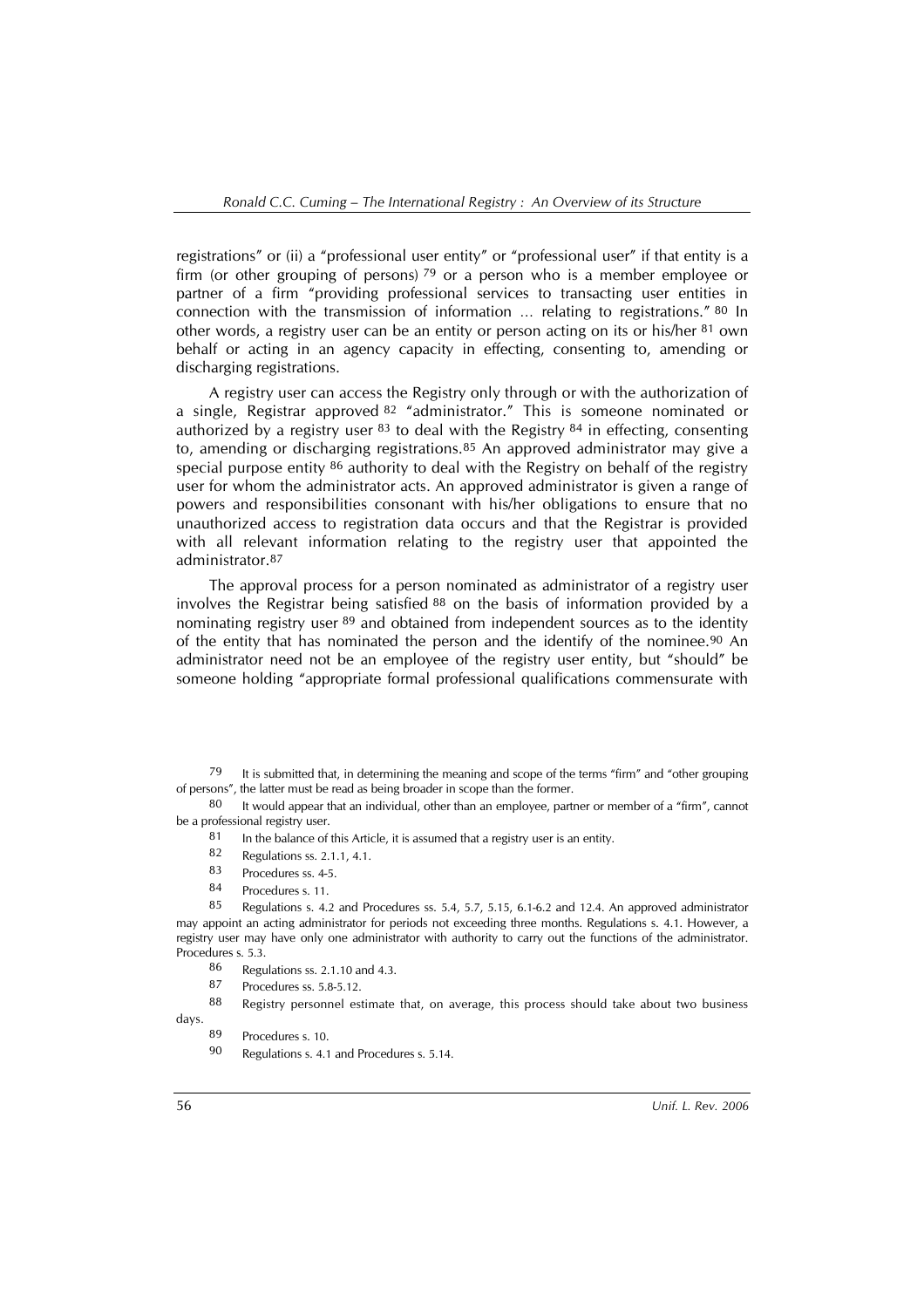registrations" or (ii) a "professional user entity" or "professional user" if that entity is a firm (or other grouping of persons) [79] or a person who is a member employee or partner of a firm "providing professional services to transacting user entities in connection with the transmission of information … relating to registrations." [80] In other words, a registry user can be an entity or person acting on its or his/her [81] own behalf or acting in an agency capacity in effecting, consenting to, amending or discharging registrations.

A registry user can access the Registry only through or with the authorization of a single, Registrar approved [82] "administrator." This is someone nominated or authorized by a registry user [83] to deal with the Registry [84] in effecting, consenting to, amending or discharging registrations.[85] An approved administrator may give a special purpose entity [86] authority to deal with the Registry on behalf of the registry user for whom the administrator acts. An approved administrator is given a range of powers and responsibilities consonant with his/her obligations to ensure that no unauthorized access to registration data occurs and that the Registrar is provided with all relevant information relating to the registry user that appointed the administrator.[87]

The approval process for a person nominated as administrator of a registry user involves the Registrar being satisfied [88] on the basis of information provided by a nominating registry user [89] and obtained from independent sources as to the identity of the entity that has nominated the person and the identify of the nominee.[90] An administrator need not be an employee of the registry user entity, but "should" be someone holding "appropriate formal professional qualifications commensurate with

---

[79] It is submitted that, in determining the meaning and scope of the terms "firm" and "other grouping of persons", the latter must be read as being broader in scope than the former.

[80] It would appear that an individual, other than an employee, partner or member of a "firm", cannot be a professional registry user.

[81] In the balance of this Article, it is assumed that a registry user is an entity.

[82] Regulations ss. 2.1.1, 4.1.

[83] Procedures ss. 4-5.

[84] Procedures s. 11.

[85] Regulations s. 4.2 and Procedures ss. 5.4, 5.7, 5.15, 6.1-6.2 and 12.4. An approved administrator may appoint an acting administrator for periods not exceeding three months. Regulations s. 4.1. However, a registry user may have only one administrator with authority to carry out the functions of the administrator. Procedures s. 5.3.

[86] Regulations ss. 2.1.10 and 4.3.

[87] Procedures ss. 5.8-5.12.

[88] Registry personnel estimate that, on average, this process should take about two business days.

[89] Procedures s. 10.

[90] Regulations s. 4.1 and Procedures s. 5.14.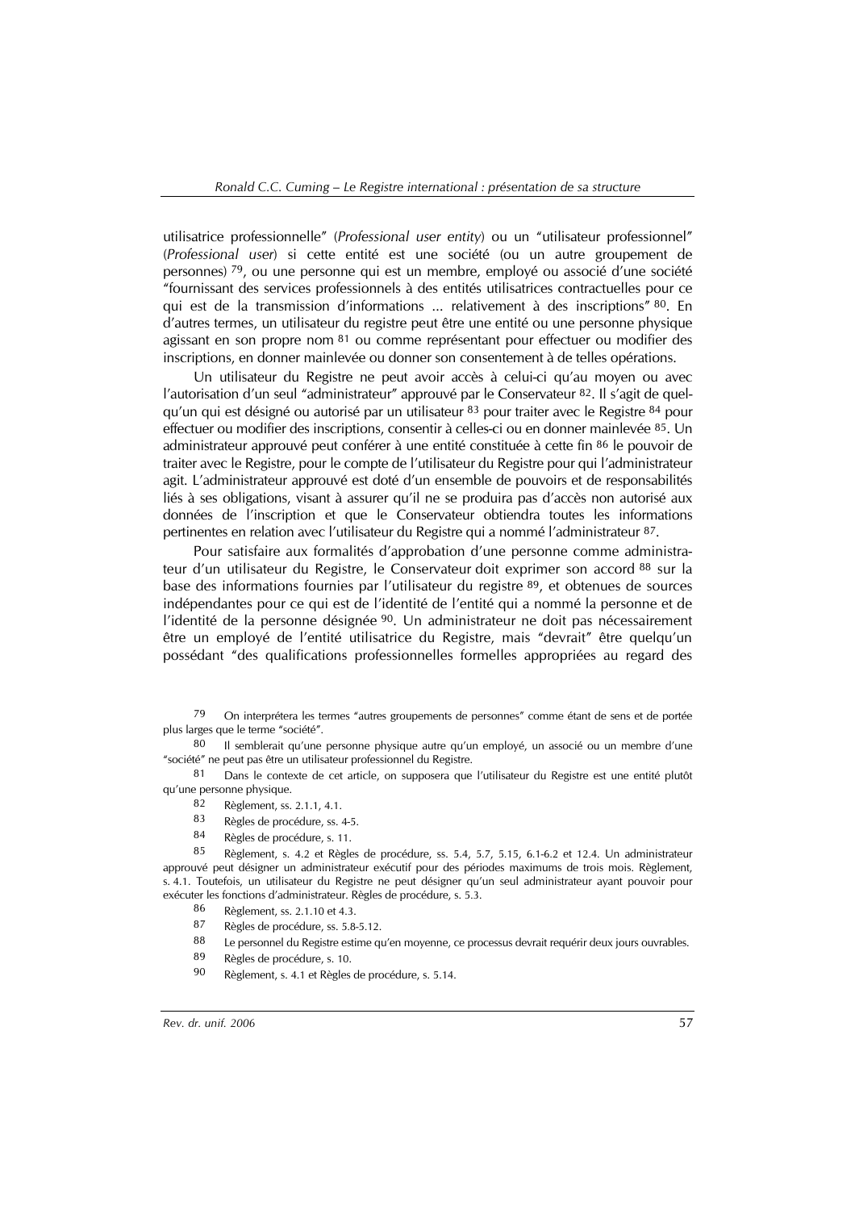utilisatrice professionnelle" (*Professional user entity*) ou un "utilisateur professionnel" (*Professional user*) si cette entité est une société (ou un autre groupement de personnes) [79], ou une personne qui est un membre, employé ou associé d'une société "fournissant des services professionnels à des entités utilisatrices contractuelles pour ce qui est de la transmission d'informations ... relativement à des inscriptions" [80]. En d'autres termes, un utilisateur du registre peut être une entité ou une personne physique agissant en son propre nom [81] ou comme représentant pour effectuer ou modifier des inscriptions, en donner mainlevée ou donner son consentement à de telles opérations.

Un utilisateur du Registre ne peut avoir accès à celui-ci qu'au moyen ou avec l'autorisation d'un seul "administrateur" approuvé par le Conservateur [82]. Il s'agit de quelqu'un qui est désigné ou autorisé par un utilisateur [83] pour traiter avec le Registre [84] pour effectuer ou modifier des inscriptions, consentir à celles-ci ou en donner mainlevée [85]. Un administrateur approuvé peut conférer à une entité constituée à cette fin [86] le pouvoir de traiter avec le Registre, pour le compte de l'utilisateur du Registre pour qui l'administrateur agit. L'administrateur approuvé est doté d'un ensemble de pouvoirs et de responsabilités liés à ses obligations, visant à assurer qu'il ne se produira pas d'accès non autorisé aux données de l'inscription et que le Conservateur obtiendra toutes les informations pertinentes en relation avec l'utilisateur du Registre qui a nommé l'administrateur [87].

Pour satisfaire aux formalités d'approbation d'une personne comme administrateur d'un utilisateur du Registre, le Conservateur doit exprimer son accord [88] sur la base des informations fournies par l'utilisateur du registre [89], et obtenues de sources indépendantes pour ce qui est de l'identité de l'entité qui a nommé la personne et de l'identité de la personne désignée [90]. Un administrateur ne doit pas nécessairement être un employé de l'entité utilisatrice du Registre, mais "devrait" être quelqu'un possédant "des qualifications professionnelles formelles appropriées au regard des

79 On interprétera les termes "autres groupements de personnes" comme étant de sens et de portée plus larges que le terme "société".

80 Il semblerait qu'une personne physique autre qu'un employé, un associé ou un membre d'une "société" ne peut pas être un utilisateur professionnel du Registre.

81 Dans le contexte de cet article, on supposera que l'utilisateur du Registre est une entité plutôt qu'une personne physique.

82 Règlement, ss. 2.1.1, 4.1.

83 Règles de procédure, ss. 4-5.

84 Règles de procédure, s. 11.

85 Règlement, s. 4.2 et Règles de procédure, ss. 5.4, 5.7, 5.15, 6.1-6.2 et 12.4. Un administrateur approuvé peut désigner un administrateur exécutif pour des périodes maximums de trois mois. Règlement, s. 4.1. Toutefois, un utilisateur du Registre ne peut désigner qu'un seul administrateur ayant pouvoir pour exécuter les fonctions d'administrateur. Règles de procédure, s. 5.3.

86 Règlement, ss. 2.1.10 et 4.3.

87 Règles de procédure, ss. 5.8-5.12.

88 Le personnel du Registre estime qu'en moyenne, ce processus devrait requérir deux jours ouvrables.

89 Règles de procédure, s. 10.

90 Règlement, s. 4.1 et Règles de procédure, s. 5.14.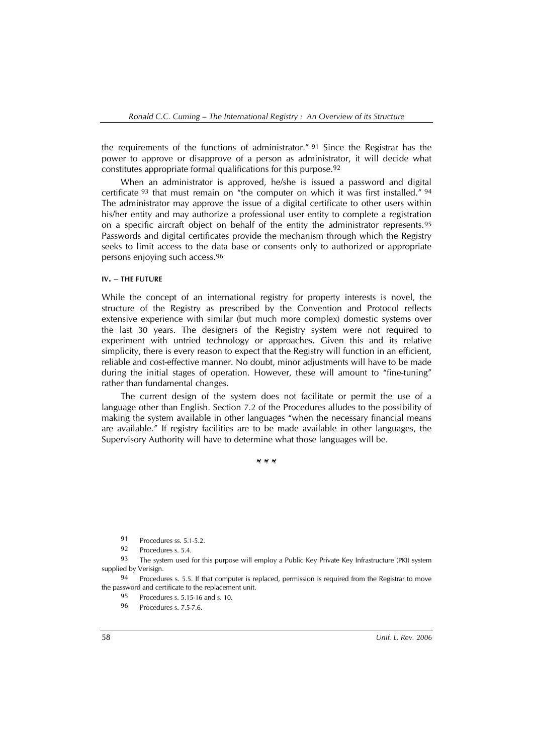the requirements of the functions of administrator." [91] Since the Registrar has the power to approve or disapprove of a person as administrator, it will decide what constitutes appropriate formal qualifications for this purpose.[92]

When an administrator is approved, he/she is issued a password and digital certificate [93] that must remain on "the computer on which it was first installed." [94] The administrator may approve the issue of a digital certificate to other users within his/her entity and may authorize a professional user entity to complete a registration on a specific aircraft object on behalf of the entity the administrator represents.[95] Passwords and digital certificates provide the mechanism through which the Registry seeks to limit access to the data base or consents only to authorized or appropriate persons enjoying such access.[96]

## IV. – THE FUTURE

While the concept of an international registry for property interests is novel, the structure of the Registry as prescribed by the Convention and Protocol reflects extensive experience with similar (but much more complex) domestic systems over the last 30 years. The designers of the Registry system were not required to experiment with untried technology or approaches. Given this and its relative simplicity, there is every reason to expect that the Registry will function in an efficient, reliable and cost-effective manner. No doubt, minor adjustments will have to be made during the initial stages of operation. However, these will amount to "fine-tuning" rather than fundamental changes.

The current design of the system does not facilitate or permit the use of a language other than English. Section 7.2 of the Procedures alludes to the possibility of making the system available in other languages "when the necessary financial means are available." If registry facilities are to be made available in other languages, the Supervisory Authority will have to determine what those languages will be.

---

[91] Procedures ss. 5.1-5.2.

[92] Procedures s. 5.4.

[93] The system used for this purpose will employ a Public Key Private Key Infrastructure (PKI) system supplied by Verisign.

[94] Procedures s. 5.5. If that computer is replaced, permission is required from the Registrar to move the password and certificate to the replacement unit.

[95] Procedures s. 5.15-16 and s. 10.

[96] Procedures s. 7.5-7.6.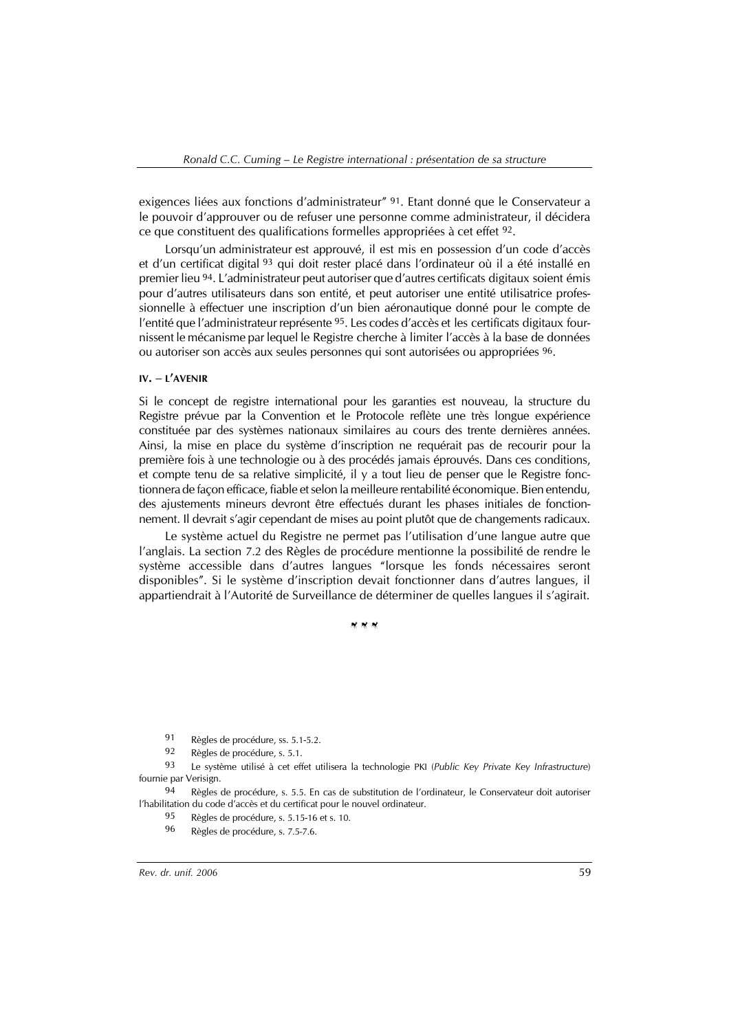exigences liées aux fonctions d'administrateur" [91]. Etant donné que le Conservateur a le pouvoir d'approuver ou de refuser une personne comme administrateur, il décidera ce que constituent des qualifications formelles appropriées à cet effet [92].

Lorsqu'un administrateur est approuvé, il est mis en possession d'un code d'accès et d'un certificat digital [93] qui doit rester placé dans l'ordinateur où il a été installé en premier lieu [94]. L'administrateur peut autoriser que d'autres certificats digitaux soient émis pour d'autres utilisateurs dans son entité, et peut autoriser une entité utilisatrice professionnelle à effectuer une inscription d'un bien aéronautique donné pour le compte de l'entité que l'administrateur représente [95]. Les codes d'accès et les certificats digitaux fournissent le mécanisme par lequel le Registre cherche à limiter l'accès à la base de données ou autoriser son accès aux seules personnes qui sont autorisées ou appropriées [96].

#### IV. – L'AVENIR

Si le concept de registre international pour les garanties est nouveau, la structure du Registre prévue par la Convention et le Protocole reflète une très longue expérience constituée par des systèmes nationaux similaires au cours des trente dernières années. Ainsi, la mise en place du système d'inscription ne requérait pas de recourir pour la première fois à une technologie ou à des procédés jamais éprouvés. Dans ces conditions, et compte tenu de sa relative simplicité, il y a tout lieu de penser que le Registre fonctionnera de façon efficace, fiable et selon la meilleure rentabilité économique. Bien entendu, des ajustements mineurs devront être effectués durant les phases initiales de fonctionnement. Il devrait s'agir cependant de mises au point plutôt que de changements radicaux.

Le système actuel du Registre ne permet pas l'utilisation d'une langue autre que l'anglais. La section 7.2 des Règles de procédure mentionne la possibilité de rendre le système accessible dans d'autres langues "lorsque les fonds nécessaires seront disponibles". Si le système d'inscription devait fonctionner dans d'autres langues, il appartiendrait à l'Autorité de Surveillance de déterminer de quelles langues il s'agirait.

\* \* \*

---

[91] Règles de procédure, ss. 5.1-5.2.

[92] Règles de procédure, s. 5.1.

[93] Le système utilisé à cet effet utilisera la technologie PKI (*Public Key Private Key Infrastructure*) fournie par Verisign.

[94] Règles de procédure, s. 5.5. En cas de substitution de l'ordinateur, le Conservateur doit autoriser l'habilitation du code d'accès et du certificat pour le nouvel ordinateur.

[95] Règles de procédure, s. 5.15-16 et s. 10.

[96] Règles de procédure, s. 7.5-7.6.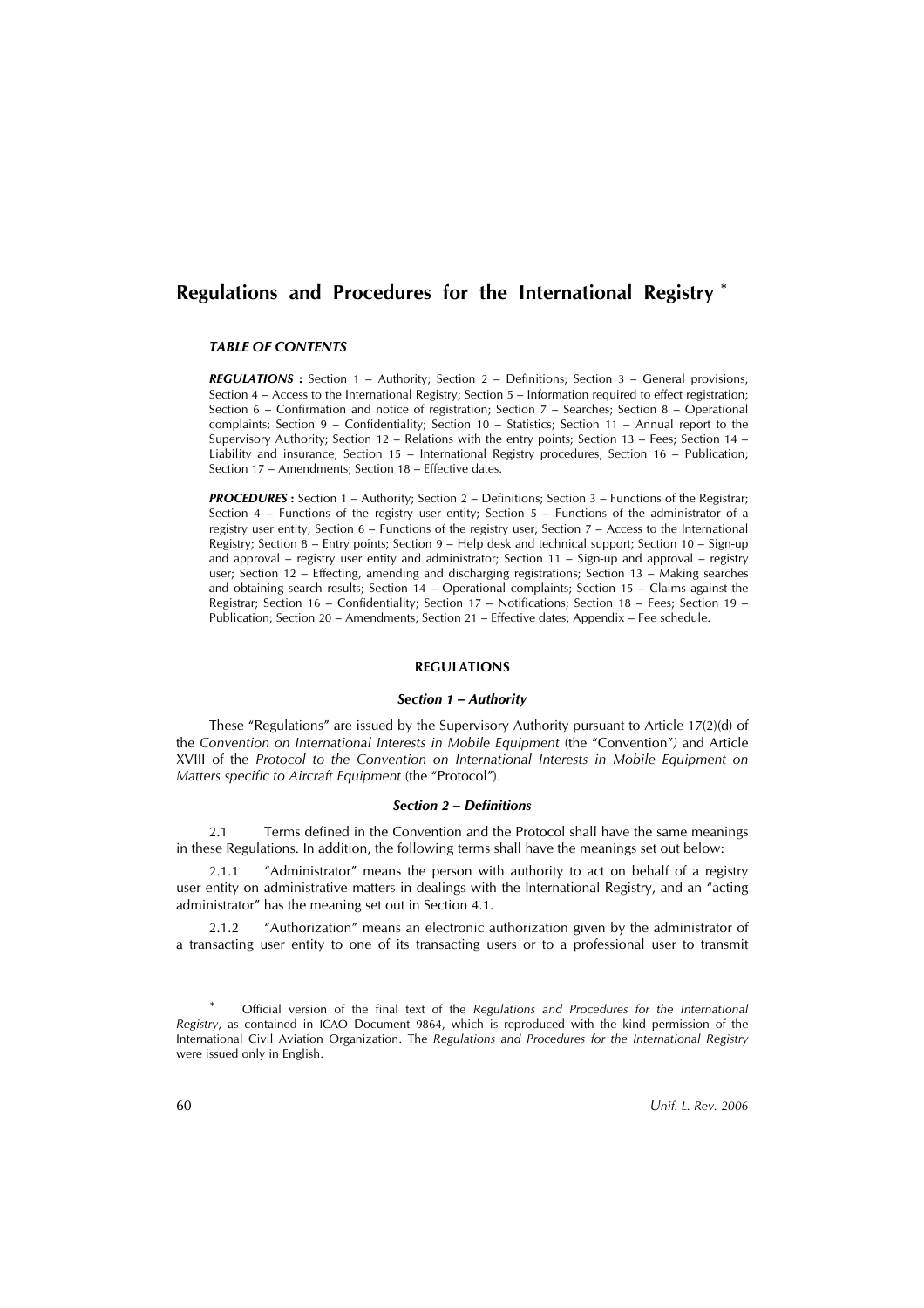# Regulations and Procedures for the International Registry [*]

### *TABLE OF CONTENTS*

***REGULATIONS*** **:** Section 1 – Authority; Section 2 – Definitions; Section 3 – General provisions; Section 4 – Access to the International Registry; Section 5 – Information required to effect registration; Section 6 – Confirmation and notice of registration; Section 7 – Searches; Section 8 – Operational complaints; Section 9 – Confidentiality; Section 10 – Statistics; Section 11 – Annual report to the Supervisory Authority; Section 12 – Relations with the entry points; Section 13 – Fees; Section 14 – Liability and insurance; Section 15 – International Registry procedures; Section 16 – Publication; Section 17 – Amendments; Section 18 – Effective dates.

***PROCEDURES*** **:** Section 1 – Authority; Section 2 – Definitions; Section 3 – Functions of the Registrar; Section 4 – Functions of the registry user entity; Section 5 – Functions of the administrator of a registry user entity; Section 6 – Functions of the registry user; Section 7 – Access to the International Registry; Section 8 – Entry points; Section 9 – Help desk and technical support; Section 10 – Sign-up and approval – registry user entity and administrator; Section 11 – Sign-up and approval – registry user; Section 12 – Effecting, amending and discharging registrations; Section 13 – Making searches and obtaining search results; Section 14 – Operational complaints; Section 15 – Claims against the Registrar; Section 16 – Confidentiality; Section 17 – Notifications; Section 18 – Fees; Section 19 – Publication; Section 20 – Amendments; Section 21 – Effective dates; Appendix – Fee schedule.

## REGULATIONS

### *Section 1 – Authority*

These "Regulations" are issued by the Supervisory Authority pursuant to Article 17(2)(d) of the *Convention on International Interests in Mobile Equipment* (the "Convention") and Article XVIII of the *Protocol to the Convention on International Interests in Mobile Equipment on Matters specific to Aircraft Equipment* (the "Protocol").

### *Section 2 – Definitions*

2.1 Terms defined in the Convention and the Protocol shall have the same meanings in these Regulations. In addition, the following terms shall have the meanings set out below:

2.1.1 "Administrator" means the person with authority to act on behalf of a registry user entity on administrative matters in dealings with the International Registry, and an "acting administrator" has the meaning set out in Section 4.1.

2.1.2 "Authorization" means an electronic authorization given by the administrator of a transacting user entity to one of its transacting users or to a professional user to transmit

[*] Official version of the final text of the *Regulations and Procedures for the International Registry*, as contained in ICAO Document 9864, which is reproduced with the kind permission of the International Civil Aviation Organization. The *Regulations and Procedures for the International Registry* were issued only in English.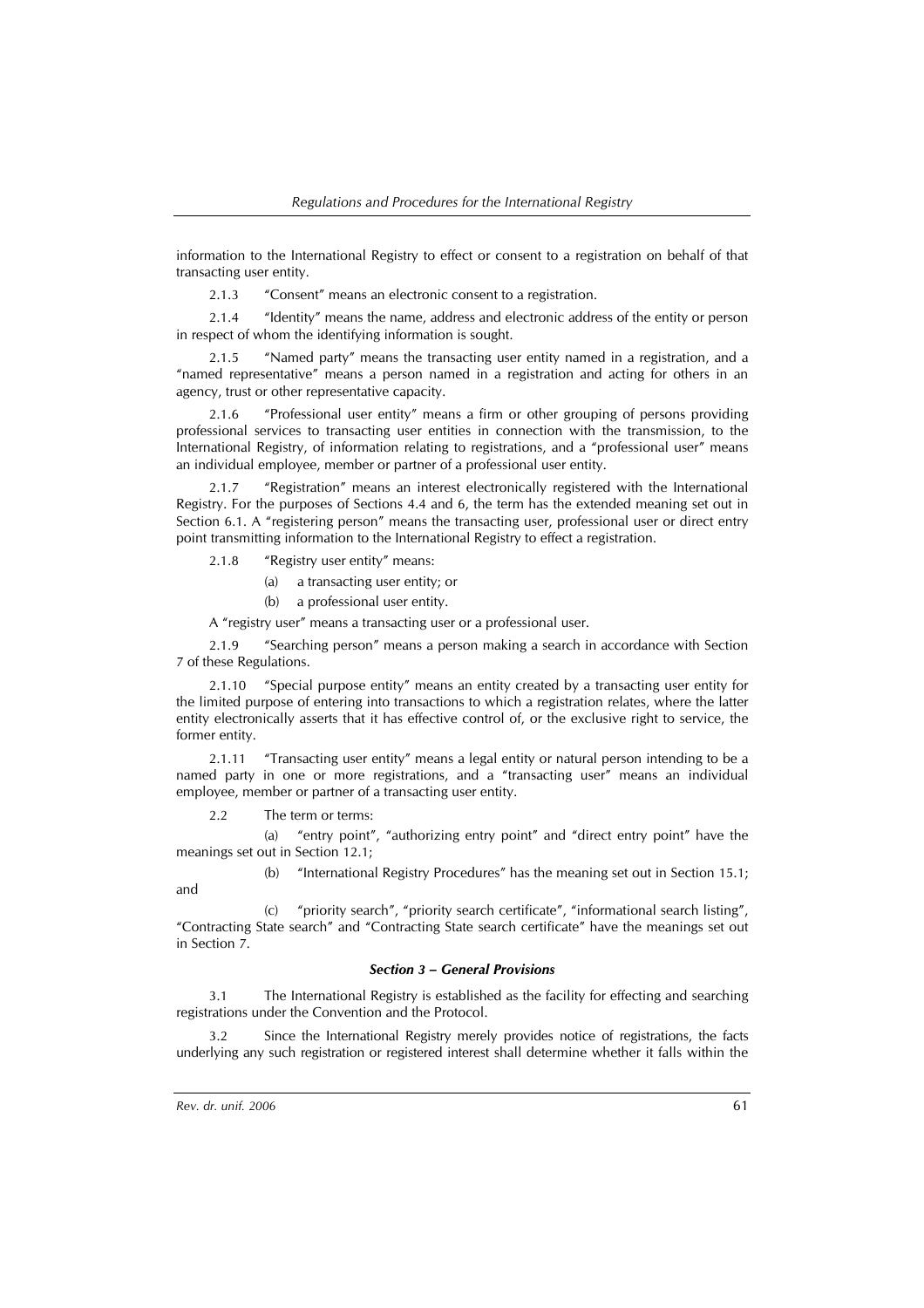information to the International Registry to effect or consent to a registration on behalf of that transacting user entity.

2.1.3 "Consent" means an electronic consent to a registration.

2.1.4 "Identity" means the name, address and electronic address of the entity or person in respect of whom the identifying information is sought.

2.1.5 "Named party" means the transacting user entity named in a registration, and a "named representative" means a person named in a registration and acting for others in an agency, trust or other representative capacity.

2.1.6 "Professional user entity" means a firm or other grouping of persons providing professional services to transacting user entities in connection with the transmission, to the International Registry, of information relating to registrations, and a "professional user" means an individual employee, member or partner of a professional user entity.

2.1.7 "Registration" means an interest electronically registered with the International Registry. For the purposes of Sections 4.4 and 6, the term has the extended meaning set out in Section 6.1. A "registering person" means the transacting user, professional user or direct entry point transmitting information to the International Registry to effect a registration.

2.1.8 "Registry user entity" means:

(a) a transacting user entity; or

(b) a professional user entity.

A "registry user" means a transacting user or a professional user.

2.1.9 "Searching person" means a person making a search in accordance with Section 7 of these Regulations.

2.1.10 "Special purpose entity" means an entity created by a transacting user entity for the limited purpose of entering into transactions to which a registration relates, where the latter entity electronically asserts that it has effective control of, or the exclusive right to service, the former entity.

2.1.11 "Transacting user entity" means a legal entity or natural person intending to be a named party in one or more registrations, and a "transacting user" means an individual employee, member or partner of a transacting user entity.

2.2 The term or terms:

(a) "entry point", "authorizing entry point" and "direct entry point" have the meanings set out in Section 12.1;

(b) "International Registry Procedures" has the meaning set out in Section 15.1; and

(c) "priority search", "priority search certificate", "informational search listing", "Contracting State search" and "Contracting State search certificate" have the meanings set out in Section 7.

### *Section 3 – General Provisions*

3.1 The International Registry is established as the facility for effecting and searching registrations under the Convention and the Protocol.

3.2 Since the International Registry merely provides notice of registrations, the facts underlying any such registration or registered interest shall determine whether it falls within the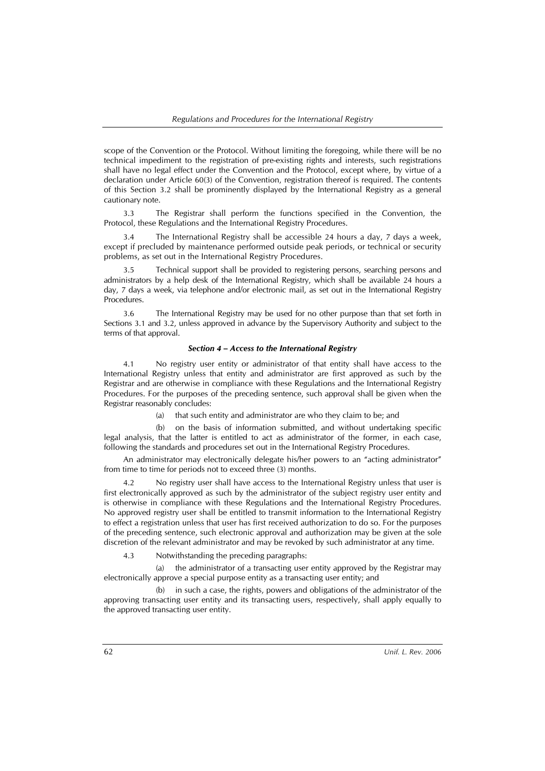scope of the Convention or the Protocol. Without limiting the foregoing, while there will be no technical impediment to the registration of pre-existing rights and interests, such registrations shall have no legal effect under the Convention and the Protocol, except where, by virtue of a declaration under Article 60(3) of the Convention, registration thereof is required. The contents of this Section 3.2 shall be prominently displayed by the International Registry as a general cautionary note.

3.3 The Registrar shall perform the functions specified in the Convention, the Protocol, these Regulations and the International Registry Procedures.

3.4 The International Registry shall be accessible 24 hours a day, 7 days a week, except if precluded by maintenance performed outside peak periods, or technical or security problems, as set out in the International Registry Procedures.

3.5 Technical support shall be provided to registering persons, searching persons and administrators by a help desk of the International Registry, which shall be available 24 hours a day, 7 days a week, via telephone and/or electronic mail, as set out in the International Registry Procedures.

3.6 The International Registry may be used for no other purpose than that set forth in Sections 3.1 and 3.2, unless approved in advance by the Supervisory Authority and subject to the terms of that approval.

### *Section 4 – Access to the International Registry*

4.1 No registry user entity or administrator of that entity shall have access to the International Registry unless that entity and administrator are first approved as such by the Registrar and are otherwise in compliance with these Regulations and the International Registry Procedures. For the purposes of the preceding sentence, such approval shall be given when the Registrar reasonably concludes:

(a) that such entity and administrator are who they claim to be; and

(b) on the basis of information submitted, and without undertaking specific legal analysis, that the latter is entitled to act as administrator of the former, in each case, following the standards and procedures set out in the International Registry Procedures.

An administrator may electronically delegate his/her powers to an "acting administrator" from time to time for periods not to exceed three (3) months.

4.2 No registry user shall have access to the International Registry unless that user is first electronically approved as such by the administrator of the subject registry user entity and is otherwise in compliance with these Regulations and the International Registry Procedures. No approved registry user shall be entitled to transmit information to the International Registry to effect a registration unless that user has first received authorization to do so. For the purposes of the preceding sentence, such electronic approval and authorization may be given at the sole discretion of the relevant administrator and may be revoked by such administrator at any time.

4.3 Notwithstanding the preceding paragraphs:

(a) the administrator of a transacting user entity approved by the Registrar may electronically approve a special purpose entity as a transacting user entity; and

(b) in such a case, the rights, powers and obligations of the administrator of the approving transacting user entity and its transacting users, respectively, shall apply equally to the approved transacting user entity.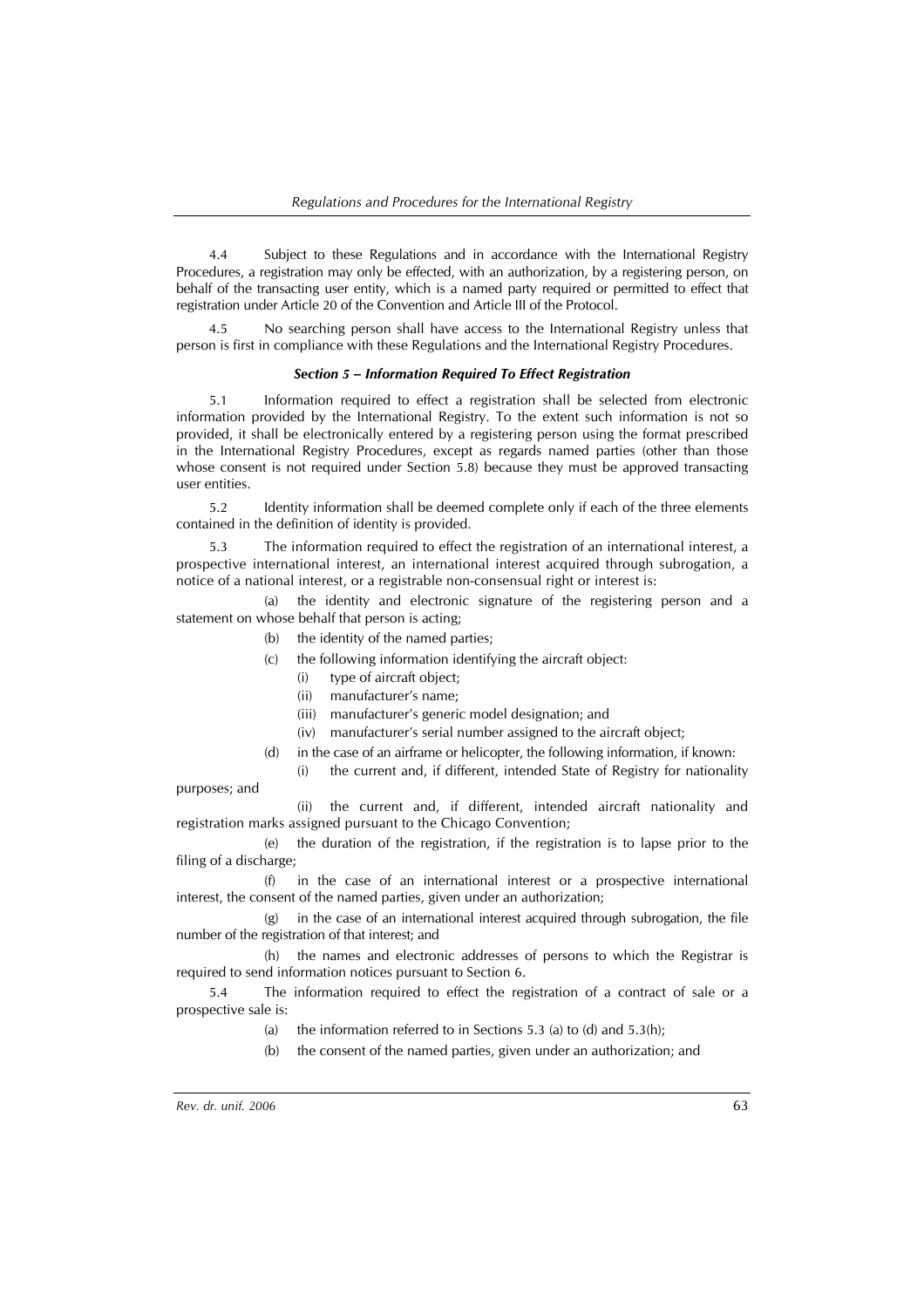4.4 Subject to these Regulations and in accordance with the International Registry Procedures, a registration may only be effected, with an authorization, by a registering person, on behalf of the transacting user entity, which is a named party required or permitted to effect that registration under Article 20 of the Convention and Article III of the Protocol.

4.5 No searching person shall have access to the International Registry unless that person is first in compliance with these Regulations and the International Registry Procedures.

#### *Section 5 – Information Required To Effect Registration*

5.1 Information required to effect a registration shall be selected from electronic information provided by the International Registry. To the extent such information is not so provided, it shall be electronically entered by a registering person using the format prescribed in the International Registry Procedures, except as regards named parties (other than those whose consent is not required under Section 5.8) because they must be approved transacting user entities.

5.2 Identity information shall be deemed complete only if each of the three elements contained in the definition of identity is provided.

5.3 The information required to effect the registration of an international interest, a prospective international interest, an international interest acquired through subrogation, a notice of a national interest, or a registrable non-consensual right or interest is:

(a) the identity and electronic signature of the registering person and a statement on whose behalf that person is acting;

(b) the identity of the named parties;

(c) the following information identifying the aircraft object:

(i) type of aircraft object;

(ii) manufacturer's name;

(iii) manufacturer's generic model designation; and

(iv) manufacturer's serial number assigned to the aircraft object;

(d) in the case of an airframe or helicopter, the following information, if known:

(i) the current and, if different, intended State of Registry for nationality purposes; and

(ii) the current and, if different, intended aircraft nationality and registration marks assigned pursuant to the Chicago Convention;

(e) the duration of the registration, if the registration is to lapse prior to the filing of a discharge;

(f) in the case of an international interest or a prospective international interest, the consent of the named parties, given under an authorization;

(g) in the case of an international interest acquired through subrogation, the file number of the registration of that interest; and

(h) the names and electronic addresses of persons to which the Registrar is required to send information notices pursuant to Section 6.

5.4 The information required to effect the registration of a contract of sale or a prospective sale is:

(a) the information referred to in Sections 5.3 (a) to (d) and 5.3(h);

(b) the consent of the named parties, given under an authorization; and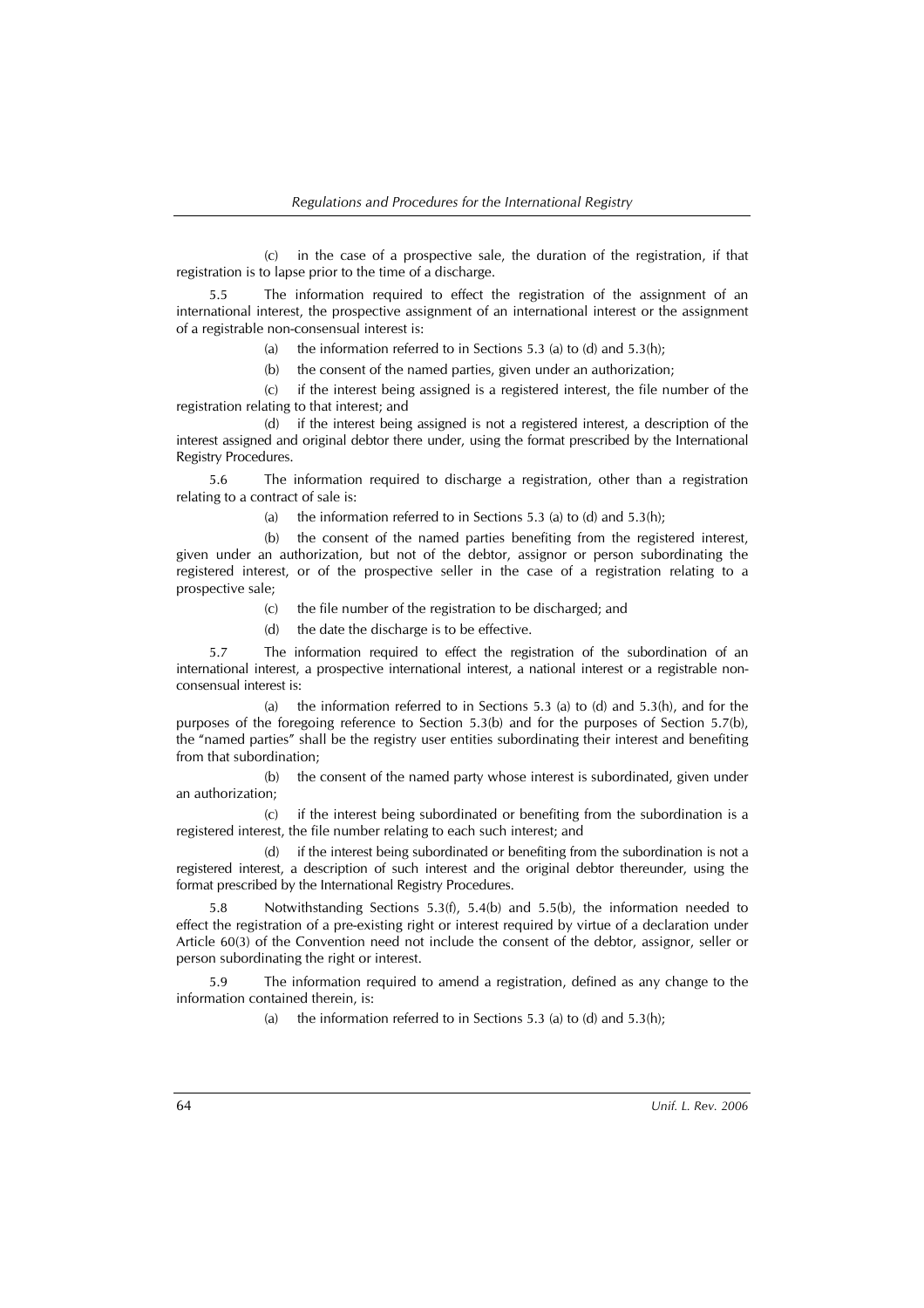(c) in the case of a prospective sale, the duration of the registration, if that registration is to lapse prior to the time of a discharge.

5.5 The information required to effect the registration of the assignment of an international interest, the prospective assignment of an international interest or the assignment of a registrable non-consensual interest is:

(a) the information referred to in Sections 5.3 (a) to (d) and 5.3(h);

(b) the consent of the named parties, given under an authorization;

(c) if the interest being assigned is a registered interest, the file number of the registration relating to that interest; and

(d) if the interest being assigned is not a registered interest, a description of the interest assigned and original debtor there under, using the format prescribed by the International Registry Procedures.

5.6 The information required to discharge a registration, other than a registration relating to a contract of sale is:

(a) the information referred to in Sections 5.3 (a) to (d) and 5.3(h);

(b) the consent of the named parties benefiting from the registered interest, given under an authorization, but not of the debtor, assignor or person subordinating the registered interest, or of the prospective seller in the case of a registration relating to a prospective sale;

(c) the file number of the registration to be discharged; and

(d) the date the discharge is to be effective.

5.7 The information required to effect the registration of the subordination of an international interest, a prospective international interest, a national interest or a registrable non-consensual interest is:

(a) the information referred to in Sections 5.3 (a) to (d) and 5.3(h), and for the purposes of the foregoing reference to Section 5.3(b) and for the purposes of Section 5.7(b), the "named parties" shall be the registry user entities subordinating their interest and benefiting from that subordination;

(b) the consent of the named party whose interest is subordinated, given under an authorization;

(c) if the interest being subordinated or benefiting from the subordination is a registered interest, the file number relating to each such interest; and

(d) if the interest being subordinated or benefiting from the subordination is not a registered interest, a description of such interest and the original debtor thereunder, using the format prescribed by the International Registry Procedures.

5.8 Notwithstanding Sections 5.3(f), 5.4(b) and 5.5(b), the information needed to effect the registration of a pre-existing right or interest required by virtue of a declaration under Article 60(3) of the Convention need not include the consent of the debtor, assignor, seller or person subordinating the right or interest.

5.9 The information required to amend a registration, defined as any change to the information contained therein, is:

(a) the information referred to in Sections 5.3 (a) to (d) and 5.3(h);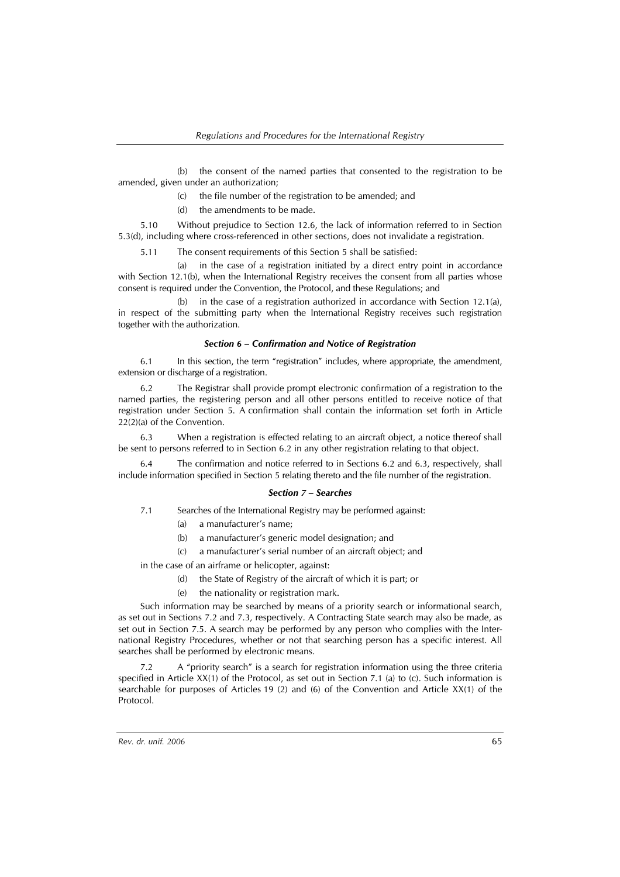(b) the consent of the named parties that consented to the registration to be amended, given under an authorization;

(c) the file number of the registration to be amended; and

(d) the amendments to be made.

5.10 Without prejudice to Section 12.6, the lack of information referred to in Section 5.3(d), including where cross-referenced in other sections, does not invalidate a registration.

5.11 The consent requirements of this Section 5 shall be satisfied:

(a) in the case of a registration initiated by a direct entry point in accordance with Section 12.1(b), when the International Registry receives the consent from all parties whose consent is required under the Convention, the Protocol, and these Regulations; and

(b) in the case of a registration authorized in accordance with Section 12.1(a), in respect of the submitting party when the International Registry receives such registration together with the authorization.

### *Section 6 – Confirmation and Notice of Registration*

6.1 In this section, the term "registration" includes, where appropriate, the amendment, extension or discharge of a registration.

6.2 The Registrar shall provide prompt electronic confirmation of a registration to the named parties, the registering person and all other persons entitled to receive notice of that registration under Section 5. A confirmation shall contain the information set forth in Article 22(2)(a) of the Convention.

6.3 When a registration is effected relating to an aircraft object, a notice thereof shall be sent to persons referred to in Section 6.2 in any other registration relating to that object.

6.4 The confirmation and notice referred to in Sections 6.2 and 6.3, respectively, shall include information specified in Section 5 relating thereto and the file number of the registration.

### *Section 7 – Searches*

7.1 Searches of the International Registry may be performed against:

(a) a manufacturer's name;

(b) a manufacturer's generic model designation; and

(c) a manufacturer's serial number of an aircraft object; and

in the case of an airframe or helicopter, against:

(d) the State of Registry of the aircraft of which it is part; or

(e) the nationality or registration mark.

Such information may be searched by means of a priority search or informational search, as set out in Sections 7.2 and 7.3, respectively. A Contracting State search may also be made, as set out in Section 7.5. A search may be performed by any person who complies with the International Registry Procedures, whether or not that searching person has a specific interest. All searches shall be performed by electronic means.

7.2 A "priority search" is a search for registration information using the three criteria specified in Article XX(1) of the Protocol, as set out in Section 7.1 (a) to (c). Such information is searchable for purposes of Articles 19 (2) and (6) of the Convention and Article XX(1) of the Protocol.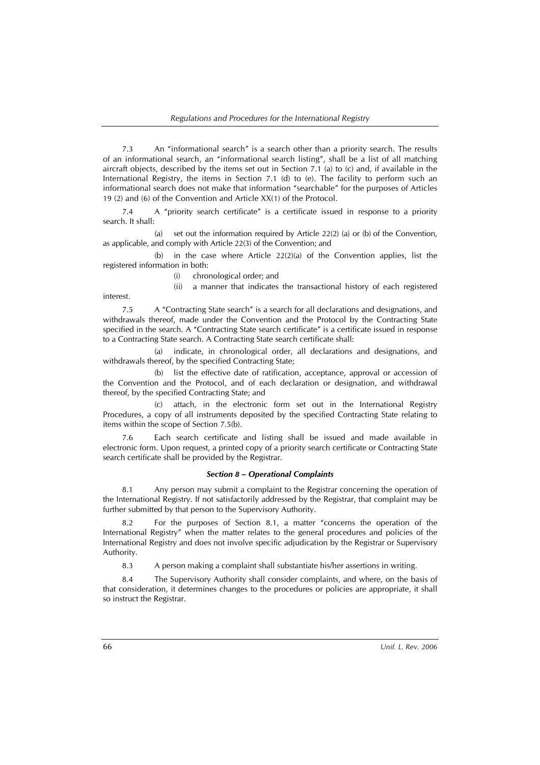7.3 An "informational search" is a search other than a priority search. The results of an informational search, an "informational search listing", shall be a list of all matching aircraft objects, described by the items set out in Section 7.1 (a) to (c) and, if available in the International Registry, the items in Section 7.1 (d) to (e). The facility to perform such an informational search does not make that information "searchable" for the purposes of Articles 19 (2) and (6) of the Convention and Article XX(1) of the Protocol.

7.4 A "priority search certificate" is a certificate issued in response to a priority search. It shall:

(a) set out the information required by Article 22(2) (a) or (b) of the Convention, as applicable, and comply with Article 22(3) of the Convention; and

(b) in the case where Article 22(2)(a) of the Convention applies, list the registered information in both:

(i) chronological order; and

(ii) a manner that indicates the transactional history of each registered interest.

7.5 A "Contracting State search" is a search for all declarations and designations, and withdrawals thereof, made under the Convention and the Protocol by the Contracting State specified in the search. A "Contracting State search certificate" is a certificate issued in response to a Contracting State search. A Contracting State search certificate shall:

(a) indicate, in chronological order, all declarations and designations, and withdrawals thereof, by the specified Contracting State;

(b) list the effective date of ratification, acceptance, approval or accession of the Convention and the Protocol, and of each declaration or designation, and withdrawal thereof, by the specified Contracting State; and

(c) attach, in the electronic form set out in the International Registry Procedures, a copy of all instruments deposited by the specified Contracting State relating to items within the scope of Section 7.5(b).

7.6 Each search certificate and listing shall be issued and made available in electronic form. Upon request, a printed copy of a priority search certificate or Contracting State search certificate shall be provided by the Registrar.

### *Section 8 – Operational Complaints*

8.1 Any person may submit a complaint to the Registrar concerning the operation of the International Registry. If not satisfactorily addressed by the Registrar, that complaint may be further submitted by that person to the Supervisory Authority.

8.2 For the purposes of Section 8.1, a matter "concerns the operation of the International Registry" when the matter relates to the general procedures and policies of the International Registry and does not involve specific adjudication by the Registrar or Supervisory Authority.

8.3 A person making a complaint shall substantiate his/her assertions in writing.

8.4 The Supervisory Authority shall consider complaints, and where, on the basis of that consideration, it determines changes to the procedures or policies are appropriate, it shall so instruct the Registrar.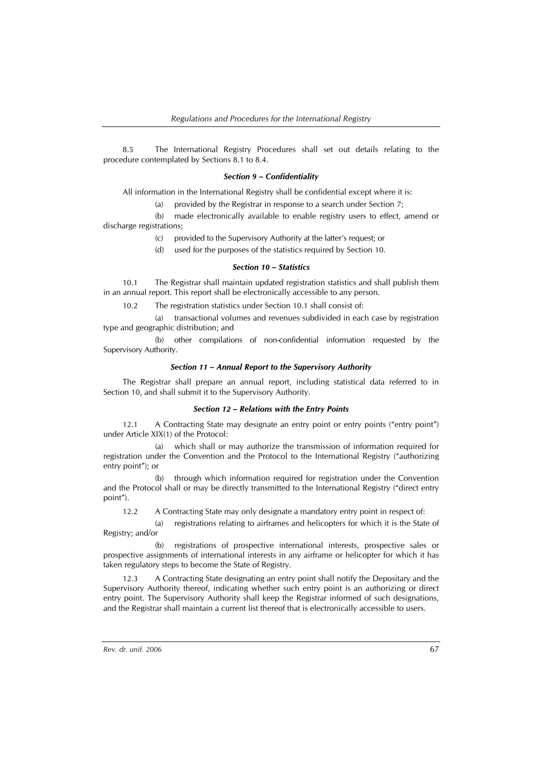8.5 The International Registry Procedures shall set out details relating to the procedure contemplated by Sections 8.1 to 8.4.

#### *Section 9 – Confidentiality*

All information in the International Registry shall be confidential except where it is:

(a) provided by the Registrar in response to a search under Section 7;

(b) made electronically available to enable registry users to effect, amend or discharge registrations;

(c) provided to the Supervisory Authority at the latter's request; or

(d) used for the purposes of the statistics required by Section 10.

#### *Section 10 – Statistics*

10.1 The Registrar shall maintain updated registration statistics and shall publish them in an annual report. This report shall be electronically accessible to any person.

10.2 The registration statistics under Section 10.1 shall consist of:

(a) transactional volumes and revenues subdivided in each case by registration type and geographic distribution; and

(b) other compilations of non-confidential information requested by the Supervisory Authority.

#### *Section 11 – Annual Report to the Supervisory Authority*

The Registrar shall prepare an annual report, including statistical data referred to in Section 10, and shall submit it to the Supervisory Authority.

#### *Section 12 – Relations with the Entry Points*

12.1 A Contracting State may designate an entry point or entry points ("entry point") under Article XIX(1) of the Protocol:

(a) which shall or may authorize the transmission of information required for registration under the Convention and the Protocol to the International Registry ("authorizing entry point"); or

(b) through which information required for registration under the Convention and the Protocol shall or may be directly transmitted to the International Registry ("direct entry point").

12.2 A Contracting State may only designate a mandatory entry point in respect of:

(a) registrations relating to airframes and helicopters for which it is the State of Registry; and/or

(b) registrations of prospective international interests, prospective sales or prospective assignments of international interests in any airframe or helicopter for which it has taken regulatory steps to become the State of Registry.

12.3 A Contracting State designating an entry point shall notify the Depositary and the Supervisory Authority thereof, indicating whether such entry point is an authorizing or direct entry point. The Supervisory Authority shall keep the Registrar informed of such designations, and the Registrar shall maintain a current list thereof that is electronically accessible to users.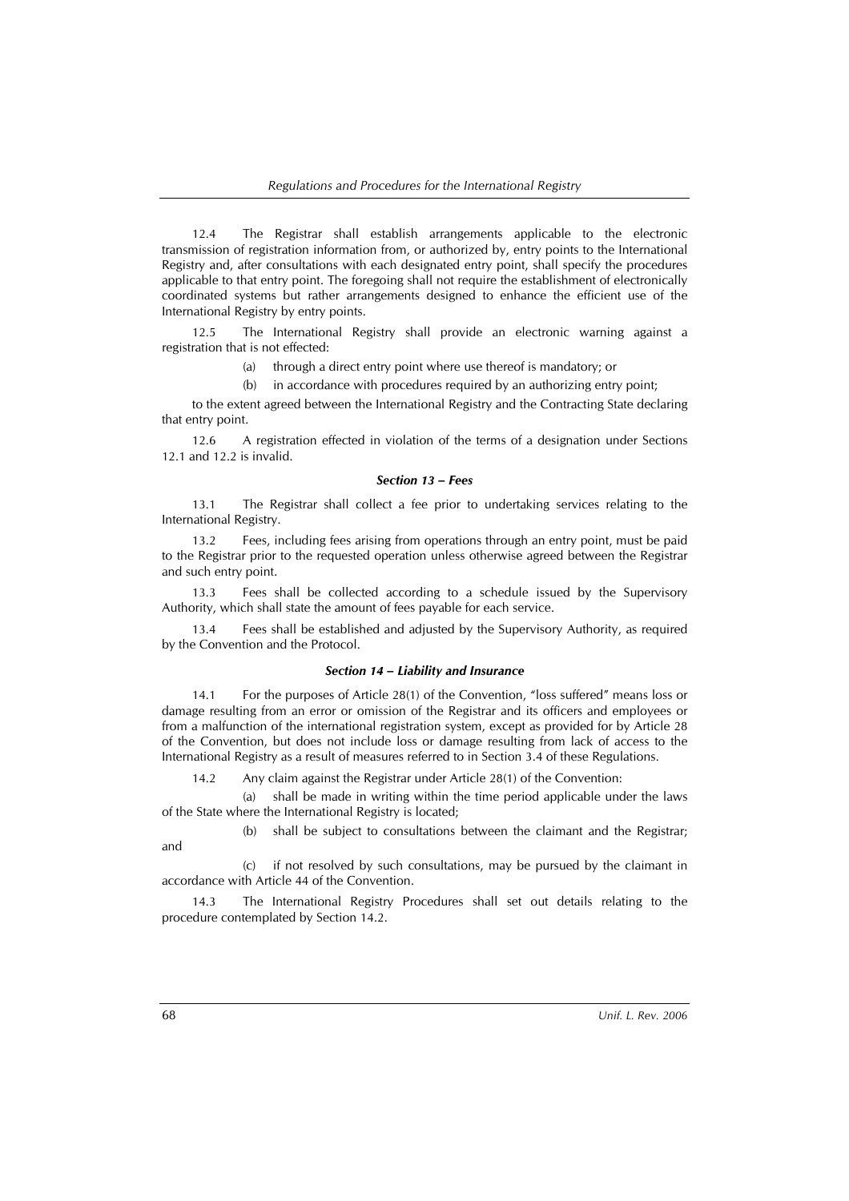12.4 The Registrar shall establish arrangements applicable to the electronic transmission of registration information from, or authorized by, entry points to the International Registry and, after consultations with each designated entry point, shall specify the procedures applicable to that entry point. The foregoing shall not require the establishment of electronically coordinated systems but rather arrangements designed to enhance the efficient use of the International Registry by entry points.

12.5 The International Registry shall provide an electronic warning against a registration that is not effected:

(a) through a direct entry point where use thereof is mandatory; or

(b) in accordance with procedures required by an authorizing entry point;

to the extent agreed between the International Registry and the Contracting State declaring that entry point.

12.6 A registration effected in violation of the terms of a designation under Sections 12.1 and 12.2 is invalid.

### *Section 13 – Fees*

13.1 The Registrar shall collect a fee prior to undertaking services relating to the International Registry.

13.2 Fees, including fees arising from operations through an entry point, must be paid to the Registrar prior to the requested operation unless otherwise agreed between the Registrar and such entry point.

13.3 Fees shall be collected according to a schedule issued by the Supervisory Authority, which shall state the amount of fees payable for each service.

13.4 Fees shall be established and adjusted by the Supervisory Authority, as required by the Convention and the Protocol.

### *Section 14 – Liability and Insurance*

14.1 For the purposes of Article 28(1) of the Convention, "loss suffered" means loss or damage resulting from an error or omission of the Registrar and its officers and employees or from a malfunction of the international registration system, except as provided for by Article 28 of the Convention, but does not include loss or damage resulting from lack of access to the International Registry as a result of measures referred to in Section 3.4 of these Regulations.

14.2 Any claim against the Registrar under Article 28(1) of the Convention:

(a) shall be made in writing within the time period applicable under the laws of the State where the International Registry is located;

(b) shall be subject to consultations between the claimant and the Registrar; and

(c) if not resolved by such consultations, may be pursued by the claimant in accordance with Article 44 of the Convention.

14.3 The International Registry Procedures shall set out details relating to the procedure contemplated by Section 14.2.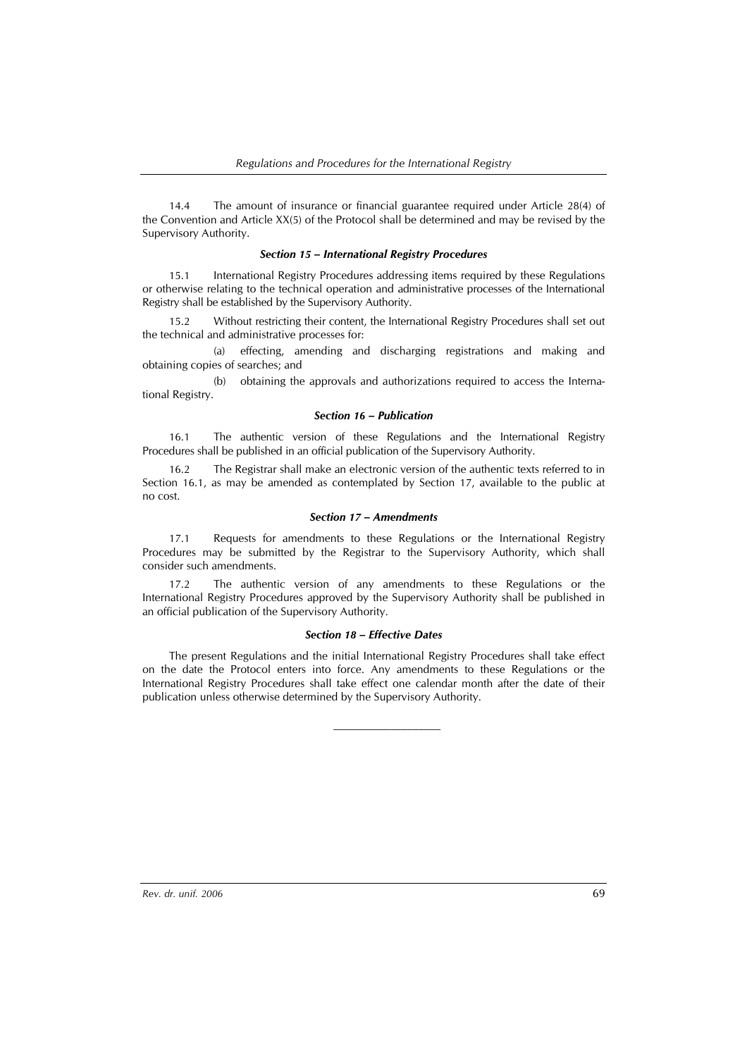14.4 The amount of insurance or financial guarantee required under Article 28(4) of the Convention and Article XX(5) of the Protocol shall be determined and may be revised by the Supervisory Authority.

### *Section 15 – International Registry Procedures*

15.1 International Registry Procedures addressing items required by these Regulations or otherwise relating to the technical operation and administrative processes of the International Registry shall be established by the Supervisory Authority.

15.2 Without restricting their content, the International Registry Procedures shall set out the technical and administrative processes for:

(a) effecting, amending and discharging registrations and making and obtaining copies of searches; and

(b) obtaining the approvals and authorizations required to access the International Registry.

### *Section 16 – Publication*

16.1 The authentic version of these Regulations and the International Registry Procedures shall be published in an official publication of the Supervisory Authority.

16.2 The Registrar shall make an electronic version of the authentic texts referred to in Section 16.1, as may be amended as contemplated by Section 17, available to the public at no cost.

### *Section 17 – Amendments*

17.1 Requests for amendments to these Regulations or the International Registry Procedures may be submitted by the Registrar to the Supervisory Authority, which shall consider such amendments.

17.2 The authentic version of any amendments to these Regulations or the International Registry Procedures approved by the Supervisory Authority shall be published in an official publication of the Supervisory Authority.

### *Section 18 – Effective Dates*

The present Regulations and the initial International Registry Procedures shall take effect on the date the Protocol enters into force. Any amendments to these Regulations or the International Registry Procedures shall take effect one calendar month after the date of their publication unless otherwise determined by the Supervisory Authority.

___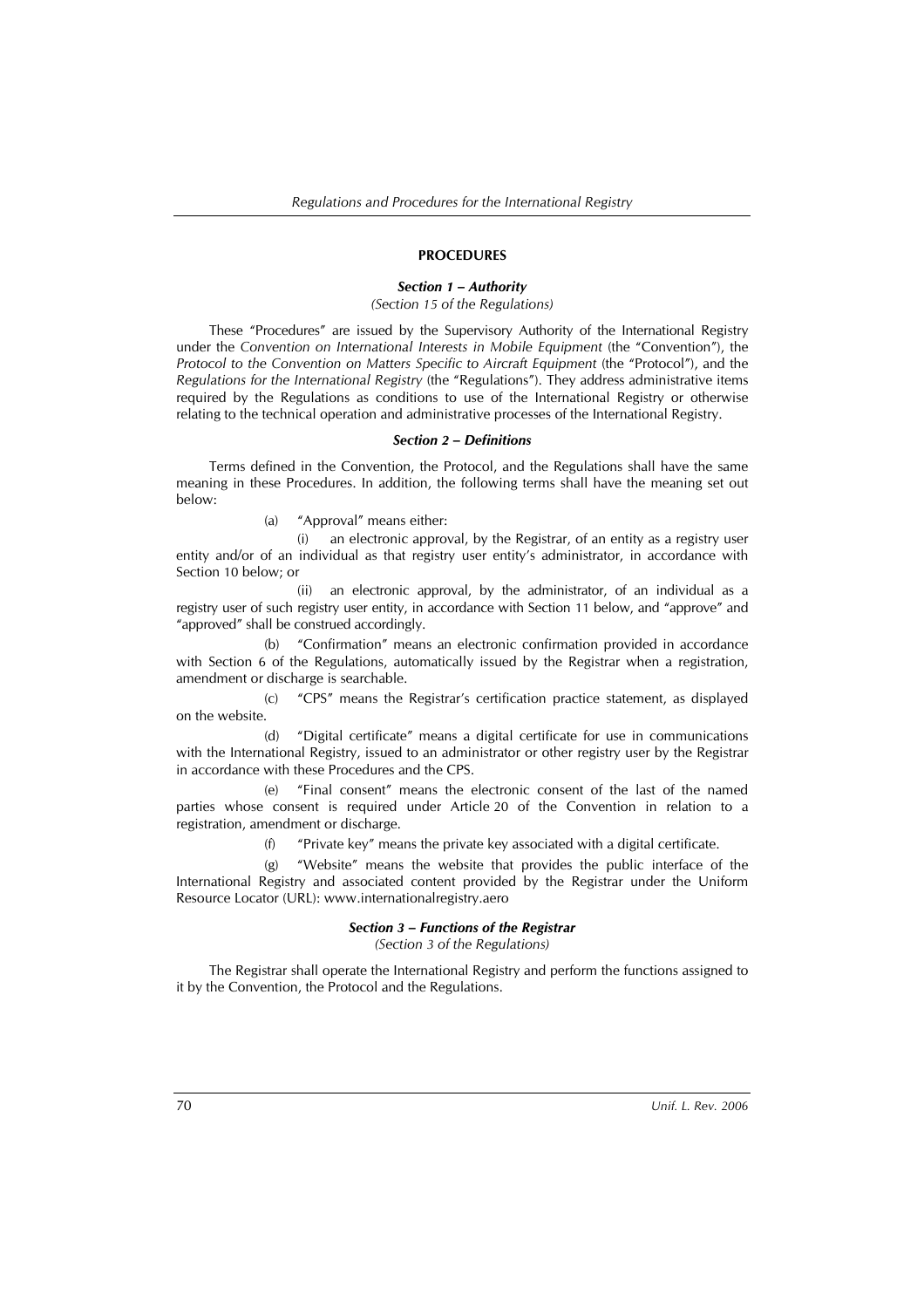## PROCEDURES

### *Section 1 – Authority*

*(Section 15 of the Regulations)*

These "Procedures" are issued by the Supervisory Authority of the International Registry under the *Convention on International Interests in Mobile Equipment* (the "Convention"), the *Protocol to the Convention on Matters Specific to Aircraft Equipment* (the "Protocol"), and the *Regulations for the International Registry* (the "Regulations"). They address administrative items required by the Regulations as conditions to use of the International Registry or otherwise relating to the technical operation and administrative processes of the International Registry.

### *Section 2 – Definitions*

Terms defined in the Convention, the Protocol, and the Regulations shall have the same meaning in these Procedures. In addition, the following terms shall have the meaning set out below:

(a) "Approval" means either:

(i) an electronic approval, by the Registrar, of an entity as a registry user entity and/or of an individual as that registry user entity's administrator, in accordance with Section 10 below; or

(ii) an electronic approval, by the administrator, of an individual as a registry user of such registry user entity, in accordance with Section 11 below, and "approve" and "approved" shall be construed accordingly.

(b) "Confirmation" means an electronic confirmation provided in accordance with Section 6 of the Regulations, automatically issued by the Registrar when a registration, amendment or discharge is searchable.

(c) "CPS" means the Registrar's certification practice statement, as displayed on the website.

(d) "Digital certificate" means a digital certificate for use in communications with the International Registry, issued to an administrator or other registry user by the Registrar in accordance with these Procedures and the CPS.

(e) "Final consent" means the electronic consent of the last of the named parties whose consent is required under Article 20 of the Convention in relation to a registration, amendment or discharge.

(f) "Private key" means the private key associated with a digital certificate.

(g) "Website" means the website that provides the public interface of the International Registry and associated content provided by the Registrar under the Uniform Resource Locator (URL): www.internationalregistry.aero

### *Section 3 – Functions of the Registrar*

*(Section 3 of the Regulations)*

The Registrar shall operate the International Registry and perform the functions assigned to it by the Convention, the Protocol and the Regulations.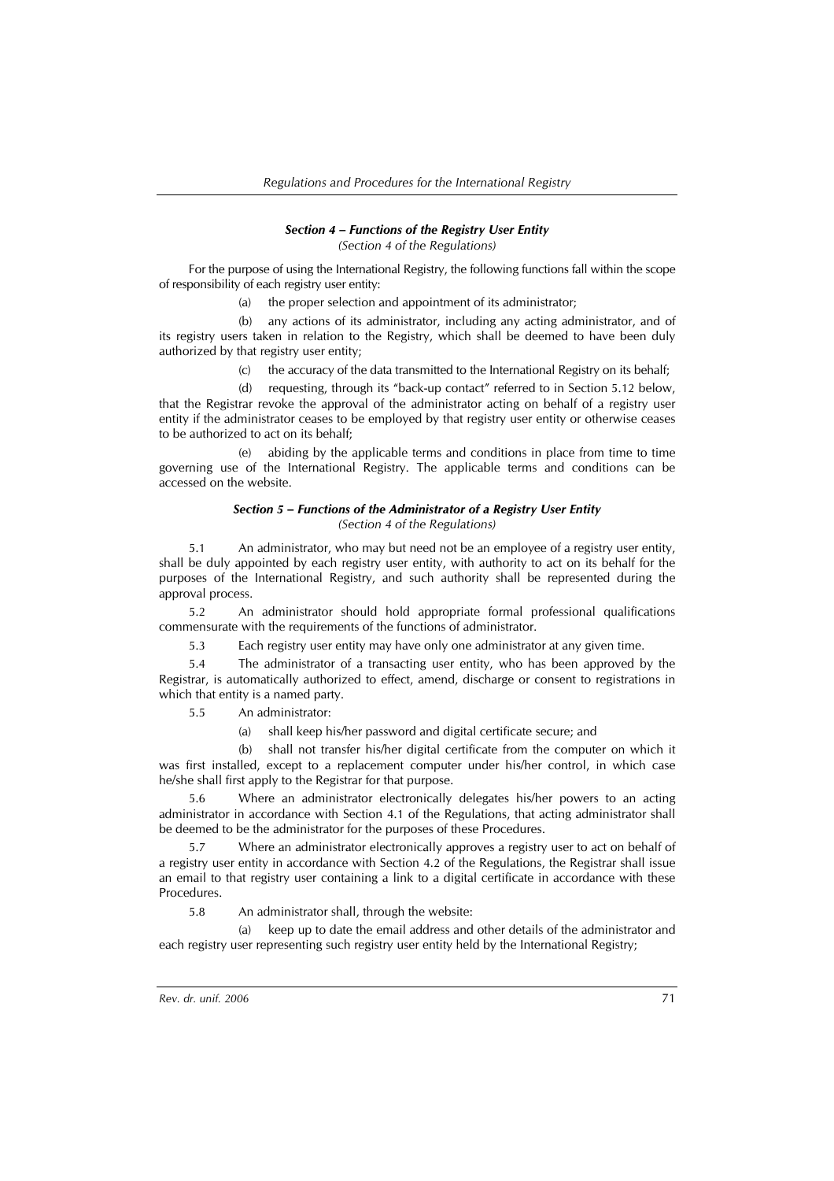### *Section 4 – Functions of the Registry User Entity*

*(Section 4 of the Regulations)*

For the purpose of using the International Registry, the following functions fall within the scope of responsibility of each registry user entity:

(a) the proper selection and appointment of its administrator;

(b) any actions of its administrator, including any acting administrator, and of its registry users taken in relation to the Registry, which shall be deemed to have been duly authorized by that registry user entity;

(c) the accuracy of the data transmitted to the International Registry on its behalf;

(d) requesting, through its "back-up contact" referred to in Section 5.12 below, that the Registrar revoke the approval of the administrator acting on behalf of a registry user entity if the administrator ceases to be employed by that registry user entity or otherwise ceases to be authorized to act on its behalf;

(e) abiding by the applicable terms and conditions in place from time to time governing use of the International Registry. The applicable terms and conditions can be accessed on the website.

### *Section 5 – Functions of the Administrator of a Registry User Entity*

*(Section 4 of the Regulations)*

5.1 An administrator, who may but need not be an employee of a registry user entity, shall be duly appointed by each registry user entity, with authority to act on its behalf for the purposes of the International Registry, and such authority shall be represented during the approval process.

5.2 An administrator should hold appropriate formal professional qualifications commensurate with the requirements of the functions of administrator.

5.3 Each registry user entity may have only one administrator at any given time.

5.4 The administrator of a transacting user entity, who has been approved by the Registrar, is automatically authorized to effect, amend, discharge or consent to registrations in which that entity is a named party.

5.5 An administrator:

(a) shall keep his/her password and digital certificate secure; and

(b) shall not transfer his/her digital certificate from the computer on which it was first installed, except to a replacement computer under his/her control, in which case he/she shall first apply to the Registrar for that purpose.

5.6 Where an administrator electronically delegates his/her powers to an acting administrator in accordance with Section 4.1 of the Regulations, that acting administrator shall be deemed to be the administrator for the purposes of these Procedures.

5.7 Where an administrator electronically approves a registry user to act on behalf of a registry user entity in accordance with Section 4.2 of the Regulations, the Registrar shall issue an email to that registry user containing a link to a digital certificate in accordance with these Procedures.

5.8 An administrator shall, through the website:

(a) keep up to date the email address and other details of the administrator and each registry user representing such registry user entity held by the International Registry;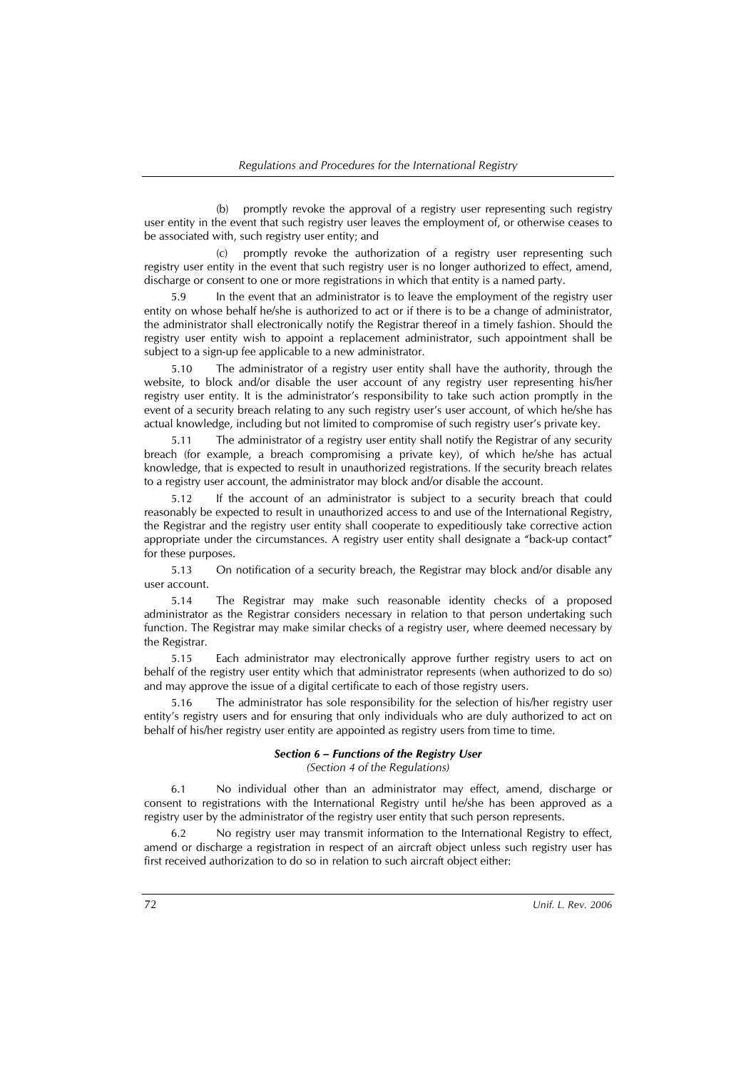(b) promptly revoke the approval of a registry user representing such registry user entity in the event that such registry user leaves the employment of, or otherwise ceases to be associated with, such registry user entity; and

(c) promptly revoke the authorization of a registry user representing such registry user entity in the event that such registry user is no longer authorized to effect, amend, discharge or consent to one or more registrations in which that entity is a named party.

5.9 In the event that an administrator is to leave the employment of the registry user entity on whose behalf he/she is authorized to act or if there is to be a change of administrator, the administrator shall electronically notify the Registrar thereof in a timely fashion. Should the registry user entity wish to appoint a replacement administrator, such appointment shall be subject to a sign-up fee applicable to a new administrator.

5.10 The administrator of a registry user entity shall have the authority, through the website, to block and/or disable the user account of any registry user representing his/her registry user entity. It is the administrator's responsibility to take such action promptly in the event of a security breach relating to any such registry user's user account, of which he/she has actual knowledge, including but not limited to compromise of such registry user's private key.

5.11 The administrator of a registry user entity shall notify the Registrar of any security breach (for example, a breach compromising a private key), of which he/she has actual knowledge, that is expected to result in unauthorized registrations. If the security breach relates to a registry user account, the administrator may block and/or disable the account.

5.12 If the account of an administrator is subject to a security breach that could reasonably be expected to result in unauthorized access to and use of the International Registry, the Registrar and the registry user entity shall cooperate to expeditiously take corrective action appropriate under the circumstances. A registry user entity shall designate a "back-up contact" for these purposes.

5.13 On notification of a security breach, the Registrar may block and/or disable any user account.

5.14 The Registrar may make such reasonable identity checks of a proposed administrator as the Registrar considers necessary in relation to that person undertaking such function. The Registrar may make similar checks of a registry user, where deemed necessary by the Registrar.

5.15 Each administrator may electronically approve further registry users to act on behalf of the registry user entity which that administrator represents (when authorized to do so) and may approve the issue of a digital certificate to each of those registry users.

5.16 The administrator has sole responsibility for the selection of his/her registry user entity's registry users and for ensuring that only individuals who are duly authorized to act on behalf of his/her registry user entity are appointed as registry users from time to time.

### *Section 6 – Functions of the Registry User*

*(Section 4 of the Regulations)*

6.1 No individual other than an administrator may effect, amend, discharge or consent to registrations with the International Registry until he/she has been approved as a registry user by the administrator of the registry user entity that such person represents.

6.2 No registry user may transmit information to the International Registry to effect, amend or discharge a registration in respect of an aircraft object unless such registry user has first received authorization to do so in relation to such aircraft object either: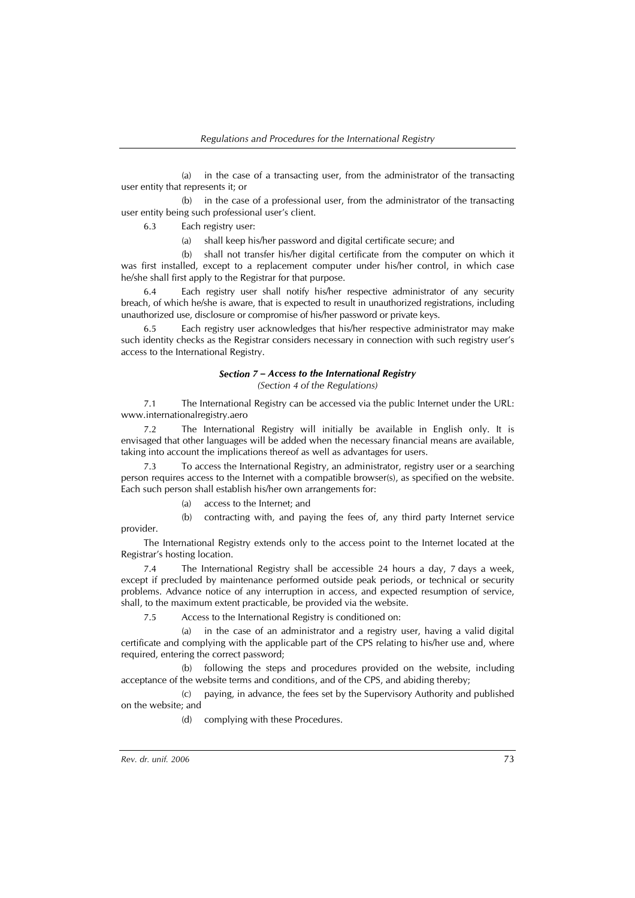(a) in the case of a transacting user, from the administrator of the transacting user entity that represents it; or

(b) in the case of a professional user, from the administrator of the transacting user entity being such professional user's client.

6.3 Each registry user:

(a) shall keep his/her password and digital certificate secure; and

(b) shall not transfer his/her digital certificate from the computer on which it was first installed, except to a replacement computer under his/her control, in which case he/she shall first apply to the Registrar for that purpose.

6.4 Each registry user shall notify his/her respective administrator of any security breach, of which he/she is aware, that is expected to result in unauthorized registrations, including unauthorized use, disclosure or compromise of his/her password or private keys.

6.5 Each registry user acknowledges that his/her respective administrator may make such identity checks as the Registrar considers necessary in connection with such registry user's access to the International Registry.

### *Section 7 – Access to the International Registry*

*(Section 4 of the Regulations)*

7.1 The International Registry can be accessed via the public Internet under the URL: www.internationalregistry.aero

7.2 The International Registry will initially be available in English only. It is envisaged that other languages will be added when the necessary financial means are available, taking into account the implications thereof as well as advantages for users.

7.3 To access the International Registry, an administrator, registry user or a searching person requires access to the Internet with a compatible browser(s), as specified on the website. Each such person shall establish his/her own arrangements for:

(a) access to the Internet; and

(b) contracting with, and paying the fees of, any third party Internet service provider.

The International Registry extends only to the access point to the Internet located at the Registrar's hosting location.

7.4 The International Registry shall be accessible 24 hours a day, 7 days a week, except if precluded by maintenance performed outside peak periods, or technical or security problems. Advance notice of any interruption in access, and expected resumption of service, shall, to the maximum extent practicable, be provided via the website.

7.5 Access to the International Registry is conditioned on:

(a) in the case of an administrator and a registry user, having a valid digital certificate and complying with the applicable part of the CPS relating to his/her use and, where required, entering the correct password;

(b) following the steps and procedures provided on the website, including acceptance of the website terms and conditions, and of the CPS, and abiding thereby;

(c) paying, in advance, the fees set by the Supervisory Authority and published on the website; and

(d) complying with these Procedures.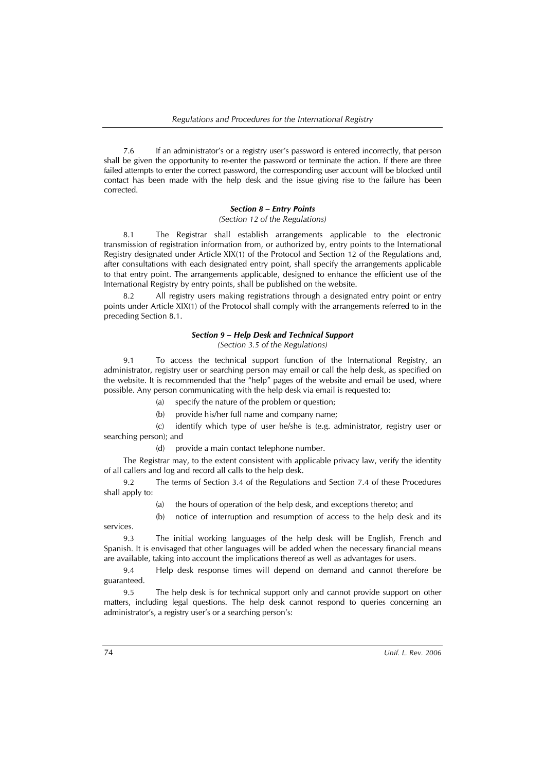7.6 If an administrator's or a registry user's password is entered incorrectly, that person shall be given the opportunity to re-enter the password or terminate the action. If there are three failed attempts to enter the correct password, the corresponding user account will be blocked until contact has been made with the help desk and the issue giving rise to the failure has been corrected.

### *Section 8 – Entry Points*

*(Section 12 of the Regulations)*

8.1 The Registrar shall establish arrangements applicable to the electronic transmission of registration information from, or authorized by, entry points to the International Registry designated under Article XIX(1) of the Protocol and Section 12 of the Regulations and, after consultations with each designated entry point, shall specify the arrangements applicable to that entry point. The arrangements applicable, designed to enhance the efficient use of the International Registry by entry points, shall be published on the website.

8.2 All registry users making registrations through a designated entry point or entry points under Article XIX(1) of the Protocol shall comply with the arrangements referred to in the preceding Section 8.1.

### *Section 9 – Help Desk and Technical Support*

*(Section 3.5 of the Regulations)*

9.1 To access the technical support function of the International Registry, an administrator, registry user or searching person may email or call the help desk, as specified on the website. It is recommended that the "help" pages of the website and email be used, where possible. Any person communicating with the help desk via email is requested to:

(a) specify the nature of the problem or question;

(b) provide his/her full name and company name;

(c) identify which type of user he/she is (e.g. administrator, registry user or searching person); and

(d) provide a main contact telephone number.

The Registrar may, to the extent consistent with applicable privacy law, verify the identity of all callers and log and record all calls to the help desk.

9.2 The terms of Section 3.4 of the Regulations and Section 7.4 of these Procedures shall apply to:

(a) the hours of operation of the help desk, and exceptions thereto; and

(b) notice of interruption and resumption of access to the help desk and its services.

9.3 The initial working languages of the help desk will be English, French and Spanish. It is envisaged that other languages will be added when the necessary financial means are available, taking into account the implications thereof as well as advantages for users.

9.4 Help desk response times will depend on demand and cannot therefore be guaranteed.

9.5 The help desk is for technical support only and cannot provide support on other matters, including legal questions. The help desk cannot respond to queries concerning an administrator's, a registry user's or a searching person's: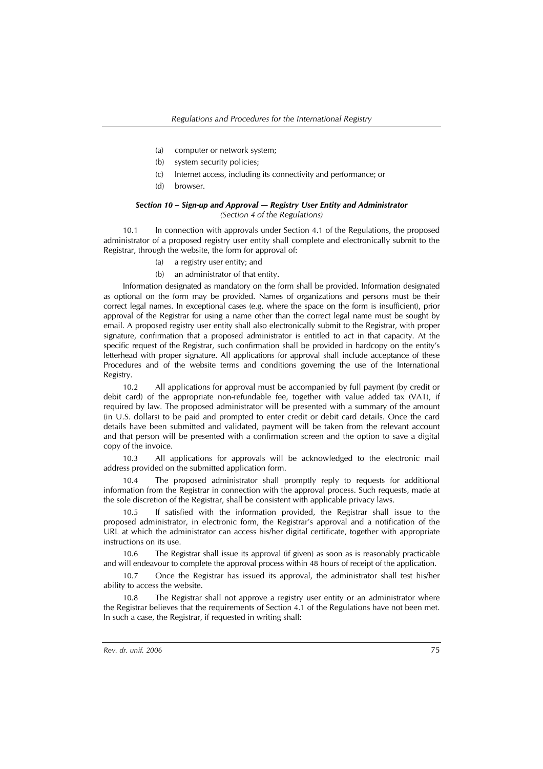(a) computer or network system;

(b) system security policies;

(c) Internet access, including its connectivity and performance; or

(d) browser.

### *Section 10 – Sign-up and Approval — Registry User Entity and Administrator*

*(Section 4 of the Regulations)*

10.1 In connection with approvals under Section 4.1 of the Regulations, the proposed administrator of a proposed registry user entity shall complete and electronically submit to the Registrar, through the website, the form for approval of:

(a) a registry user entity; and

(b) an administrator of that entity.

Information designated as mandatory on the form shall be provided. Information designated as optional on the form may be provided. Names of organizations and persons must be their correct legal names. In exceptional cases (e.g. where the space on the form is insufficient), prior approval of the Registrar for using a name other than the correct legal name must be sought by email. A proposed registry user entity shall also electronically submit to the Registrar, with proper signature, confirmation that a proposed administrator is entitled to act in that capacity. At the specific request of the Registrar, such confirmation shall be provided in hardcopy on the entity's letterhead with proper signature. All applications for approval shall include acceptance of these Procedures and of the website terms and conditions governing the use of the International Registry.

10.2 All applications for approval must be accompanied by full payment (by credit or debit card) of the appropriate non-refundable fee, together with value added tax (VAT), if required by law. The proposed administrator will be presented with a summary of the amount (in U.S. dollars) to be paid and prompted to enter credit or debit card details. Once the card details have been submitted and validated, payment will be taken from the relevant account and that person will be presented with a confirmation screen and the option to save a digital copy of the invoice.

10.3 All applications for approvals will be acknowledged to the electronic mail address provided on the submitted application form.

10.4 The proposed administrator shall promptly reply to requests for additional information from the Registrar in connection with the approval process. Such requests, made at the sole discretion of the Registrar, shall be consistent with applicable privacy laws.

10.5 If satisfied with the information provided, the Registrar shall issue to the proposed administrator, in electronic form, the Registrar's approval and a notification of the URL at which the administrator can access his/her digital certificate, together with appropriate instructions on its use.

10.6 The Registrar shall issue its approval (if given) as soon as is reasonably practicable and will endeavour to complete the approval process within 48 hours of receipt of the application.

10.7 Once the Registrar has issued its approval, the administrator shall test his/her ability to access the website.

10.8 The Registrar shall not approve a registry user entity or an administrator where the Registrar believes that the requirements of Section 4.1 of the Regulations have not been met. In such a case, the Registrar, if requested in writing shall: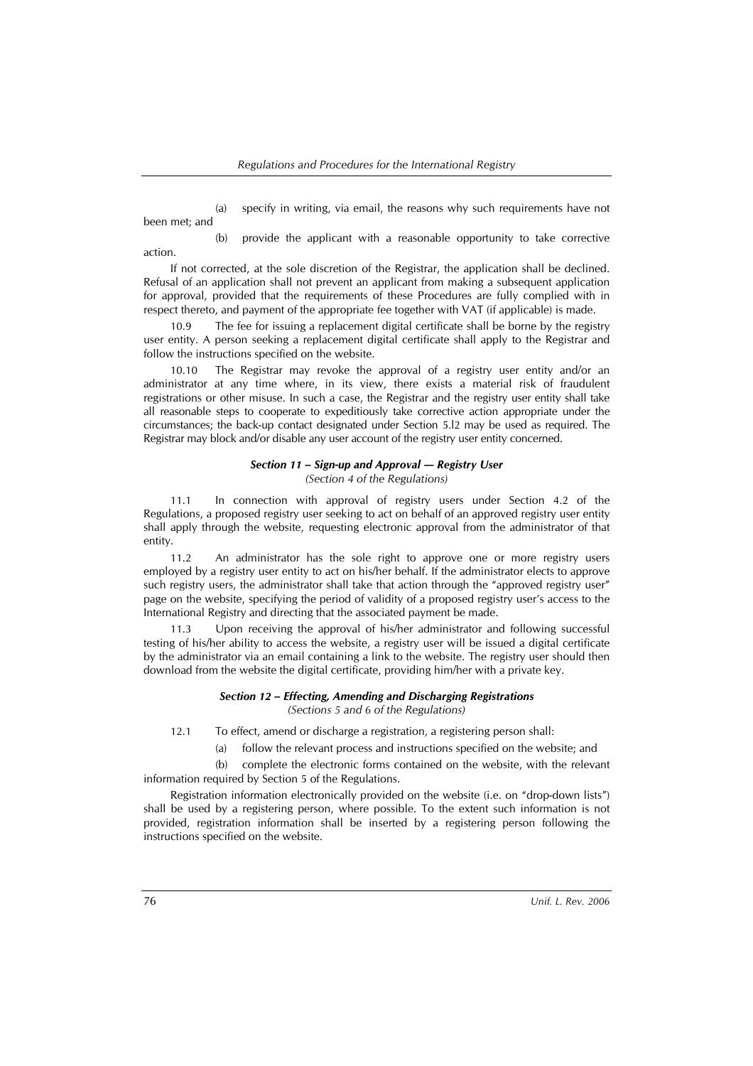(a) specify in writing, via email, the reasons why such requirements have not been met; and

(b) provide the applicant with a reasonable opportunity to take corrective action.

If not corrected, at the sole discretion of the Registrar, the application shall be declined. Refusal of an application shall not prevent an applicant from making a subsequent application for approval, provided that the requirements of these Procedures are fully complied with in respect thereto, and payment of the appropriate fee together with VAT (if applicable) is made.

10.9 The fee for issuing a replacement digital certificate shall be borne by the registry user entity. A person seeking a replacement digital certificate shall apply to the Registrar and follow the instructions specified on the website.

10.10 The Registrar may revoke the approval of a registry user entity and/or an administrator at any time where, in its view, there exists a material risk of fraudulent registrations or other misuse. In such a case, the Registrar and the registry user entity shall take all reasonable steps to cooperate to expeditiously take corrective action appropriate under the circumstances; the back-up contact designated under Section 5.l2 may be used as required. The Registrar may block and/or disable any user account of the registry user entity concerned.

### *Section 11 – Sign-up and Approval — Registry User*

*(Section 4 of the Regulations)*

11.1 In connection with approval of registry users under Section 4.2 of the Regulations, a proposed registry user seeking to act on behalf of an approved registry user entity shall apply through the website, requesting electronic approval from the administrator of that entity.

11.2 An administrator has the sole right to approve one or more registry users employed by a registry user entity to act on his/her behalf. If the administrator elects to approve such registry users, the administrator shall take that action through the "approved registry user" page on the website, specifying the period of validity of a proposed registry user's access to the International Registry and directing that the associated payment be made.

11.3 Upon receiving the approval of his/her administrator and following successful testing of his/her ability to access the website, a registry user will be issued a digital certificate by the administrator via an email containing a link to the website. The registry user should then download from the website the digital certificate, providing him/her with a private key.

### *Section 12 – Effecting, Amending and Discharging Registrations*

*(Sections 5 and 6 of the Regulations)*

12.1 To effect, amend or discharge a registration, a registering person shall:

(a) follow the relevant process and instructions specified on the website; and

(b) complete the electronic forms contained on the website, with the relevant information required by Section 5 of the Regulations.

Registration information electronically provided on the website (i.e. on "drop-down lists") shall be used by a registering person, where possible. To the extent such information is not provided, registration information shall be inserted by a registering person following the instructions specified on the website.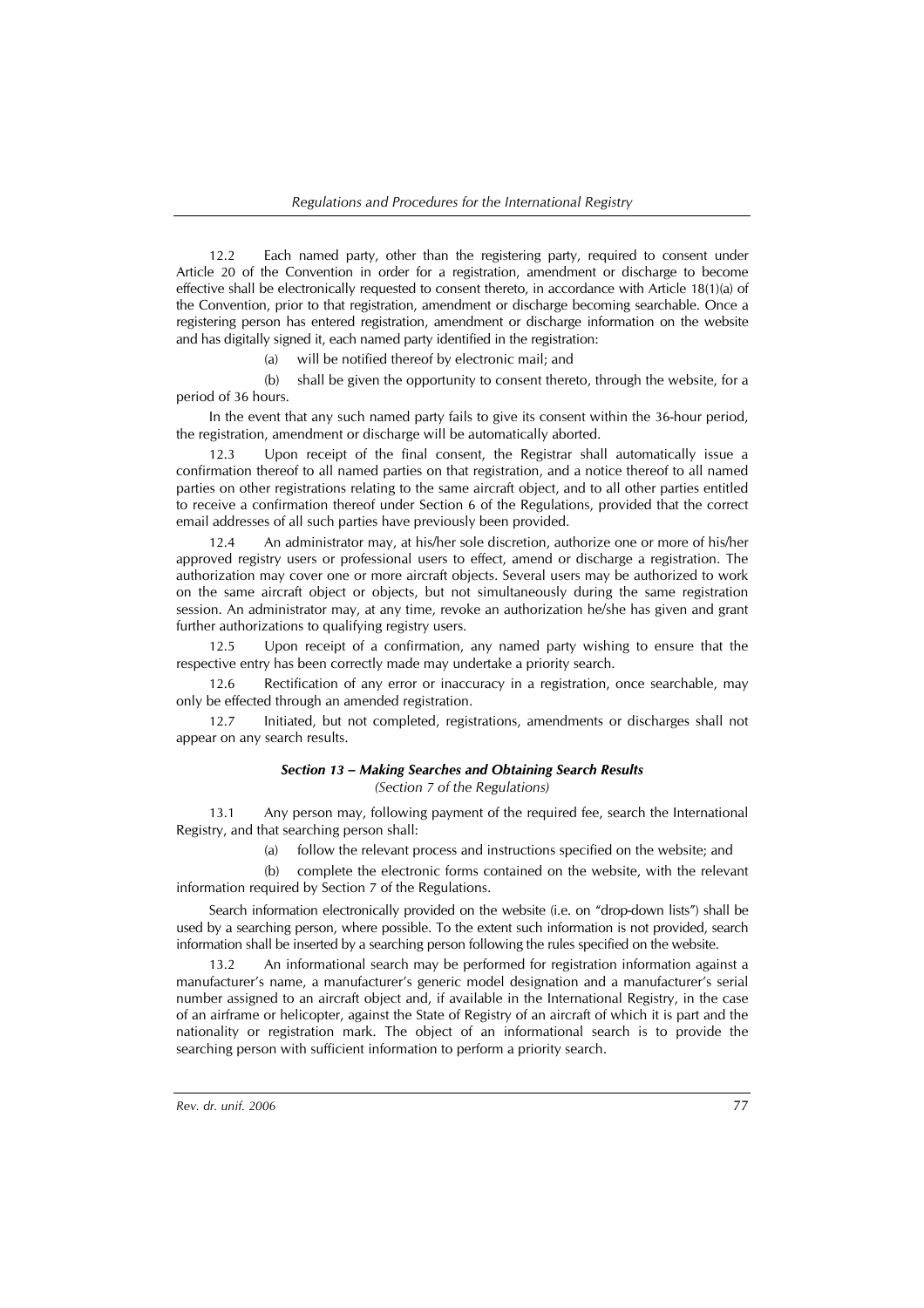12.2 Each named party, other than the registering party, required to consent under Article 20 of the Convention in order for a registration, amendment or discharge to become effective shall be electronically requested to consent thereto, in accordance with Article 18(1)(a) of the Convention, prior to that registration, amendment or discharge becoming searchable. Once a registering person has entered registration, amendment or discharge information on the website and has digitally signed it, each named party identified in the registration:

(a) will be notified thereof by electronic mail; and

(b) shall be given the opportunity to consent thereto, through the website, for a period of 36 hours.

In the event that any such named party fails to give its consent within the 36-hour period, the registration, amendment or discharge will be automatically aborted.

12.3 Upon receipt of the final consent, the Registrar shall automatically issue a confirmation thereof to all named parties on that registration, and a notice thereof to all named parties on other registrations relating to the same aircraft object, and to all other parties entitled to receive a confirmation thereof under Section 6 of the Regulations, provided that the correct email addresses of all such parties have previously been provided.

12.4 An administrator may, at his/her sole discretion, authorize one or more of his/her approved registry users or professional users to effect, amend or discharge a registration. The authorization may cover one or more aircraft objects. Several users may be authorized to work on the same aircraft object or objects, but not simultaneously during the same registration session. An administrator may, at any time, revoke an authorization he/she has given and grant further authorizations to qualifying registry users.

12.5 Upon receipt of a confirmation, any named party wishing to ensure that the respective entry has been correctly made may undertake a priority search.

12.6 Rectification of any error or inaccuracy in a registration, once searchable, may only be effected through an amended registration.

12.7 Initiated, but not completed, registrations, amendments or discharges shall not appear on any search results.

### *Section 13 – Making Searches and Obtaining Search Results*

*(Section 7 of the Regulations)*

13.1 Any person may, following payment of the required fee, search the International Registry, and that searching person shall:

(a) follow the relevant process and instructions specified on the website; and

(b) complete the electronic forms contained on the website, with the relevant information required by Section 7 of the Regulations.

Search information electronically provided on the website (i.e. on "drop-down lists") shall be used by a searching person, where possible. To the extent such information is not provided, search information shall be inserted by a searching person following the rules specified on the website.

13.2 An informational search may be performed for registration information against a manufacturer's name, a manufacturer's generic model designation and a manufacturer's serial number assigned to an aircraft object and, if available in the International Registry, in the case of an airframe or helicopter, against the State of Registry of an aircraft of which it is part and the nationality or registration mark. The object of an informational search is to provide the searching person with sufficient information to perform a priority search.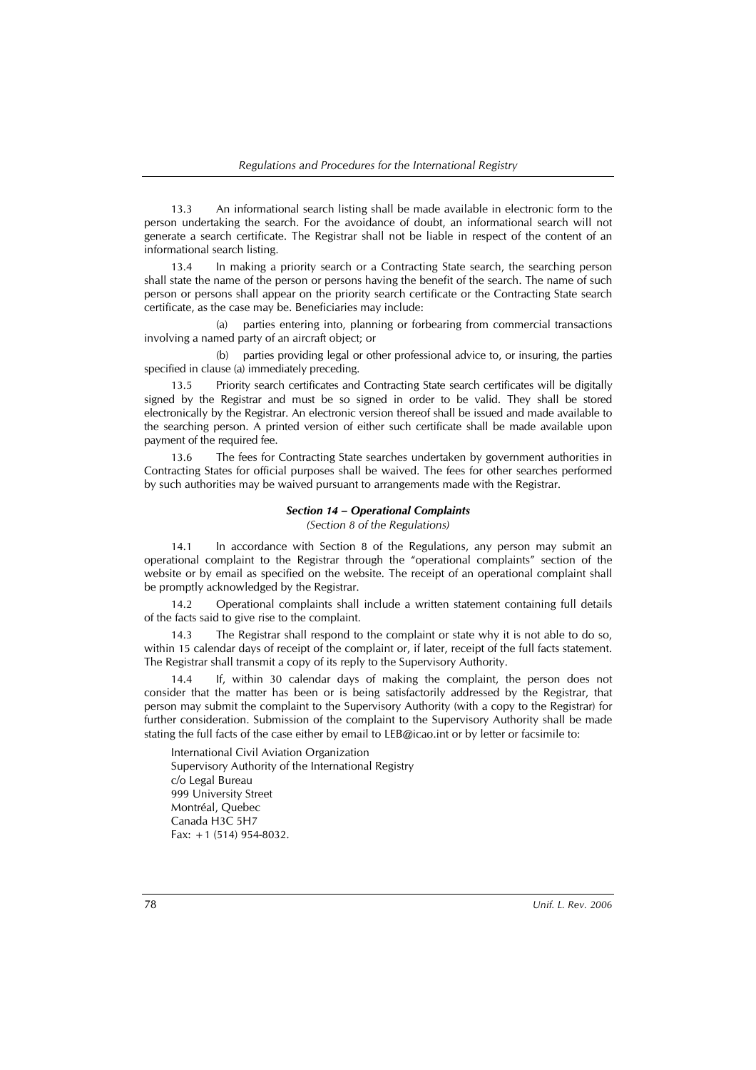13.3 An informational search listing shall be made available in electronic form to the person undertaking the search. For the avoidance of doubt, an informational search will not generate a search certificate. The Registrar shall not be liable in respect of the content of an informational search listing.

13.4 In making a priority search or a Contracting State search, the searching person shall state the name of the person or persons having the benefit of the search. The name of such person or persons shall appear on the priority search certificate or the Contracting State search certificate, as the case may be. Beneficiaries may include:

(a) parties entering into, planning or forbearing from commercial transactions involving a named party of an aircraft object; or

(b) parties providing legal or other professional advice to, or insuring, the parties specified in clause (a) immediately preceding.

13.5 Priority search certificates and Contracting State search certificates will be digitally signed by the Registrar and must be so signed in order to be valid. They shall be stored electronically by the Registrar. An electronic version thereof shall be issued and made available to the searching person. A printed version of either such certificate shall be made available upon payment of the required fee.

13.6 The fees for Contracting State searches undertaken by government authorities in Contracting States for official purposes shall be waived. The fees for other searches performed by such authorities may be waived pursuant to arrangements made with the Registrar.

### *Section 14 – Operational Complaints*

*(Section 8 of the Regulations)*

14.1 In accordance with Section 8 of the Regulations, any person may submit an operational complaint to the Registrar through the "operational complaints" section of the website or by email as specified on the website. The receipt of an operational complaint shall be promptly acknowledged by the Registrar.

14.2 Operational complaints shall include a written statement containing full details of the facts said to give rise to the complaint.

14.3 The Registrar shall respond to the complaint or state why it is not able to do so, within 15 calendar days of receipt of the complaint or, if later, receipt of the full facts statement. The Registrar shall transmit a copy of its reply to the Supervisory Authority.

14.4 If, within 30 calendar days of making the complaint, the person does not consider that the matter has been or is being satisfactorily addressed by the Registrar, that person may submit the complaint to the Supervisory Authority (with a copy to the Registrar) for further consideration. Submission of the complaint to the Supervisory Authority shall be made stating the full facts of the case either by email to LEB@icao.int or by letter or facsimile to:

International Civil Aviation Organization
Supervisory Authority of the International Registry
c/o Legal Bureau
999 University Street
Montréal, Quebec
Canada H3C 5H7
Fax: +1 (514) 954-8032.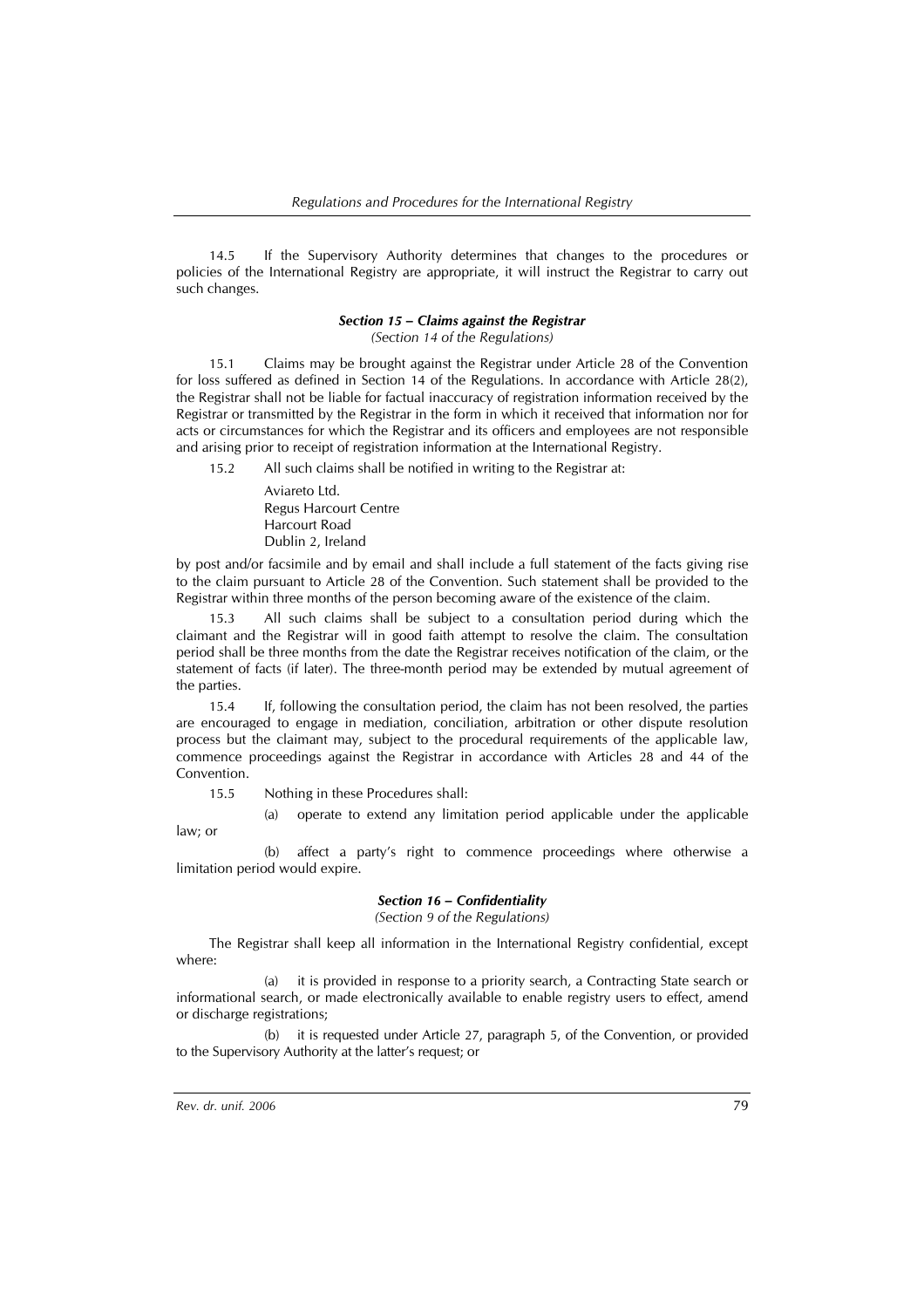14.5 If the Supervisory Authority determines that changes to the procedures or policies of the International Registry are appropriate, it will instruct the Registrar to carry out such changes.

### *Section 15 – Claims against the Registrar*

*(Section 14 of the Regulations)*

15.1 Claims may be brought against the Registrar under Article 28 of the Convention for loss suffered as defined in Section 14 of the Regulations. In accordance with Article 28(2), the Registrar shall not be liable for factual inaccuracy of registration information received by the Registrar or transmitted by the Registrar in the form in which it received that information nor for acts or circumstances for which the Registrar and its officers and employees are not responsible and arising prior to receipt of registration information at the International Registry.

15.2 All such claims shall be notified in writing to the Registrar at:

Aviareto Ltd.
Regus Harcourt Centre
Harcourt Road
Dublin 2, Ireland

by post and/or facsimile and by email and shall include a full statement of the facts giving rise to the claim pursuant to Article 28 of the Convention. Such statement shall be provided to the Registrar within three months of the person becoming aware of the existence of the claim.

15.3 All such claims shall be subject to a consultation period during which the claimant and the Registrar will in good faith attempt to resolve the claim. The consultation period shall be three months from the date the Registrar receives notification of the claim, or the statement of facts (if later). The three-month period may be extended by mutual agreement of the parties.

15.4 If, following the consultation period, the claim has not been resolved, the parties are encouraged to engage in mediation, conciliation, arbitration or other dispute resolution process but the claimant may, subject to the procedural requirements of the applicable law, commence proceedings against the Registrar in accordance with Articles 28 and 44 of the Convention.

15.5 Nothing in these Procedures shall:

(a) operate to extend any limitation period applicable under the applicable law; or

(b) affect a party's right to commence proceedings where otherwise a limitation period would expire.

### *Section 16 – Confidentiality*

*(Section 9 of the Regulations)*

The Registrar shall keep all information in the International Registry confidential, except where:

(a) it is provided in response to a priority search, a Contracting State search or informational search, or made electronically available to enable registry users to effect, amend or discharge registrations;

(b) it is requested under Article 27, paragraph 5, of the Convention, or provided to the Supervisory Authority at the latter's request; or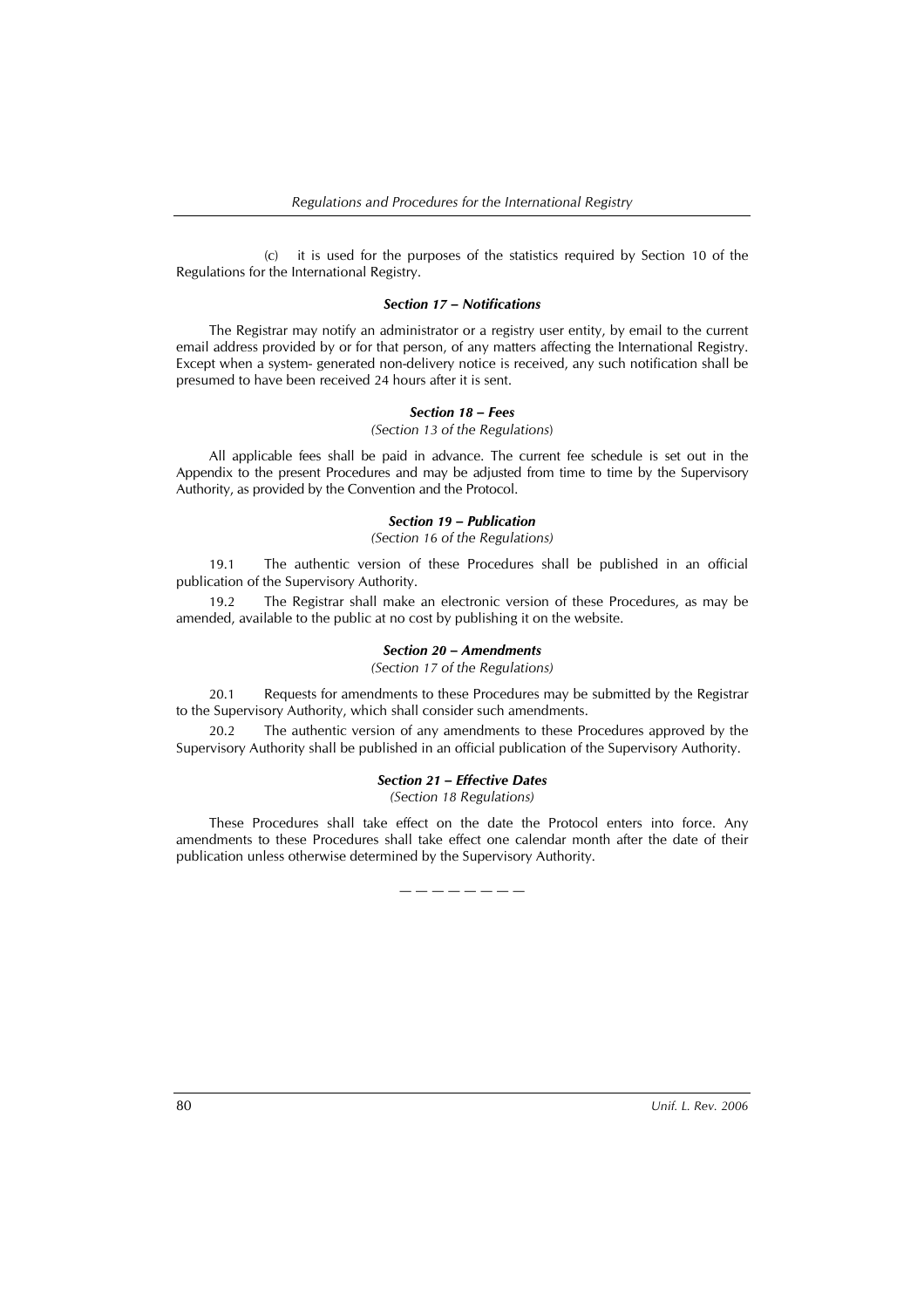(c) it is used for the purposes of the statistics required by Section 10 of the Regulations for the International Registry.

#### *Section 17 – Notifications*

The Registrar may notify an administrator or a registry user entity, by email to the current email address provided by or for that person, of any matters affecting the International Registry. Except when a system- generated non-delivery notice is received, any such notification shall be presumed to have been received 24 hours after it is sent.

#### *Section 18 – Fees*

*(Section 13 of the Regulations)*

All applicable fees shall be paid in advance. The current fee schedule is set out in the Appendix to the present Procedures and may be adjusted from time to time by the Supervisory Authority, as provided by the Convention and the Protocol.

#### *Section 19 – Publication*

*(Section 16 of the Regulations)*

19.1 The authentic version of these Procedures shall be published in an official publication of the Supervisory Authority.

19.2 The Registrar shall make an electronic version of these Procedures, as may be amended, available to the public at no cost by publishing it on the website.

#### *Section 20 – Amendments*

*(Section 17 of the Regulations)*

20.1 Requests for amendments to these Procedures may be submitted by the Registrar to the Supervisory Authority, which shall consider such amendments.

20.2 The authentic version of any amendments to these Procedures approved by the Supervisory Authority shall be published in an official publication of the Supervisory Authority.

#### *Section 21 – Effective Dates*

*(Section 18 Regulations)*

These Procedures shall take effect on the date the Protocol enters into force. Any amendments to these Procedures shall take effect one calendar month after the date of their publication unless otherwise determined by the Supervisory Authority.

— — — — — — — —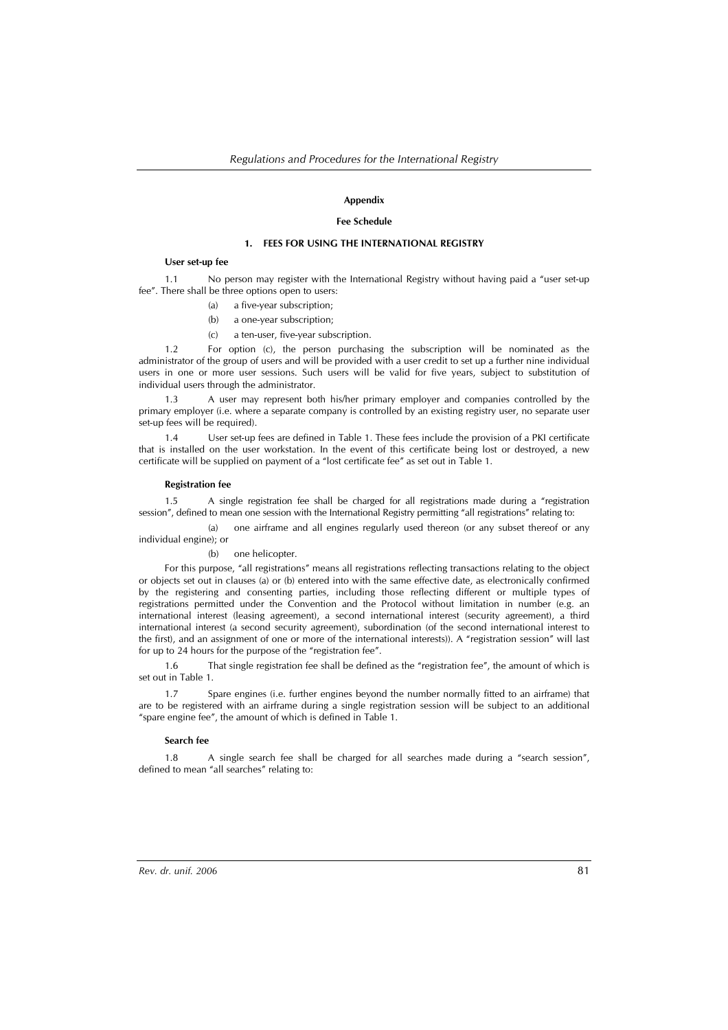**Appendix**

**Fee Schedule**

**1. FEES FOR USING THE INTERNATIONAL REGISTRY**

**User set-up fee**

1.1 No person may register with the International Registry without having paid a "user set-up fee". There shall be three options open to users:

(a) a five-year subscription;

(b) a one-year subscription;

(c) a ten-user, five-year subscription.

1.2 For option (c), the person purchasing the subscription will be nominated as the administrator of the group of users and will be provided with a user credit to set up a further nine individual users in one or more user sessions. Such users will be valid for five years, subject to substitution of individual users through the administrator.

1.3 A user may represent both his/her primary employer and companies controlled by the primary employer (i.e. where a separate company is controlled by an existing registry user, no separate user set-up fees will be required).

1.4 User set-up fees are defined in Table 1. These fees include the provision of a PKI certificate that is installed on the user workstation. In the event of this certificate being lost or destroyed, a new certificate will be supplied on payment of a "lost certificate fee" as set out in Table 1.

**Registration fee**

1.5 A single registration fee shall be charged for all registrations made during a "registration session", defined to mean one session with the International Registry permitting "all registrations" relating to:

(a) one airframe and all engines regularly used thereon (or any subset thereof or any individual engine); or

(b) one helicopter.

For this purpose, "all registrations" means all registrations reflecting transactions relating to the object or objects set out in clauses (a) or (b) entered into with the same effective date, as electronically confirmed by the registering and consenting parties, including those reflecting different or multiple types of registrations permitted under the Convention and the Protocol without limitation in number (e.g. an international interest (leasing agreement), a second international interest (security agreement), a third international interest (a second security agreement), subordination (of the second international interest to the first), and an assignment of one or more of the international interests)). A "registration session" will last for up to 24 hours for the purpose of the "registration fee".

1.6 That single registration fee shall be defined as the "registration fee", the amount of which is set out in Table 1.

1.7 Spare engines (i.e. further engines beyond the number normally fitted to an airframe) that are to be registered with an airframe during a single registration session will be subject to an additional "spare engine fee", the amount of which is defined in Table 1.

**Search fee**

1.8 A single search fee shall be charged for all searches made during a "search session", defined to mean "all searches" relating to: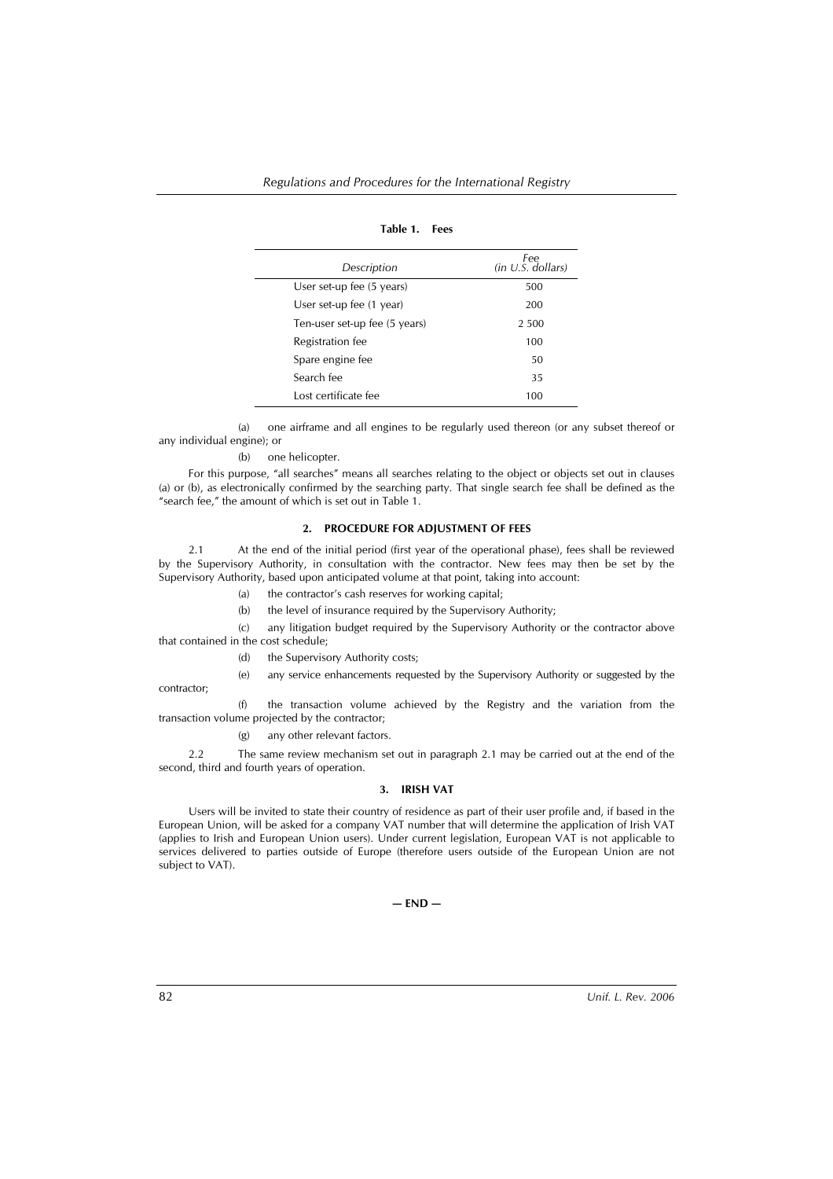**Table 1. Fees**

| *Description* | *Fee (in U.S. dollars)* |
|---|---|
| User set-up fee (5 years) | 500 |
| User set-up fee (1 year) | 200 |
| Ten-user set-up fee (5 years) | 2 500 |
| Registration fee | 100 |
| Spare engine fee | 50 |
| Search fee | 35 |
| Lost certificate fee | 100 |

(a) one airframe and all engines to be regularly used thereon (or any subset thereof or any individual engine); or

(b) one helicopter.

For this purpose, "all searches" means all searches relating to the object or objects set out in clauses (a) or (b), as electronically confirmed by the searching party. That single search fee shall be defined as the "search fee," the amount of which is set out in Table 1.

## 2. PROCEDURE FOR ADJUSTMENT OF FEES

2.1 At the end of the initial period (first year of the operational phase), fees shall be reviewed by the Supervisory Authority, in consultation with the contractor. New fees may then be set by the Supervisory Authority, based upon anticipated volume at that point, taking into account:

(a) the contractor's cash reserves for working capital;

(b) the level of insurance required by the Supervisory Authority;

(c) any litigation budget required by the Supervisory Authority or the contractor above that contained in the cost schedule;

(d) the Supervisory Authority costs;

(e) any service enhancements requested by the Supervisory Authority or suggested by the contractor;

(f) the transaction volume achieved by the Registry and the variation from the transaction volume projected by the contractor;

(g) any other relevant factors.

2.2 The same review mechanism set out in paragraph 2.1 may be carried out at the end of the second, third and fourth years of operation.

## 3. IRISH VAT

Users will be invited to state their country of residence as part of their user profile and, if based in the European Union, will be asked for a company VAT number that will determine the application of Irish VAT (applies to Irish and European Union users). Under current legislation, European VAT is not applicable to services delivered to parties outside of Europe (therefore users outside of the European Union are not subject to VAT).

**— END —**